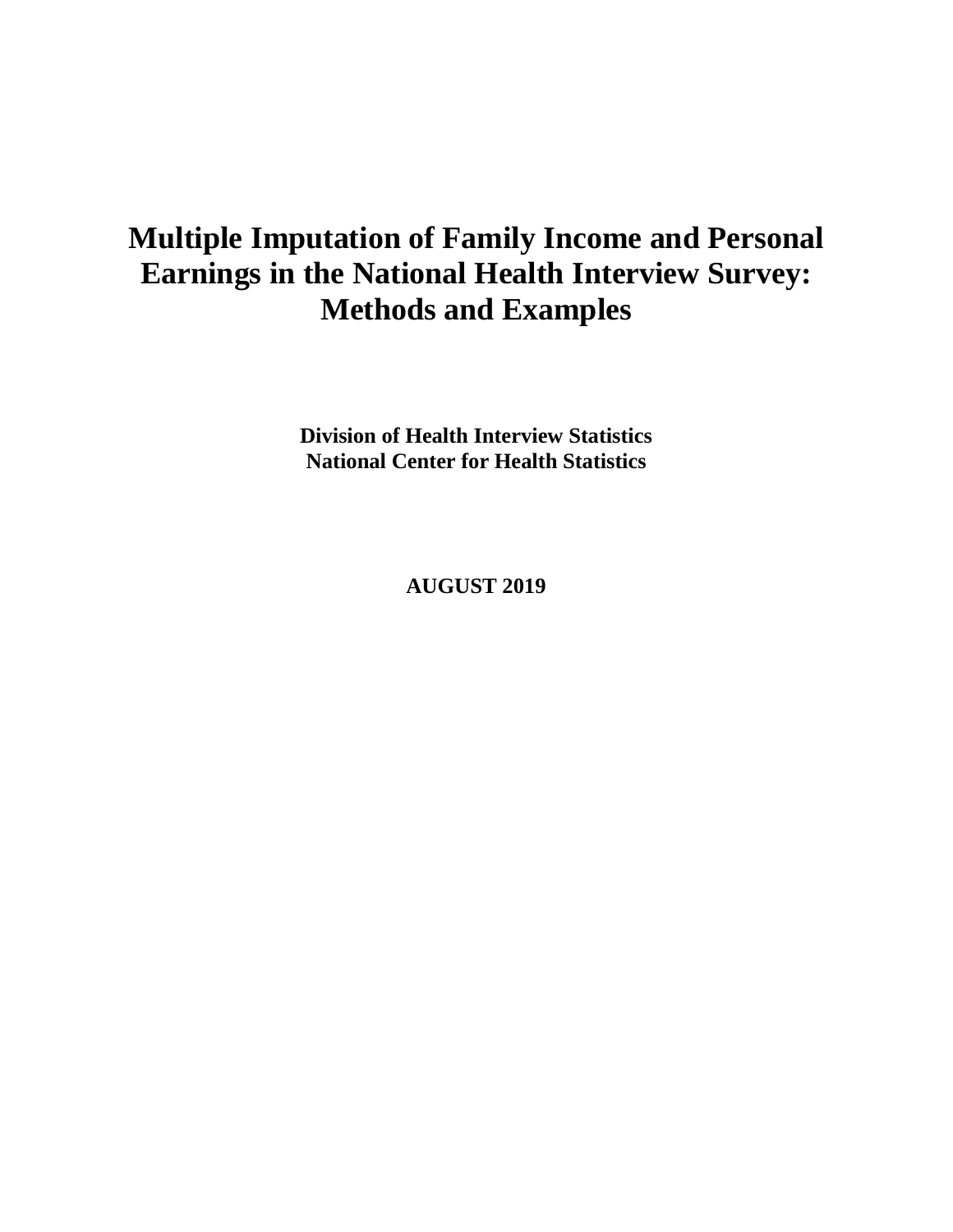# Multiple Imputation of Family Income and Personal Earnings in the National Health Interview Survey: Methods and Examples

**Division of Health Interview Statistics**
**National Center for Health Statistics**

**AUGUST 2019**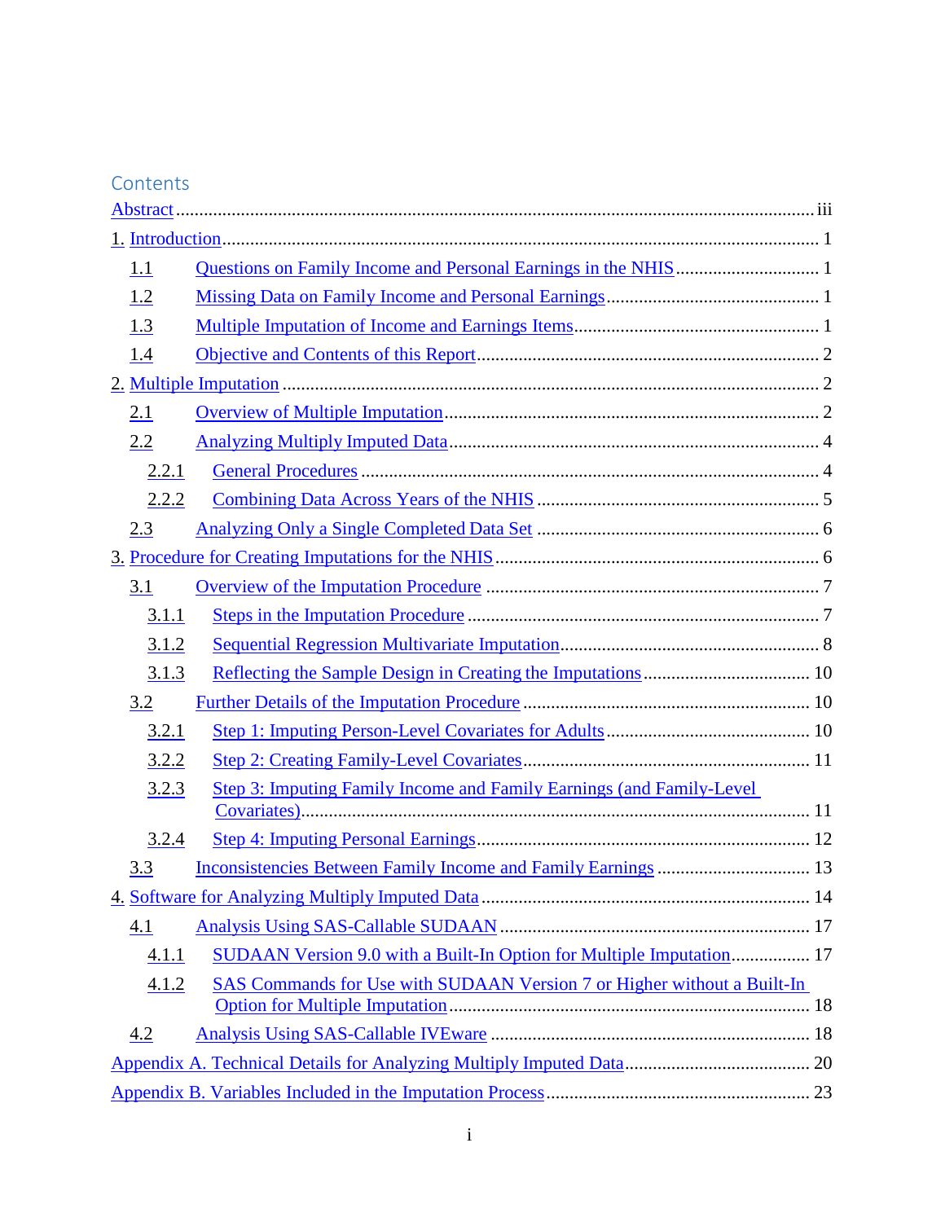## Contents

Abstract ........................................................................................................................ iii

1. Introduction ................................................................................................................ 1
   - 1.1 Questions on Family Income and Personal Earnings in the NHIS ................................ 1
   - 1.2 Missing Data on Family Income and Personal Earnings .............................................. 1
   - 1.3 Multiple Imputation of Income and Earnings Items ..................................................... 1
   - 1.4 Objective and Contents of this Report ......................................................................... 2
2. Multiple Imputation ..................................................................................................... 2
   - 2.1 Overview of Multiple Imputation ................................................................................. 2
   - 2.2 Analyzing Multiply Imputed Data ................................................................................ 4
     - 2.2.1 General Procedures .............................................................................................. 4
     - 2.2.2 Combining Data Across Years of the NHIS ......................................................... 5
   - 2.3 Analyzing Only a Single Completed Data Set ............................................................. 6
3. Procedure for Creating Imputations for the NHIS ....................................................... 6
   - 3.1 Overview of the Imputation Procedure ........................................................................ 7
     - 3.1.1 Steps in the Imputation Procedure ....................................................................... 7
     - 3.1.2 Sequential Regression Multivariate Imputation .................................................... 8
     - 3.1.3 Reflecting the Sample Design in Creating the Imputations .................................. 10
   - 3.2 Further Details of the Imputation Procedure ............................................................. 10
     - 3.2.1 Step 1: Imputing Person-Level Covariates for Adults ......................................... 10
     - 3.2.2 Step 2: Creating Family-Level Covariates .......................................................... 11
     - 3.2.3 Step 3: Imputing Family Income and Family Earnings (and Family-Level Covariates) ........ 11
     - 3.2.4 Step 4: Imputing Personal Earnings .................................................................... 12
   - 3.3 Inconsistencies Between Family Income and Family Earnings ................................. 13
4. Software for Analyzing Multiply Imputed Data ......................................................... 14
   - 4.1 Analysis Using SAS-Callable SUDAAN .................................................................... 17
     - 4.1.1 SUDAAN Version 9.0 with a Built-In Option for Multiple Imputation ................ 17
     - 4.1.2 SAS Commands for Use with SUDAAN Version 7 or Higher without a Built-In Option for Multiple Imputation ........ 18
   - 4.2 Analysis Using SAS-Callable IVEware ..................................................................... 18

Appendix A. Technical Details for Analyzing Multiply Imputed Data ................................ 20

Appendix B. Variables Included in the Imputation Process ................................................ 23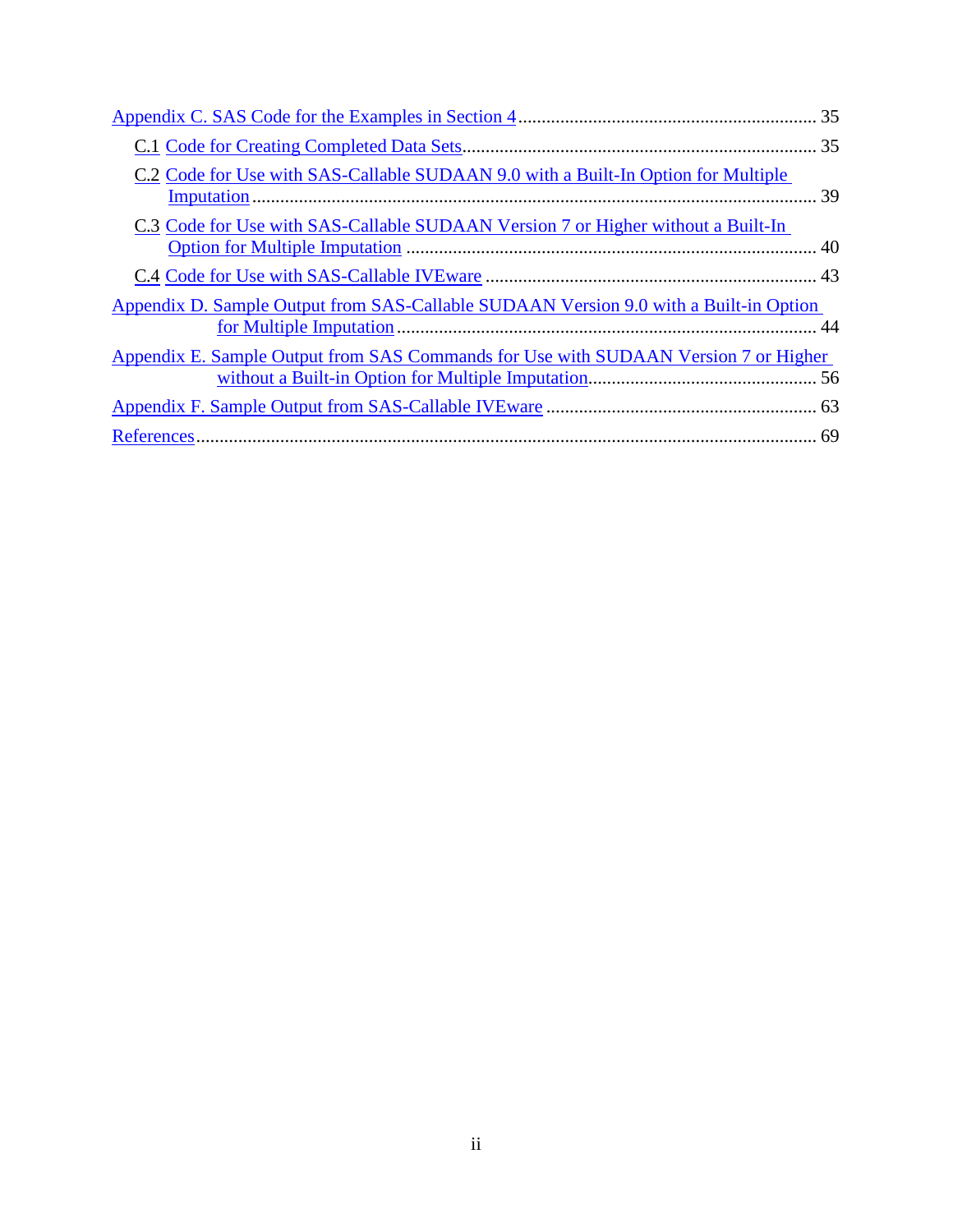Appendix C. SAS Code for the Examples in Section 4 ................................................................ 35

- C.1 Code for Creating Completed Data Sets ........................................................................... 35
- C.2 Code for Use with SAS-Callable SUDAAN 9.0 with a Built-In Option for Multiple Imputation ........................................................................................................................ 39
- C.3 Code for Use with SAS-Callable SUDAAN Version 7 or Higher without a Built-In Option for Multiple Imputation ......................................................................................... 40
- C.4 Code for Use with SAS-Callable IVEware ...................................................................... 43

Appendix D. Sample Output from SAS-Callable SUDAAN Version 9.0 with a Built-in Option for Multiple Imputation ........................................................................................... 44

Appendix E. Sample Output from SAS Commands for Use with SUDAAN Version 7 or Higher without a Built-in Option for Multiple Imputation ................................................. 56

Appendix F. Sample Output from SAS-Callable IVEware ........................................................... 63

References ..................................................................................................................................... 69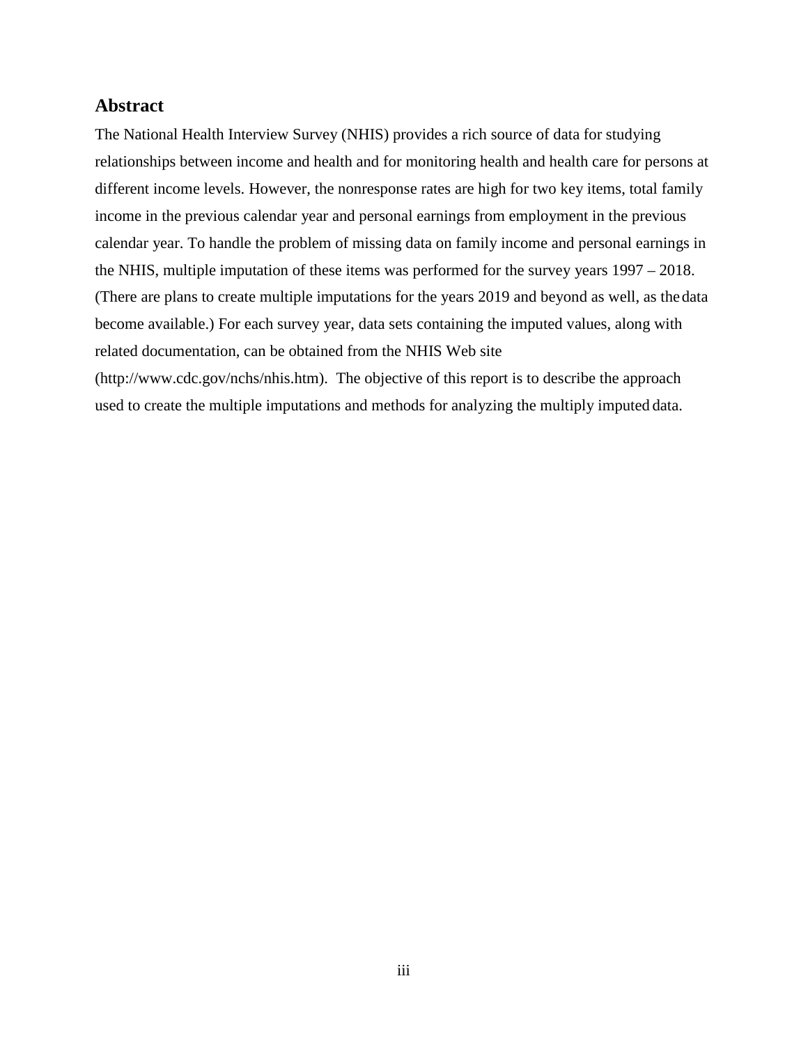## Abstract

The National Health Interview Survey (NHIS) provides a rich source of data for studying relationships between income and health and for monitoring health and health care for persons at different income levels. However, the nonresponse rates are high for two key items, total family income in the previous calendar year and personal earnings from employment in the previous calendar year. To handle the problem of missing data on family income and personal earnings in the NHIS, multiple imputation of these items was performed for the survey years 1997 – 2018. (There are plans to create multiple imputations for the years 2019 and beyond as well, as the data become available.) For each survey year, data sets containing the imputed values, along with related documentation, can be obtained from the NHIS Web site (http://www.cdc.gov/nchs/nhis.htm). The objective of this report is to describe the approach used to create the multiple imputations and methods for analyzing the multiply imputed data.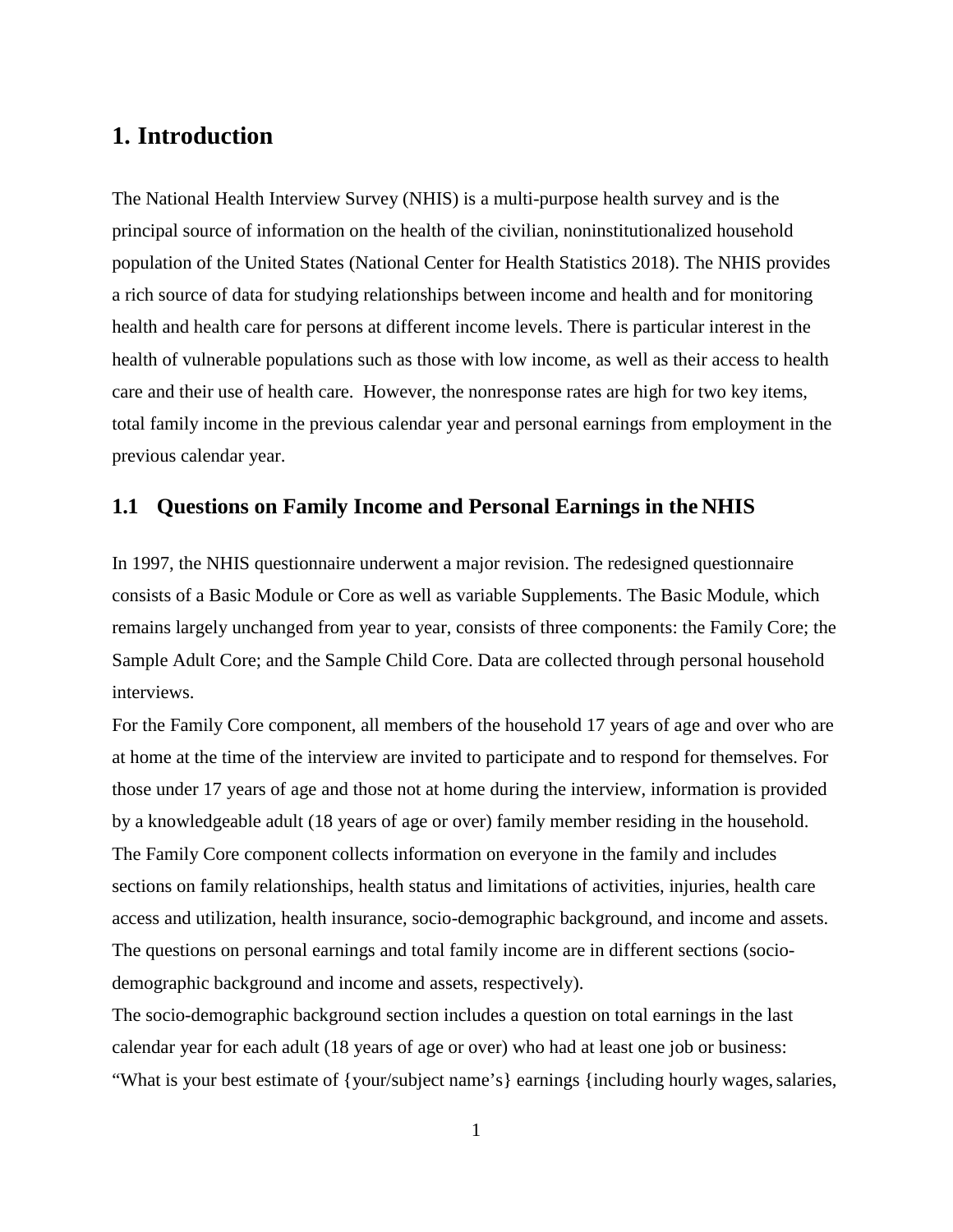# 1. Introduction

The National Health Interview Survey (NHIS) is a multi-purpose health survey and is the principal source of information on the health of the civilian, noninstitutionalized household population of the United States (National Center for Health Statistics 2018). The NHIS provides a rich source of data for studying relationships between income and health and for monitoring health and health care for persons at different income levels. There is particular interest in the health of vulnerable populations such as those with low income, as well as their access to health care and their use of health care. However, the nonresponse rates are high for two key items, total family income in the previous calendar year and personal earnings from employment in the previous calendar year.

## 1.1 Questions on Family Income and Personal Earnings in the NHIS

In 1997, the NHIS questionnaire underwent a major revision. The redesigned questionnaire consists of a Basic Module or Core as well as variable Supplements. The Basic Module, which remains largely unchanged from year to year, consists of three components: the Family Core; the Sample Adult Core; and the Sample Child Core. Data are collected through personal household interviews.

For the Family Core component, all members of the household 17 years of age and over who are at home at the time of the interview are invited to participate and to respond for themselves. For those under 17 years of age and those not at home during the interview, information is provided by a knowledgeable adult (18 years of age or over) family member residing in the household. The Family Core component collects information on everyone in the family and includes sections on family relationships, health status and limitations of activities, injuries, health care access and utilization, health insurance, socio-demographic background, and income and assets. The questions on personal earnings and total family income are in different sections (socio-demographic background and income and assets, respectively).

The socio-demographic background section includes a question on total earnings in the last calendar year for each adult (18 years of age or over) who had at least one job or business: "What is your best estimate of {your/subject name's} earnings {including hourly wages, salaries,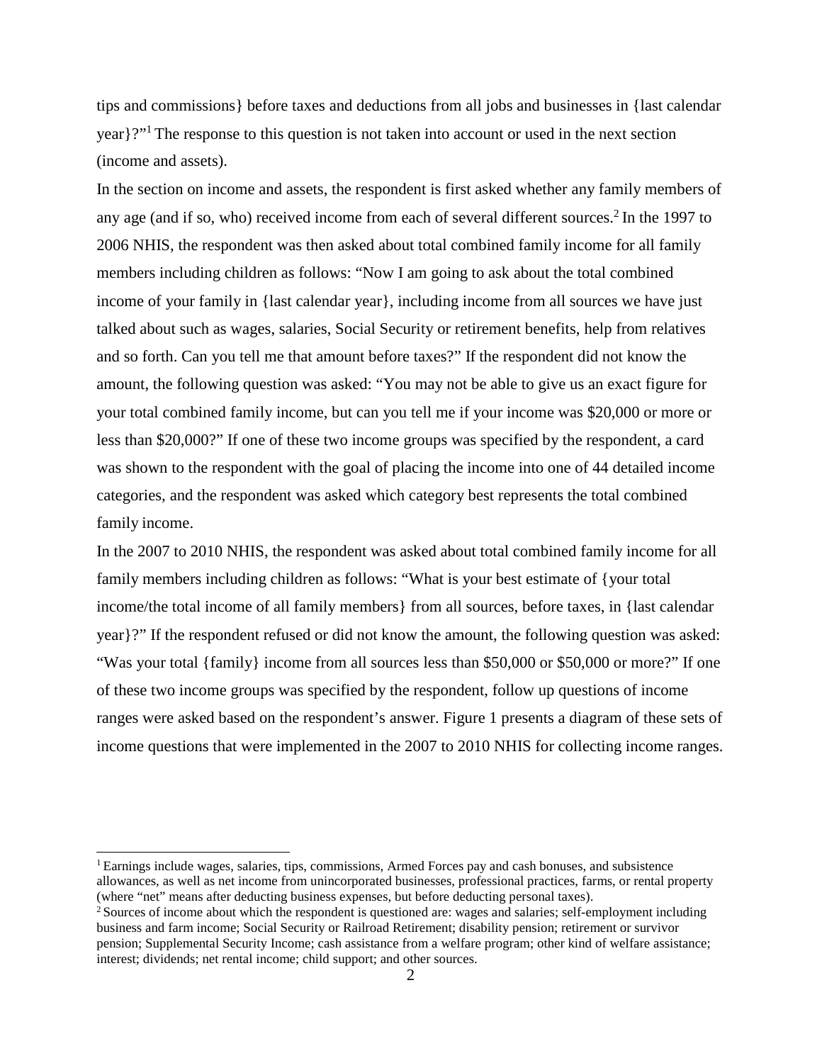tips and commissions} before taxes and deductions from all jobs and businesses in {last calendar year}?"[1] The response to this question is not taken into account or used in the next section (income and assets).

In the section on income and assets, the respondent is first asked whether any family members of any age (and if so, who) received income from each of several different sources.[2] In the 1997 to 2006 NHIS, the respondent was then asked about total combined family income for all family members including children as follows: "Now I am going to ask about the total combined income of your family in {last calendar year}, including income from all sources we have just talked about such as wages, salaries, Social Security or retirement benefits, help from relatives and so forth. Can you tell me that amount before taxes?" If the respondent did not know the amount, the following question was asked: "You may not be able to give us an exact figure for your total combined family income, but can you tell me if your income was $20,000 or more or less than $20,000?" If one of these two income groups was specified by the respondent, a card was shown to the respondent with the goal of placing the income into one of 44 detailed income categories, and the respondent was asked which category best represents the total combined family income.

In the 2007 to 2010 NHIS, the respondent was asked about total combined family income for all family members including children as follows: "What is your best estimate of {your total income/the total income of all family members} from all sources, before taxes, in {last calendar year}?" If the respondent refused or did not know the amount, the following question was asked: "Was your total {family} income from all sources less than $50,000 or $50,000 or more?" If one of these two income groups was specified by the respondent, follow up questions of income ranges were asked based on the respondent's answer. Figure 1 presents a diagram of these sets of income questions that were implemented in the 2007 to 2010 NHIS for collecting income ranges.

[1] Earnings include wages, salaries, tips, commissions, Armed Forces pay and cash bonuses, and subsistence allowances, as well as net income from unincorporated businesses, professional practices, farms, or rental property (where "net" means after deducting business expenses, but before deducting personal taxes).

[2] Sources of income about which the respondent is questioned are: wages and salaries; self-employment including business and farm income; Social Security or Railroad Retirement; disability pension; retirement or survivor pension; Supplemental Security Income; cash assistance from a welfare program; other kind of welfare assistance; interest; dividends; net rental income; child support; and other sources.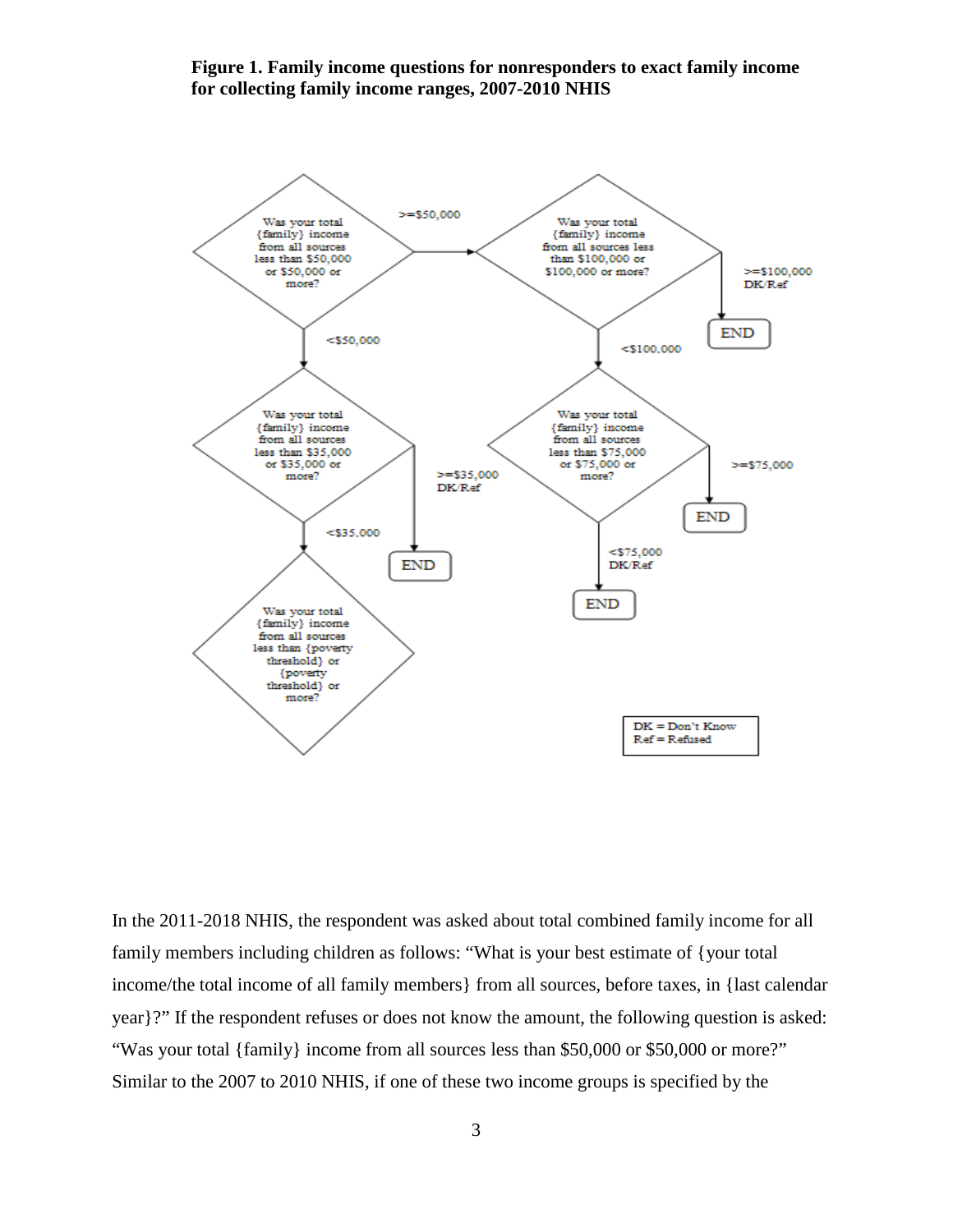**Figure 1. Family income questions for nonresponders to exact family income for collecting family income ranges, 2007-2010 NHIS**

Was your total {family} income from all sources less than $50,000 or $50,000 or more?

>=$50,000

Was your total {family} income from all sources less than $100,000 or $100,000 or more?

>=$100,000 DK/Ref

END

<$50,000

<$100,000

Was your total {family} income from all sources less than $35,000 or $35,000 or more?

Was your total {family} income from all sources less than $75,000 or $75,000 or more?

>=$75,000

>=$35,000 DK/Ref

END

<$35,000

END

<$75,000 DK/Ref

END

Was your total {family} income from all sources less than {poverty threshold} or {poverty threshold} or more?

DK = Don't Know
Ref = Refused

In the 2011-2018 NHIS, the respondent was asked about total combined family income for all family members including children as follows: "What is your best estimate of {your total income/the total income of all family members} from all sources, before taxes, in {last calendar year}?" If the respondent refuses or does not know the amount, the following question is asked: "Was your total {family} income from all sources less than $50,000 or $50,000 or more?" Similar to the 2007 to 2010 NHIS, if one of these two income groups is specified by the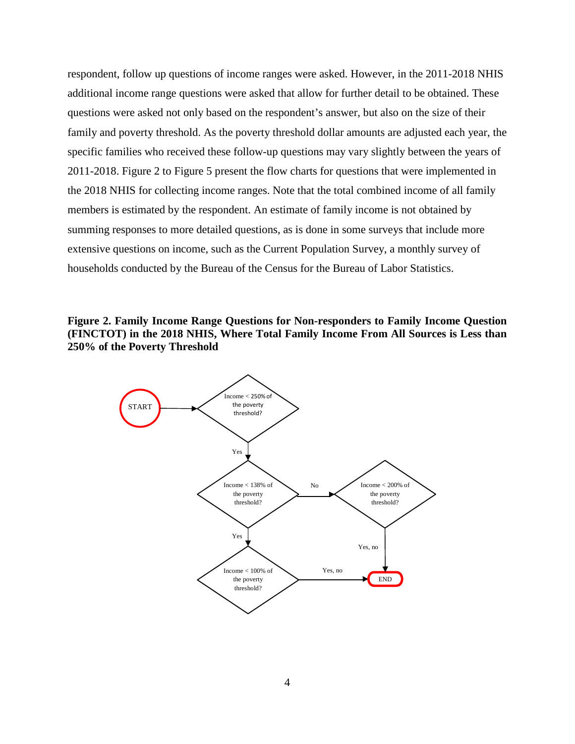respondent, follow up questions of income ranges were asked. However, in the 2011-2018 NHIS additional income range questions were asked that allow for further detail to be obtained. These questions were asked not only based on the respondent's answer, but also on the size of their family and poverty threshold. As the poverty threshold dollar amounts are adjusted each year, the specific families who received these follow-up questions may vary slightly between the years of 2011-2018. Figure 2 to Figure 5 present the flow charts for questions that were implemented in the 2018 NHIS for collecting income ranges. Note that the total combined income of all family members is estimated by the respondent. An estimate of family income is not obtained by summing responses to more detailed questions, as is done in some surveys that include more extensive questions on income, such as the Current Population Survey, a monthly survey of households conducted by the Bureau of the Census for the Bureau of Labor Statistics.

**Figure 2. Family Income Range Questions for Non-responders to Family Income Question (FINCTOT) in the 2018 NHIS, Where Total Family Income From All Sources is Less than 250% of the Poverty Threshold**

START → Income < 250% of the poverty threshold?

- Yes → Income < 138% of the poverty threshold?
  - Yes → Income < 100% of the poverty threshold?
    - Yes, no → END
  - No → Income < 200% of the poverty threshold?
    - Yes, no → END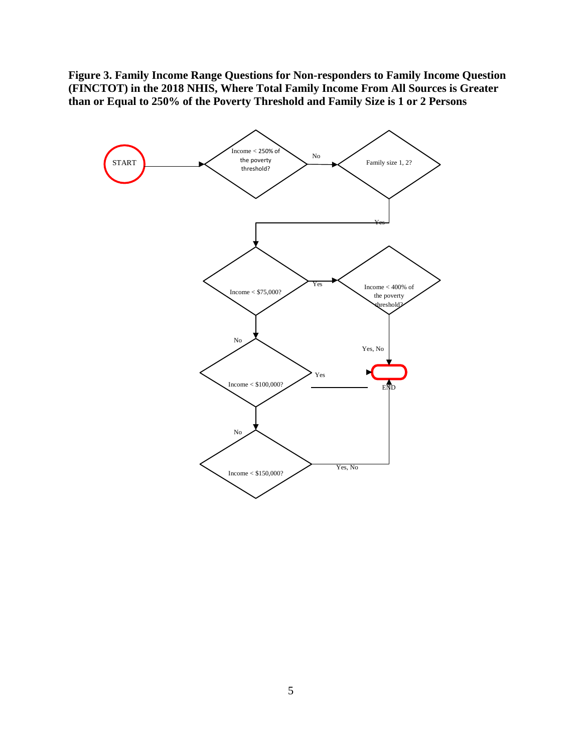**Figure 3. Family Income Range Questions for Non-responders to Family Income Question (FINCTOT) in the 2018 NHIS, Where Total Family Income From All Sources is Greater than or Equal to 250% of the Poverty Threshold and Family Size is 1 or 2 Persons**

START

Income < 250% of the poverty threshold?

No

Family size 1, 2?

Yes

Income < $75,000?

Yes

Income < 400% of the poverty threshold?

Yes, No

No

Income < $100,000?

Yes

END

No

Income < $150,000?

Yes, No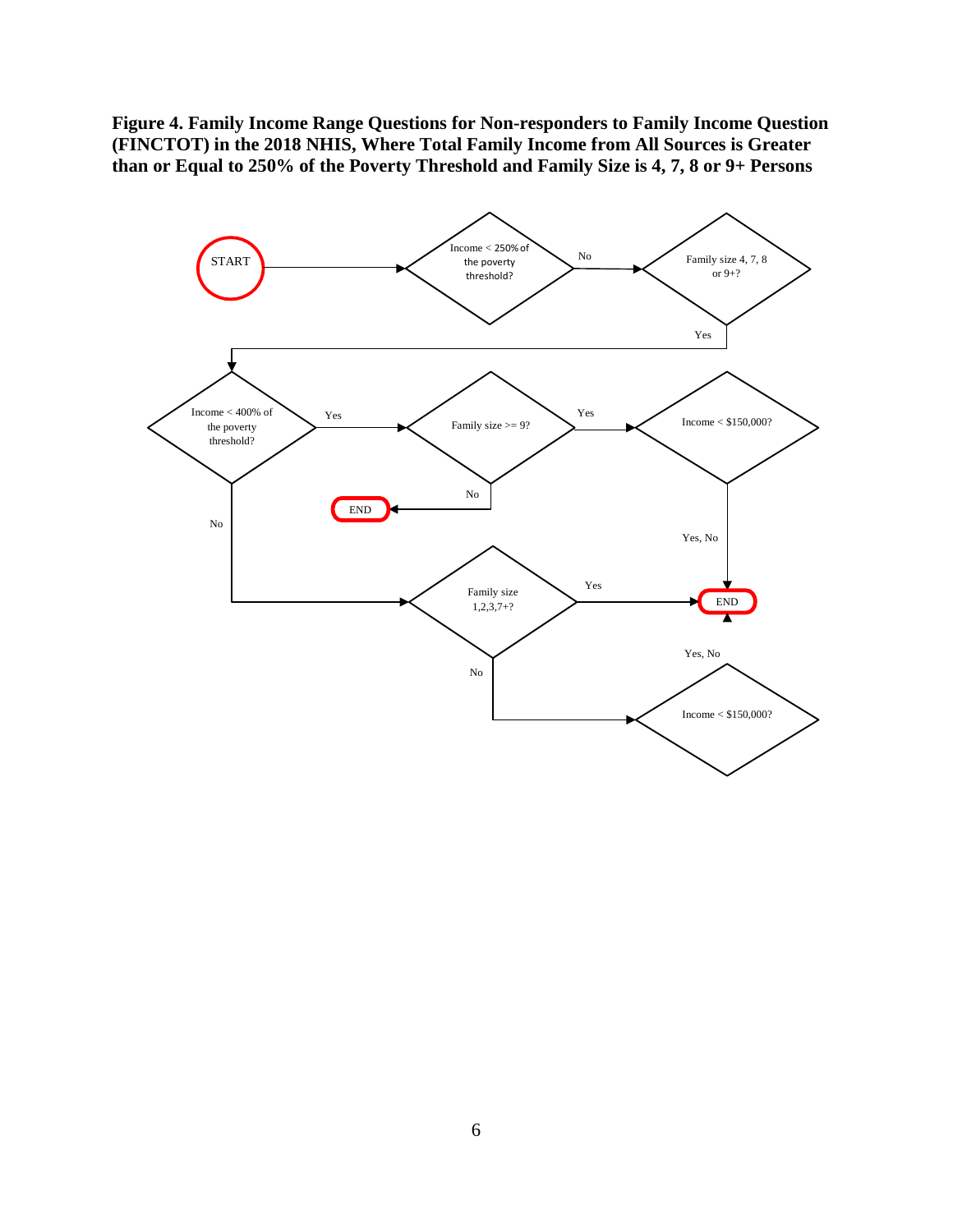**Figure 4. Family Income Range Questions for Non-responders to Family Income Question (FINCTOT) in the 2018 NHIS, Where Total Family Income from All Sources is Greater than or Equal to 250% of the Poverty Threshold and Family Size is 4, 7, 8 or 9+ Persons**

START

Income < 250% of the poverty threshold?

No

Family size 4, 7, 8 or 9+?

Yes

Income < 400% of the poverty threshold?

Yes

Family size >= 9?

Yes

Income < $150,000?

No

END

No

Yes, No

Family size 1,2,3,7+?

Yes

END

Yes, No

No

Income < $150,000?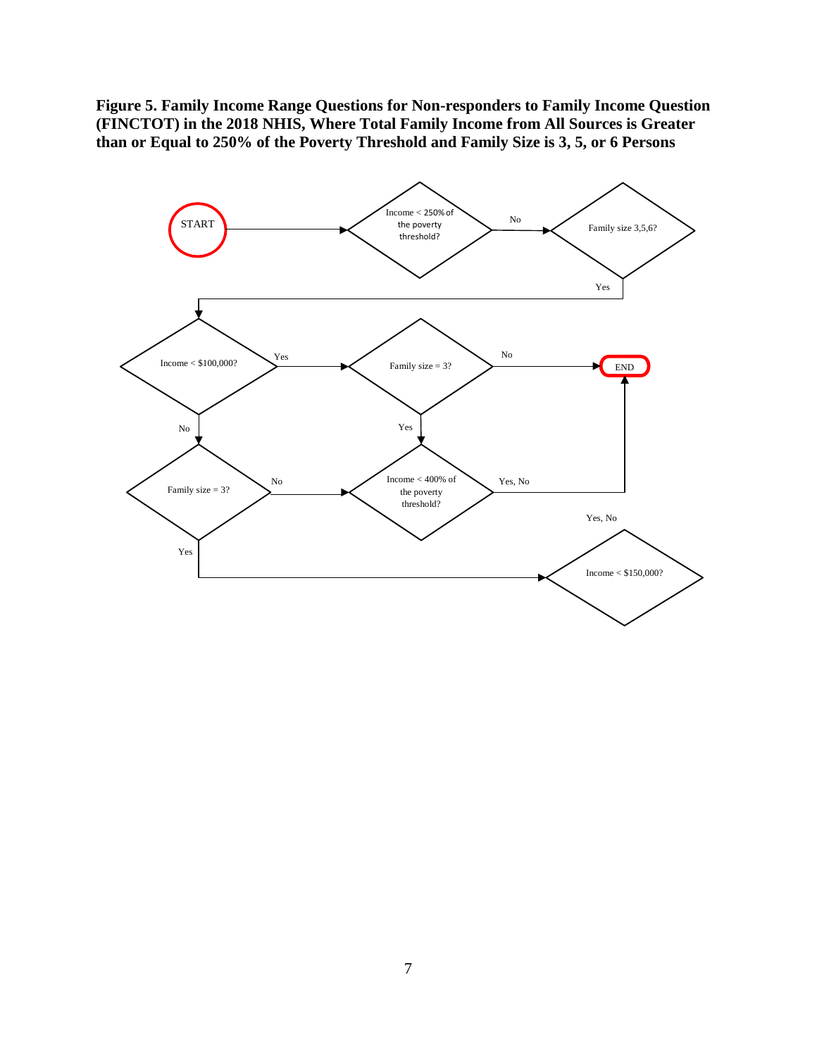**Figure 5. Family Income Range Questions for Non-responders to Family Income Question (FINCTOT) in the 2018 NHIS, Where Total Family Income from All Sources is Greater than or Equal to 250% of the Poverty Threshold and Family Size is 3, 5, or 6 Persons**

START

Income < 250% of the poverty threshold?

No

Family size 3,5,6?

Yes

Income < $100,000?

Yes

Family size = 3?

No

END

No

Yes

Family size = 3?

No

Income < 400% of the poverty threshold?

Yes, No

Yes, No

Yes

Income < $150,000?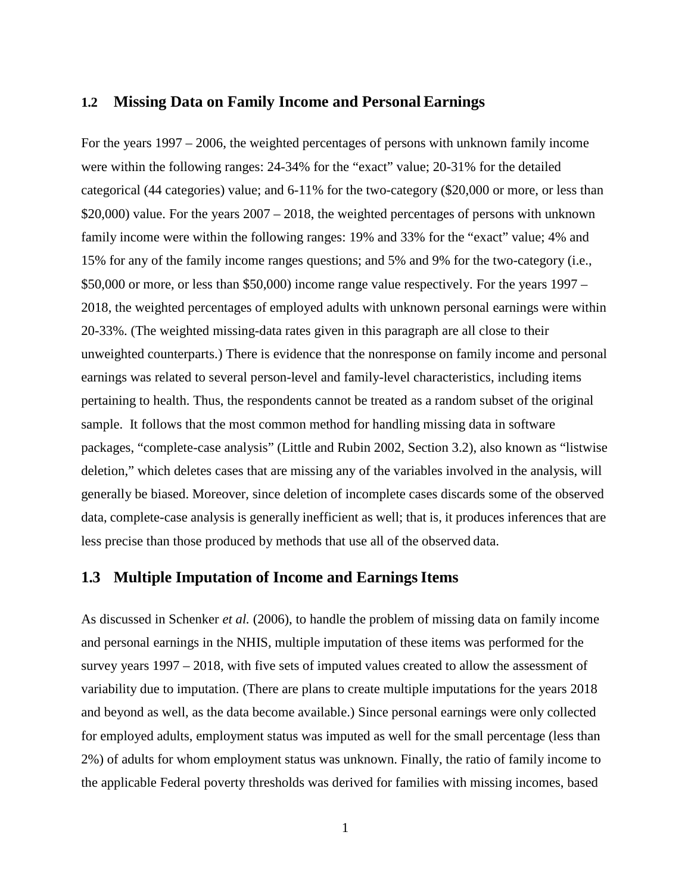### 1.2 Missing Data on Family Income and Personal Earnings

For the years 1997 – 2006, the weighted percentages of persons with unknown family income were within the following ranges: 24-34% for the "exact" value; 20-31% for the detailed categorical (44 categories) value; and 6-11% for the two-category ($20,000 or more, or less than $20,000) value. For the years 2007 – 2018, the weighted percentages of persons with unknown family income were within the following ranges: 19% and 33% for the "exact" value; 4% and 15% for any of the family income ranges questions; and 5% and 9% for the two-category (i.e., $50,000 or more, or less than $50,000) income range value respectively. For the years 1997 – 2018, the weighted percentages of employed adults with unknown personal earnings were within 20-33%. (The weighted missing-data rates given in this paragraph are all close to their unweighted counterparts.) There is evidence that the nonresponse on family income and personal earnings was related to several person-level and family-level characteristics, including items pertaining to health. Thus, the respondents cannot be treated as a random subset of the original sample. It follows that the most common method for handling missing data in software packages, "complete-case analysis" (Little and Rubin 2002, Section 3.2), also known as "listwise deletion," which deletes cases that are missing any of the variables involved in the analysis, will generally be biased. Moreover, since deletion of incomplete cases discards some of the observed data, complete-case analysis is generally inefficient as well; that is, it produces inferences that are less precise than those produced by methods that use all of the observed data.

### 1.3 Multiple Imputation of Income and Earnings Items

As discussed in Schenker *et al.* (2006), to handle the problem of missing data on family income and personal earnings in the NHIS, multiple imputation of these items was performed for the survey years 1997 – 2018, with five sets of imputed values created to allow the assessment of variability due to imputation. (There are plans to create multiple imputations for the years 2018 and beyond as well, as the data become available.) Since personal earnings were only collected for employed adults, employment status was imputed as well for the small percentage (less than 2%) of adults for whom employment status was unknown. Finally, the ratio of family income to the applicable Federal poverty thresholds was derived for families with missing incomes, based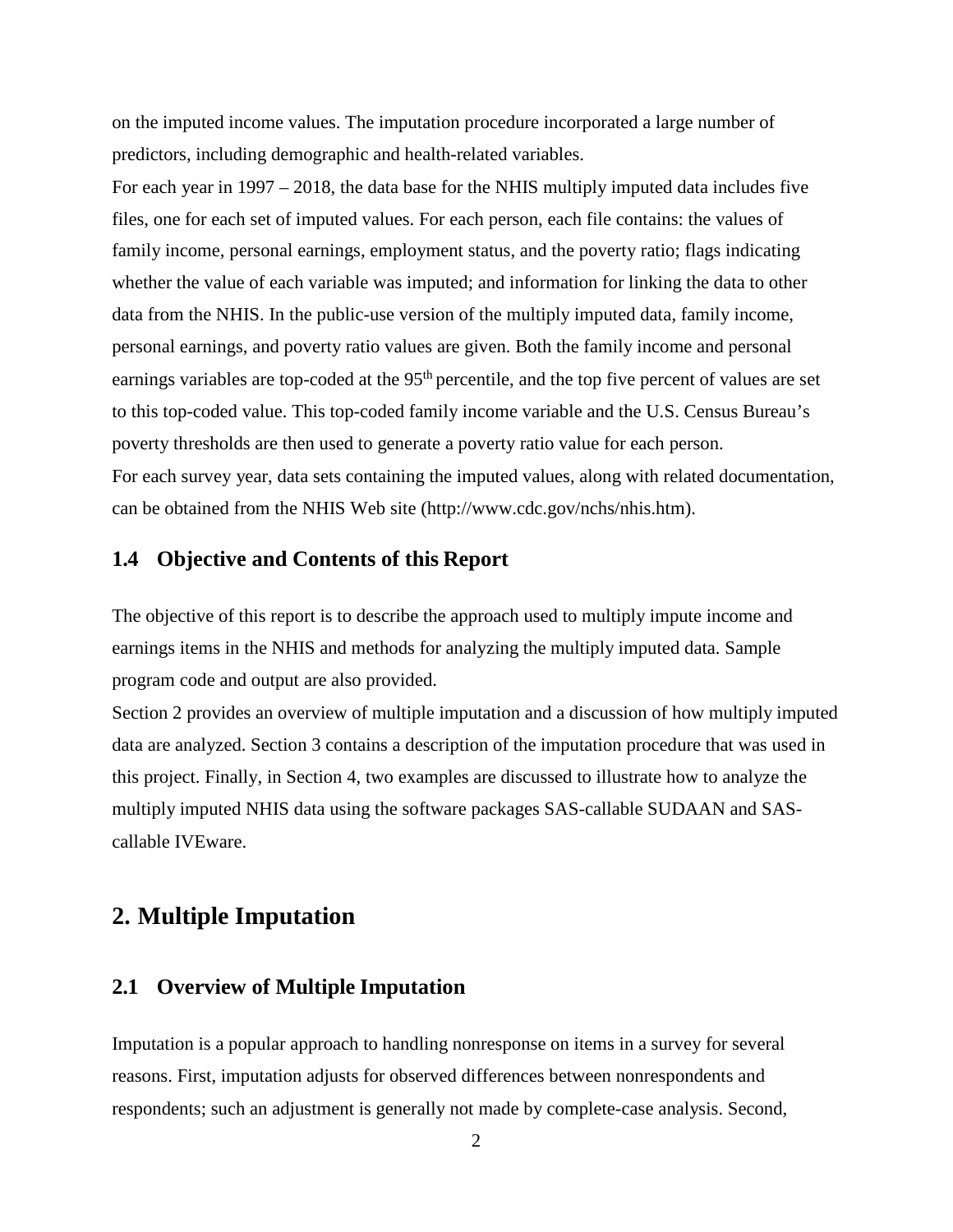on the imputed income values. The imputation procedure incorporated a large number of predictors, including demographic and health-related variables.

For each year in 1997 – 2018, the data base for the NHIS multiply imputed data includes five files, one for each set of imputed values. For each person, each file contains: the values of family income, personal earnings, employment status, and the poverty ratio; flags indicating whether the value of each variable was imputed; and information for linking the data to other data from the NHIS. In the public-use version of the multiply imputed data, family income, personal earnings, and poverty ratio values are given. Both the family income and personal earnings variables are top-coded at the 95th percentile, and the top five percent of values are set to this top-coded value. This top-coded family income variable and the U.S. Census Bureau's poverty thresholds are then used to generate a poverty ratio value for each person.

For each survey year, data sets containing the imputed values, along with related documentation, can be obtained from the NHIS Web site (http://www.cdc.gov/nchs/nhis.htm).

### 1.4 Objective and Contents of this Report

The objective of this report is to describe the approach used to multiply impute income and earnings items in the NHIS and methods for analyzing the multiply imputed data. Sample program code and output are also provided.

Section 2 provides an overview of multiple imputation and a discussion of how multiply imputed data are analyzed. Section 3 contains a description of the imputation procedure that was used in this project. Finally, in Section 4, two examples are discussed to illustrate how to analyze the multiply imputed NHIS data using the software packages SAS-callable SUDAAN and SAS-callable IVEware.

## 2. Multiple Imputation

### 2.1 Overview of Multiple Imputation

Imputation is a popular approach to handling nonresponse on items in a survey for several reasons. First, imputation adjusts for observed differences between nonrespondents and respondents; such an adjustment is generally not made by complete-case analysis. Second,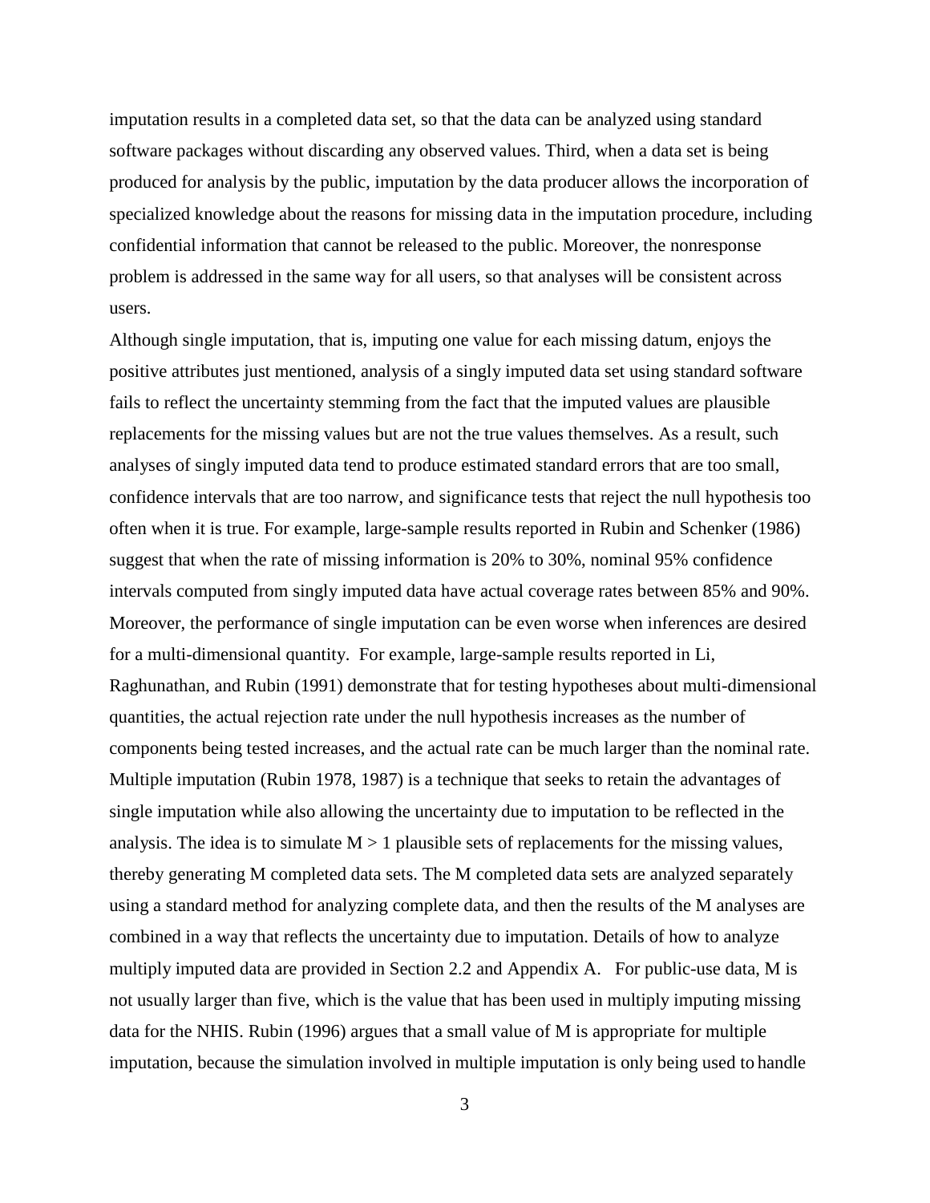imputation results in a completed data set, so that the data can be analyzed using standard software packages without discarding any observed values. Third, when a data set is being produced for analysis by the public, imputation by the data producer allows the incorporation of specialized knowledge about the reasons for missing data in the imputation procedure, including confidential information that cannot be released to the public. Moreover, the nonresponse problem is addressed in the same way for all users, so that analyses will be consistent across users.

Although single imputation, that is, imputing one value for each missing datum, enjoys the positive attributes just mentioned, analysis of a singly imputed data set using standard software fails to reflect the uncertainty stemming from the fact that the imputed values are plausible replacements for the missing values but are not the true values themselves. As a result, such analyses of singly imputed data tend to produce estimated standard errors that are too small, confidence intervals that are too narrow, and significance tests that reject the null hypothesis too often when it is true. For example, large-sample results reported in Rubin and Schenker (1986) suggest that when the rate of missing information is 20% to 30%, nominal 95% confidence intervals computed from singly imputed data have actual coverage rates between 85% and 90%. Moreover, the performance of single imputation can be even worse when inferences are desired for a multi-dimensional quantity. For example, large-sample results reported in Li, Raghunathan, and Rubin (1991) demonstrate that for testing hypotheses about multi-dimensional quantities, the actual rejection rate under the null hypothesis increases as the number of components being tested increases, and the actual rate can be much larger than the nominal rate.

Multiple imputation (Rubin 1978, 1987) is a technique that seeks to retain the advantages of single imputation while also allowing the uncertainty due to imputation to be reflected in the analysis. The idea is to simulate $M > 1$ plausible sets of replacements for the missing values, thereby generating M completed data sets. The M completed data sets are analyzed separately using a standard method for analyzing complete data, and then the results of the M analyses are combined in a way that reflects the uncertainty due to imputation. Details of how to analyze multiply imputed data are provided in Section 2.2 and Appendix A. For public-use data, M is not usually larger than five, which is the value that has been used in multiply imputing missing data for the NHIS. Rubin (1996) argues that a small value of M is appropriate for multiple imputation, because the simulation involved in multiple imputation is only being used to handle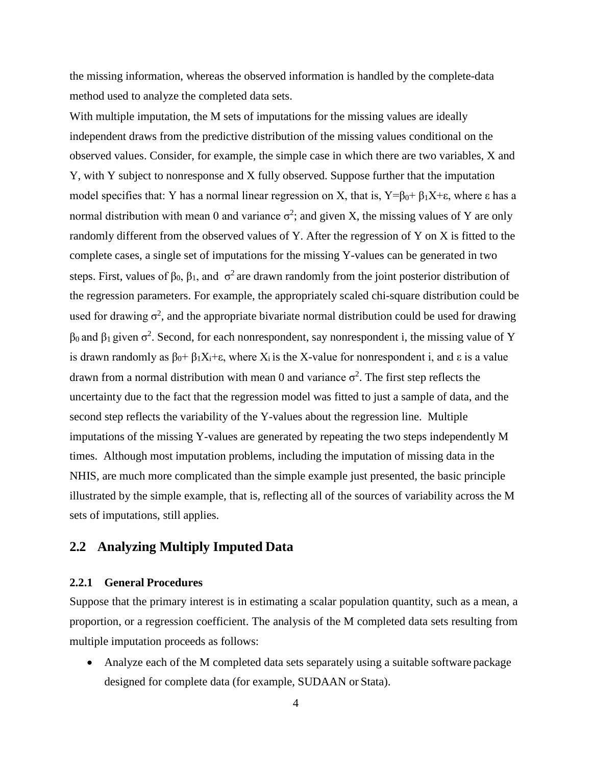the missing information, whereas the observed information is handled by the complete-data method used to analyze the completed data sets.

With multiple imputation, the M sets of imputations for the missing values are ideally independent draws from the predictive distribution of the missing values conditional on the observed values. Consider, for example, the simple case in which there are two variables, X and Y, with Y subject to nonresponse and X fully observed. Suppose further that the imputation model specifies that: Y has a normal linear regression on X, that is, $Y=\beta_0+\beta_1X+\varepsilon$, where $\varepsilon$ has a normal distribution with mean 0 and variance $\sigma^2$; and given X, the missing values of Y are only randomly different from the observed values of Y. After the regression of Y on X is fitted to the complete cases, a single set of imputations for the missing Y-values can be generated in two steps. First, values of $\beta_0$, $\beta_1$, and $\sigma^2$ are drawn randomly from the joint posterior distribution of the regression parameters. For example, the appropriately scaled chi-square distribution could be used for drawing $\sigma^2$, and the appropriate bivariate normal distribution could be used for drawing $\beta_0$ and $\beta_1$ given $\sigma^2$. Second, for each nonrespondent, say nonrespondent i, the missing value of Y is drawn randomly as $\beta_0+\beta_1X_i+\varepsilon$, where $X_i$ is the X-value for nonrespondent i, and $\varepsilon$ is a value drawn from a normal distribution with mean 0 and variance $\sigma^2$. The first step reflects the uncertainty due to the fact that the regression model was fitted to just a sample of data, and the second step reflects the variability of the Y-values about the regression line. Multiple imputations of the missing Y-values are generated by repeating the two steps independently M times. Although most imputation problems, including the imputation of missing data in the NHIS, are much more complicated than the simple example just presented, the basic principle illustrated by the simple example, that is, reflecting all of the sources of variability across the M sets of imputations, still applies.

## 2.2 Analyzing Multiply Imputed Data

### 2.2.1 General Procedures

Suppose that the primary interest is in estimating a scalar population quantity, such as a mean, a proportion, or a regression coefficient. The analysis of the M completed data sets resulting from multiple imputation proceeds as follows:

- Analyze each of the M completed data sets separately using a suitable software package designed for complete data (for example, SUDAAN or Stata).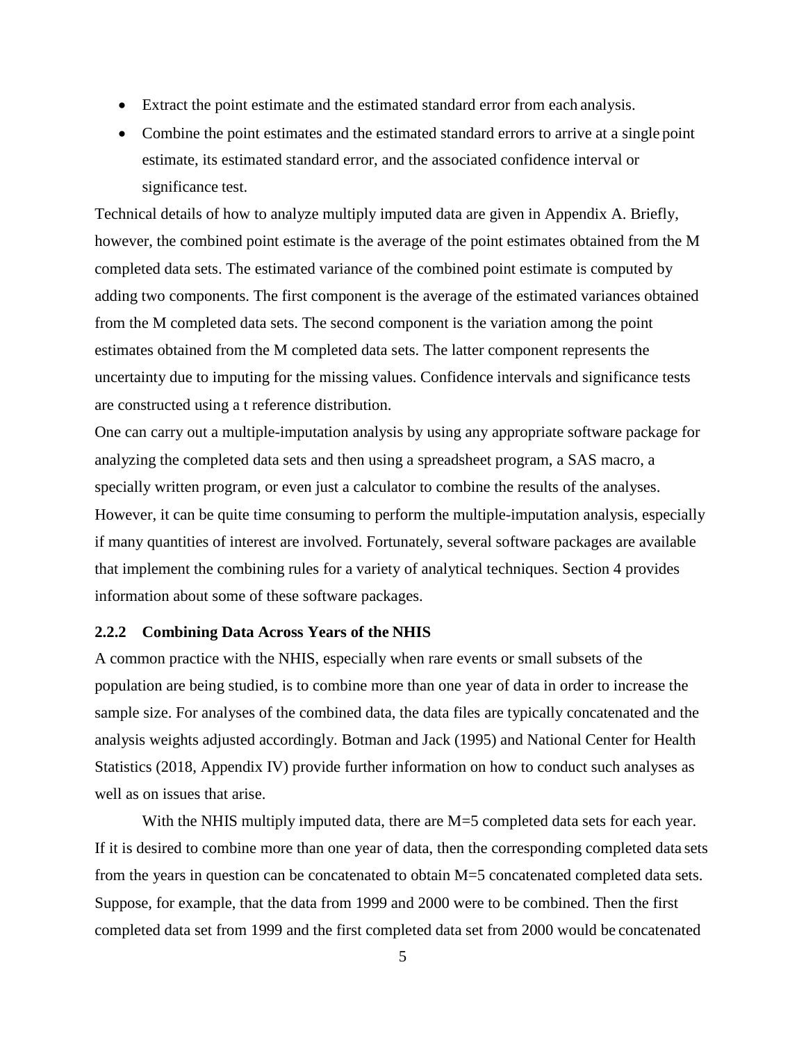- Extract the point estimate and the estimated standard error from each analysis.
- Combine the point estimates and the estimated standard errors to arrive at a single point estimate, its estimated standard error, and the associated confidence interval or significance test.

Technical details of how to analyze multiply imputed data are given in Appendix A. Briefly, however, the combined point estimate is the average of the point estimates obtained from the M completed data sets. The estimated variance of the combined point estimate is computed by adding two components. The first component is the average of the estimated variances obtained from the M completed data sets. The second component is the variation among the point estimates obtained from the M completed data sets. The latter component represents the uncertainty due to imputing for the missing values. Confidence intervals and significance tests are constructed using a t reference distribution.

One can carry out a multiple-imputation analysis by using any appropriate software package for analyzing the completed data sets and then using a spreadsheet program, a SAS macro, a specially written program, or even just a calculator to combine the results of the analyses. However, it can be quite time consuming to perform the multiple-imputation analysis, especially if many quantities of interest are involved. Fortunately, several software packages are available that implement the combining rules for a variety of analytical techniques. Section 4 provides information about some of these software packages.

### 2.2.2 Combining Data Across Years of the NHIS

A common practice with the NHIS, especially when rare events or small subsets of the population are being studied, is to combine more than one year of data in order to increase the sample size. For analyses of the combined data, the data files are typically concatenated and the analysis weights adjusted accordingly. Botman and Jack (1995) and National Center for Health Statistics (2018, Appendix IV) provide further information on how to conduct such analyses as well as on issues that arise.

With the NHIS multiply imputed data, there are M=5 completed data sets for each year. If it is desired to combine more than one year of data, then the corresponding completed data sets from the years in question can be concatenated to obtain M=5 concatenated completed data sets. Suppose, for example, that the data from 1999 and 2000 were to be combined. Then the first completed data set from 1999 and the first completed data set from 2000 would be concatenated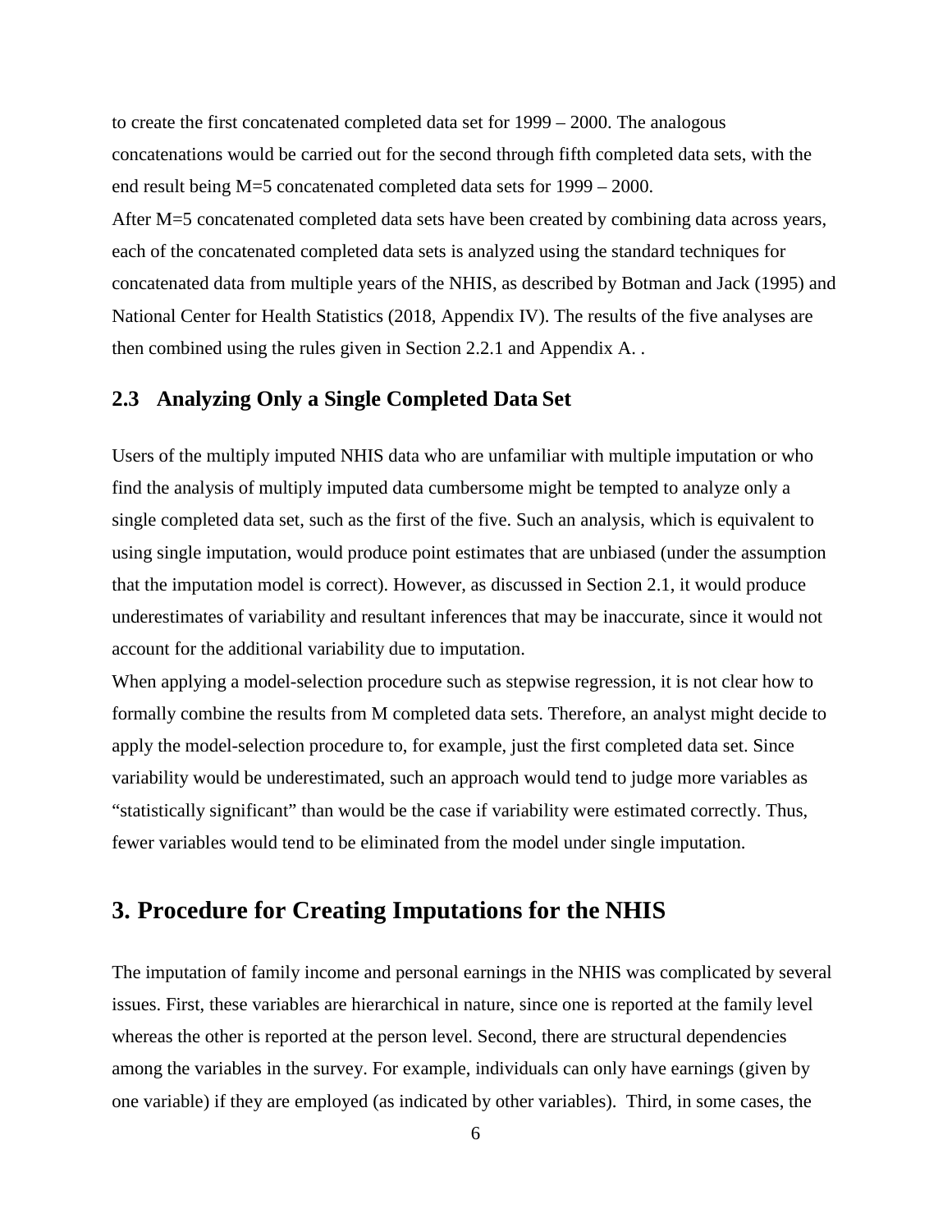to create the first concatenated completed data set for 1999 – 2000. The analogous concatenations would be carried out for the second through fifth completed data sets, with the end result being M=5 concatenated completed data sets for 1999 – 2000.

After M=5 concatenated completed data sets have been created by combining data across years, each of the concatenated completed data sets is analyzed using the standard techniques for concatenated data from multiple years of the NHIS, as described by Botman and Jack (1995) and National Center for Health Statistics (2018, Appendix IV). The results of the five analyses are then combined using the rules given in Section 2.2.1 and Appendix A. .

### 2.3 Analyzing Only a Single Completed Data Set

Users of the multiply imputed NHIS data who are unfamiliar with multiple imputation or who find the analysis of multiply imputed data cumbersome might be tempted to analyze only a single completed data set, such as the first of the five. Such an analysis, which is equivalent to using single imputation, would produce point estimates that are unbiased (under the assumption that the imputation model is correct). However, as discussed in Section 2.1, it would produce underestimates of variability and resultant inferences that may be inaccurate, since it would not account for the additional variability due to imputation.

When applying a model-selection procedure such as stepwise regression, it is not clear how to formally combine the results from M completed data sets. Therefore, an analyst might decide to apply the model-selection procedure to, for example, just the first completed data set. Since variability would be underestimated, such an approach would tend to judge more variables as "statistically significant" than would be the case if variability were estimated correctly. Thus, fewer variables would tend to be eliminated from the model under single imputation.

## 3. Procedure for Creating Imputations for the NHIS

The imputation of family income and personal earnings in the NHIS was complicated by several issues. First, these variables are hierarchical in nature, since one is reported at the family level whereas the other is reported at the person level. Second, there are structural dependencies among the variables in the survey. For example, individuals can only have earnings (given by one variable) if they are employed (as indicated by other variables). Third, in some cases, the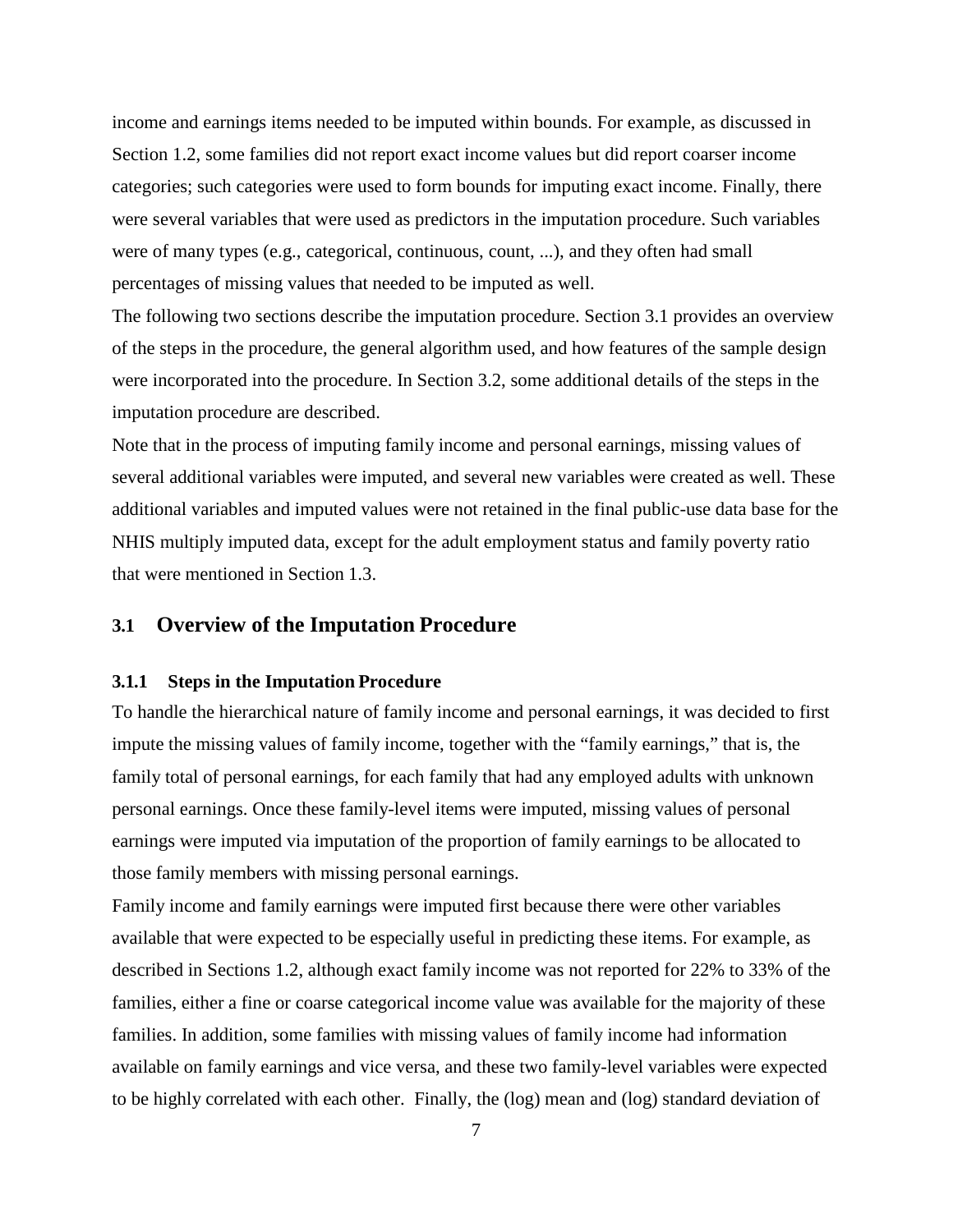income and earnings items needed to be imputed within bounds. For example, as discussed in Section 1.2, some families did not report exact income values but did report coarser income categories; such categories were used to form bounds for imputing exact income. Finally, there were several variables that were used as predictors in the imputation procedure. Such variables were of many types (e.g., categorical, continuous, count, ...), and they often had small percentages of missing values that needed to be imputed as well.

The following two sections describe the imputation procedure. Section 3.1 provides an overview of the steps in the procedure, the general algorithm used, and how features of the sample design were incorporated into the procedure. In Section 3.2, some additional details of the steps in the imputation procedure are described.

Note that in the process of imputing family income and personal earnings, missing values of several additional variables were imputed, and several new variables were created as well. These additional variables and imputed values were not retained in the final public-use data base for the NHIS multiply imputed data, except for the adult employment status and family poverty ratio that were mentioned in Section 1.3.

## 3.1 Overview of the Imputation Procedure

### 3.1.1 Steps in the Imputation Procedure

To handle the hierarchical nature of family income and personal earnings, it was decided to first impute the missing values of family income, together with the "family earnings," that is, the family total of personal earnings, for each family that had any employed adults with unknown personal earnings. Once these family-level items were imputed, missing values of personal earnings were imputed via imputation of the proportion of family earnings to be allocated to those family members with missing personal earnings.

Family income and family earnings were imputed first because there were other variables available that were expected to be especially useful in predicting these items. For example, as described in Sections 1.2, although exact family income was not reported for 22% to 33% of the families, either a fine or coarse categorical income value was available for the majority of these families. In addition, some families with missing values of family income had information available on family earnings and vice versa, and these two family-level variables were expected to be highly correlated with each other. Finally, the (log) mean and (log) standard deviation of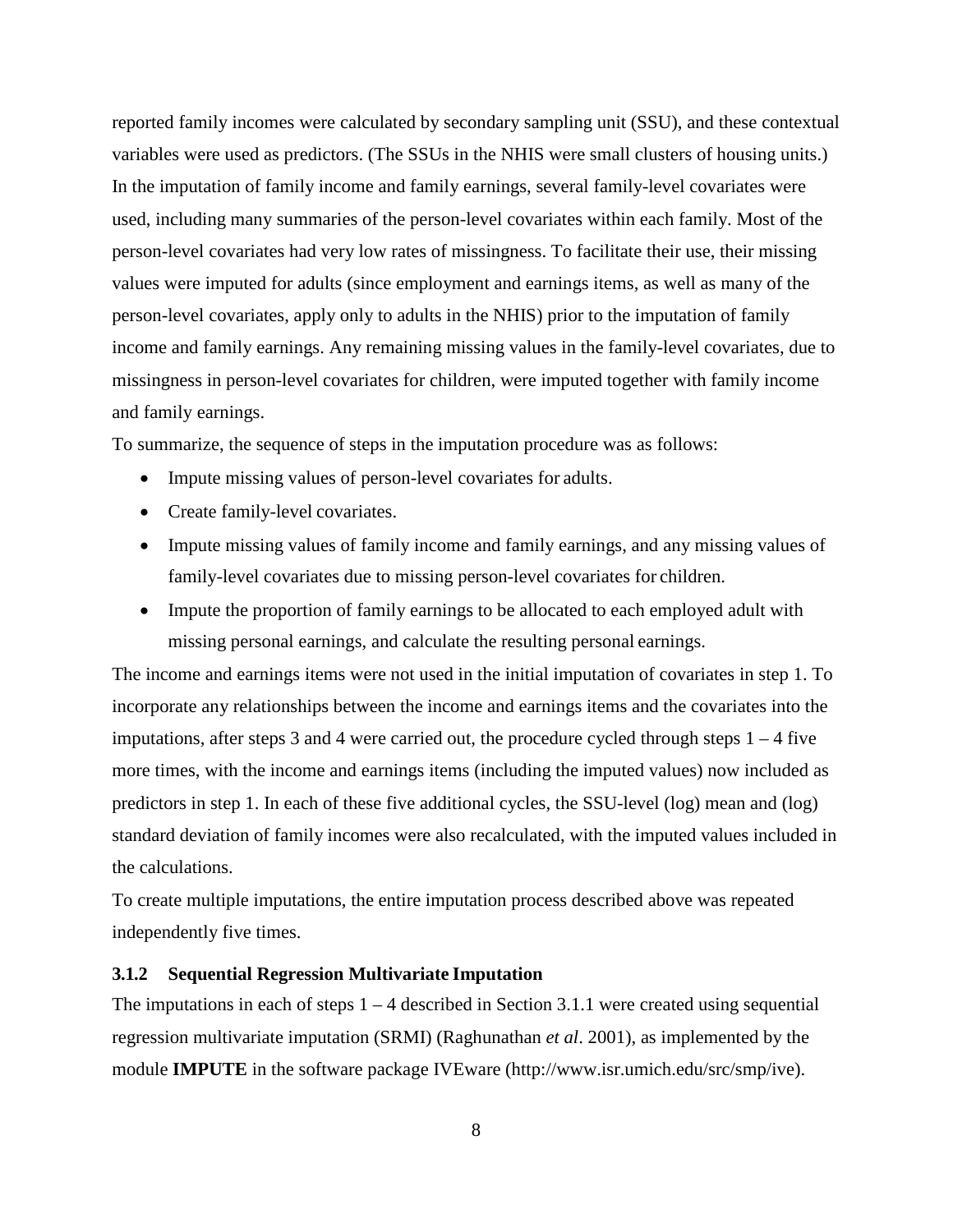reported family incomes were calculated by secondary sampling unit (SSU), and these contextual variables were used as predictors. (The SSUs in the NHIS were small clusters of housing units.) In the imputation of family income and family earnings, several family-level covariates were used, including many summaries of the person-level covariates within each family. Most of the person-level covariates had very low rates of missingness. To facilitate their use, their missing values were imputed for adults (since employment and earnings items, as well as many of the person-level covariates, apply only to adults in the NHIS) prior to the imputation of family income and family earnings. Any remaining missing values in the family-level covariates, due to missingness in person-level covariates for children, were imputed together with family income and family earnings.

To summarize, the sequence of steps in the imputation procedure was as follows:

- Impute missing values of person-level covariates for adults.
- Create family-level covariates.
- Impute missing values of family income and family earnings, and any missing values of family-level covariates due to missing person-level covariates for children.
- Impute the proportion of family earnings to be allocated to each employed adult with missing personal earnings, and calculate the resulting personal earnings.

The income and earnings items were not used in the initial imputation of covariates in step 1. To incorporate any relationships between the income and earnings items and the covariates into the imputations, after steps 3 and 4 were carried out, the procedure cycled through steps 1 – 4 five more times, with the income and earnings items (including the imputed values) now included as predictors in step 1. In each of these five additional cycles, the SSU-level (log) mean and (log) standard deviation of family incomes were also recalculated, with the imputed values included in the calculations.

To create multiple imputations, the entire imputation process described above was repeated independently five times.

### 3.1.2 Sequential Regression Multivariate Imputation

The imputations in each of steps 1 – 4 described in Section 3.1.1 were created using sequential regression multivariate imputation (SRMI) (Raghunathan *et al*. 2001), as implemented by the module **IMPUTE** in the software package IVEware (http://www.isr.umich.edu/src/smp/ive).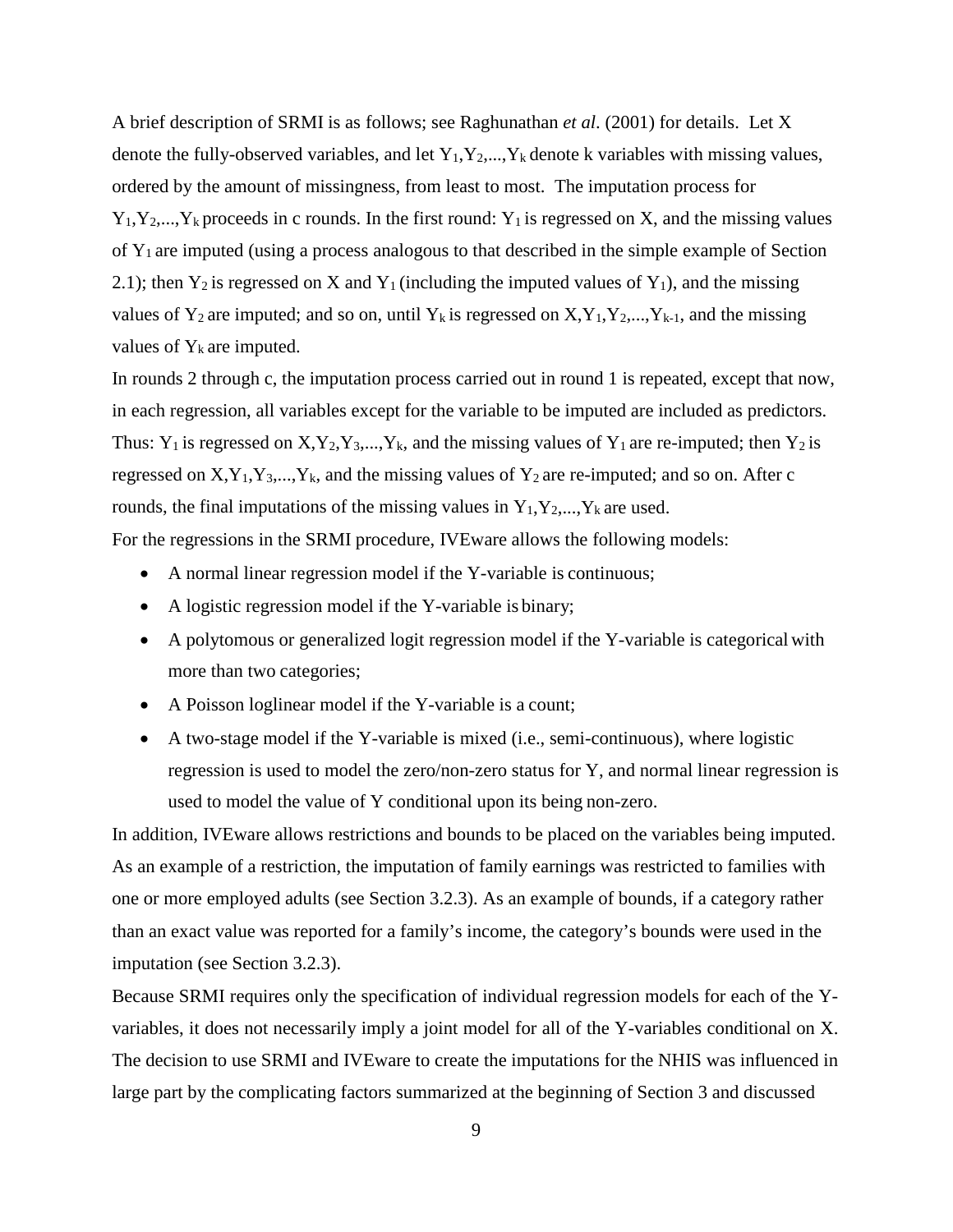A brief description of SRMI is as follows; see Raghunathan *et al*. (2001) for details. Let X denote the fully-observed variables, and let $Y_1, Y_2, ..., Y_k$ denote k variables with missing values, ordered by the amount of missingness, from least to most. The imputation process for $Y_1, Y_2, ..., Y_k$ proceeds in c rounds. In the first round: $Y_1$ is regressed on X, and the missing values of $Y_1$ are imputed (using a process analogous to that described in the simple example of Section 2.1); then $Y_2$ is regressed on X and $Y_1$ (including the imputed values of $Y_1$), and the missing values of $Y_2$ are imputed; and so on, until $Y_k$ is regressed on $X, Y_1, Y_2, ..., Y_{k-1}$, and the missing values of $Y_k$ are imputed.

In rounds 2 through c, the imputation process carried out in round 1 is repeated, except that now, in each regression, all variables except for the variable to be imputed are included as predictors. Thus: $Y_1$ is regressed on $X, Y_2, Y_3, ..., Y_k$, and the missing values of $Y_1$ are re-imputed; then $Y_2$ is regressed on $X, Y_1, Y_3, ..., Y_k$, and the missing values of $Y_2$ are re-imputed; and so on. After c rounds, the final imputations of the missing values in $Y_1, Y_2, ..., Y_k$ are used.

For the regressions in the SRMI procedure, IVEware allows the following models:

- A normal linear regression model if the Y-variable is continuous;
- A logistic regression model if the Y-variable is binary;
- A polytomous or generalized logit regression model if the Y-variable is categorical with more than two categories;
- A Poisson loglinear model if the Y-variable is a count;
- A two-stage model if the Y-variable is mixed (i.e., semi-continuous), where logistic regression is used to model the zero/non-zero status for Y, and normal linear regression is used to model the value of Y conditional upon its being non-zero.

In addition, IVEware allows restrictions and bounds to be placed on the variables being imputed. As an example of a restriction, the imputation of family earnings was restricted to families with one or more employed adults (see Section 3.2.3). As an example of bounds, if a category rather than an exact value was reported for a family's income, the category's bounds were used in the imputation (see Section 3.2.3).

Because SRMI requires only the specification of individual regression models for each of the Y-variables, it does not necessarily imply a joint model for all of the Y-variables conditional on X. The decision to use SRMI and IVEware to create the imputations for the NHIS was influenced in large part by the complicating factors summarized at the beginning of Section 3 and discussed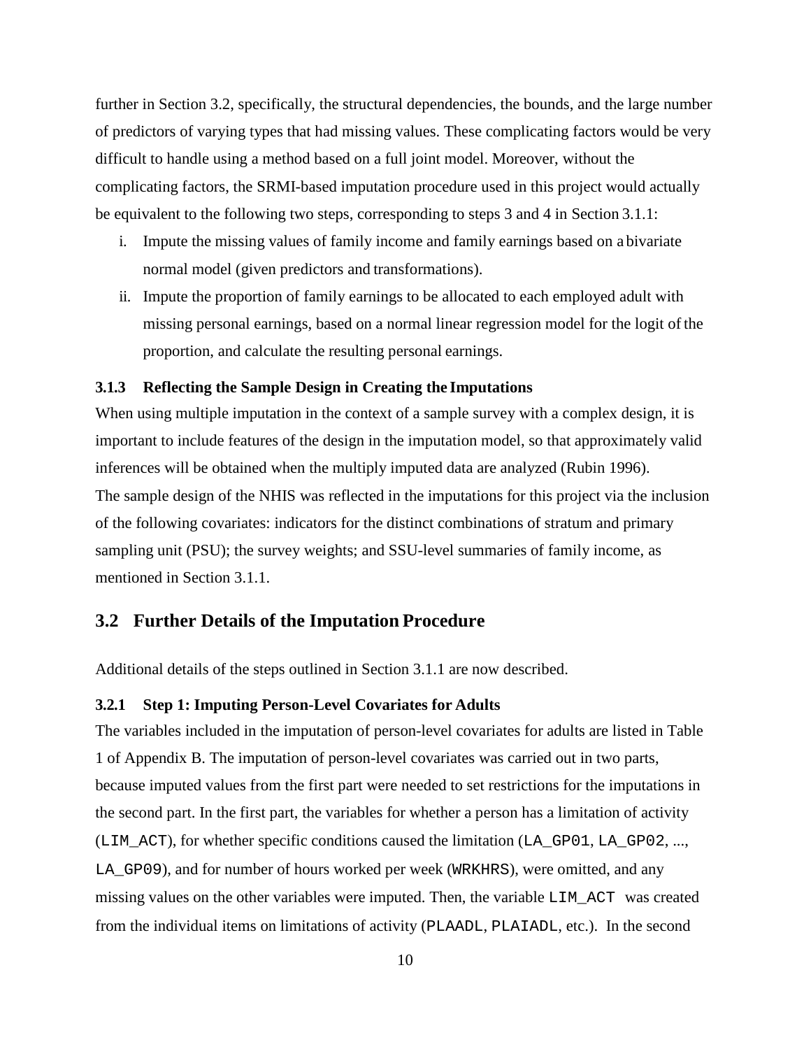further in Section 3.2, specifically, the structural dependencies, the bounds, and the large number of predictors of varying types that had missing values. These complicating factors would be very difficult to handle using a method based on a full joint model. Moreover, without the complicating factors, the SRMI-based imputation procedure used in this project would actually be equivalent to the following two steps, corresponding to steps 3 and 4 in Section 3.1.1:

i. Impute the missing values of family income and family earnings based on a bivariate normal model (given predictors and transformations).
ii. Impute the proportion of family earnings to be allocated to each employed adult with missing personal earnings, based on a normal linear regression model for the logit of the proportion, and calculate the resulting personal earnings.

### 3.1.3 Reflecting the Sample Design in Creating the Imputations

When using multiple imputation in the context of a sample survey with a complex design, it is important to include features of the design in the imputation model, so that approximately valid inferences will be obtained when the multiply imputed data are analyzed (Rubin 1996).
The sample design of the NHIS was reflected in the imputations for this project via the inclusion of the following covariates: indicators for the distinct combinations of stratum and primary sampling unit (PSU); the survey weights; and SSU-level summaries of family income, as mentioned in Section 3.1.1.

## 3.2 Further Details of the Imputation Procedure

Additional details of the steps outlined in Section 3.1.1 are now described.

### 3.2.1 Step 1: Imputing Person-Level Covariates for Adults

The variables included in the imputation of person-level covariates for adults are listed in Table 1 of Appendix B. The imputation of person-level covariates was carried out in two parts, because imputed values from the first part were needed to set restrictions for the imputations in the second part. In the first part, the variables for whether a person has a limitation of activity (LIM_ACT), for whether specific conditions caused the limitation (LA_GP01, LA_GP02, ..., LA_GP09), and for number of hours worked per week (WRKHRS), were omitted, and any missing values on the other variables were imputed. Then, the variable LIM_ACT was created from the individual items on limitations of activity (PLAADL, PLAIADL, etc.). In the second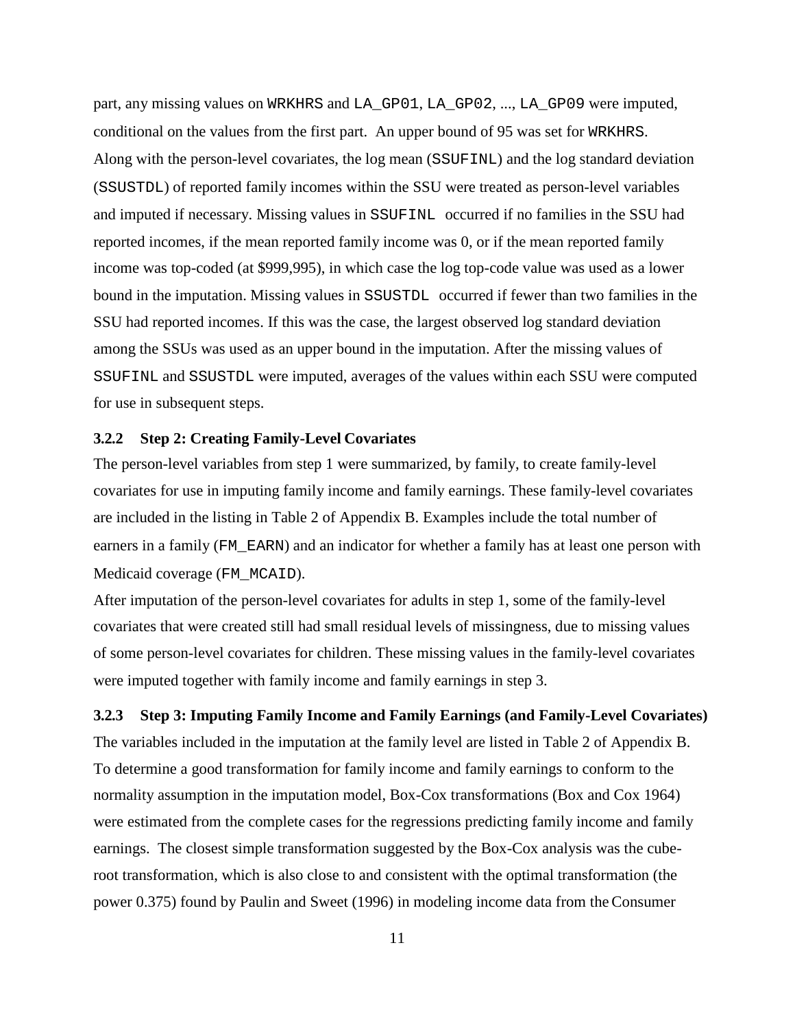part, any missing values on WRKHRS and LA_GP01, LA_GP02, ..., LA_GP09 were imputed, conditional on the values from the first part. An upper bound of 95 was set for WRKHRS. Along with the person-level covariates, the log mean (SSUFINL) and the log standard deviation (SSUSTDL) of reported family incomes within the SSU were treated as person-level variables and imputed if necessary. Missing values in SSUFINL occurred if no families in the SSU had reported incomes, if the mean reported family income was 0, or if the mean reported family income was top-coded (at $999,995), in which case the log top-code value was used as a lower bound in the imputation. Missing values in SSUSTDL occurred if fewer than two families in the SSU had reported incomes. If this was the case, the largest observed log standard deviation among the SSUs was used as an upper bound in the imputation. After the missing values of SSUFINL and SSUSTDL were imputed, averages of the values within each SSU were computed for use in subsequent steps.

### 3.2.2 Step 2: Creating Family-Level Covariates

The person-level variables from step 1 were summarized, by family, to create family-level covariates for use in imputing family income and family earnings. These family-level covariates are included in the listing in Table 2 of Appendix B. Examples include the total number of earners in a family (FM_EARN) and an indicator for whether a family has at least one person with Medicaid coverage (FM_MCAID).

After imputation of the person-level covariates for adults in step 1, some of the family-level covariates that were created still had small residual levels of missingness, due to missing values of some person-level covariates for children. These missing values in the family-level covariates were imputed together with family income and family earnings in step 3.

### 3.2.3 Step 3: Imputing Family Income and Family Earnings (and Family-Level Covariates)

The variables included in the imputation at the family level are listed in Table 2 of Appendix B. To determine a good transformation for family income and family earnings to conform to the normality assumption in the imputation model, Box-Cox transformations (Box and Cox 1964) were estimated from the complete cases for the regressions predicting family income and family earnings. The closest simple transformation suggested by the Box-Cox analysis was the cube-root transformation, which is also close to and consistent with the optimal transformation (the power 0.375) found by Paulin and Sweet (1996) in modeling income data from the Consumer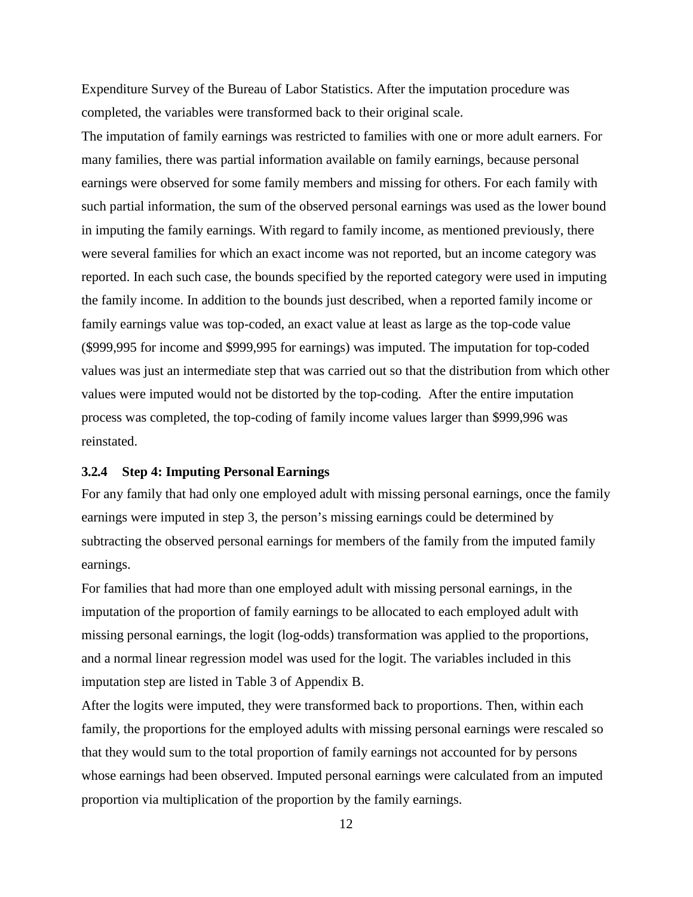Expenditure Survey of the Bureau of Labor Statistics. After the imputation procedure was completed, the variables were transformed back to their original scale.

The imputation of family earnings was restricted to families with one or more adult earners. For many families, there was partial information available on family earnings, because personal earnings were observed for some family members and missing for others. For each family with such partial information, the sum of the observed personal earnings was used as the lower bound in imputing the family earnings. With regard to family income, as mentioned previously, there were several families for which an exact income was not reported, but an income category was reported. In each such case, the bounds specified by the reported category were used in imputing the family income. In addition to the bounds just described, when a reported family income or family earnings value was top-coded, an exact value at least as large as the top-code value ($999,995 for income and $999,995 for earnings) was imputed. The imputation for top-coded values was just an intermediate step that was carried out so that the distribution from which other values were imputed would not be distorted by the top-coding. After the entire imputation process was completed, the top-coding of family income values larger than $999,996 was reinstated.

### 3.2.4 Step 4: Imputing Personal Earnings

For any family that had only one employed adult with missing personal earnings, once the family earnings were imputed in step 3, the person's missing earnings could be determined by subtracting the observed personal earnings for members of the family from the imputed family earnings.

For families that had more than one employed adult with missing personal earnings, in the imputation of the proportion of family earnings to be allocated to each employed adult with missing personal earnings, the logit (log-odds) transformation was applied to the proportions, and a normal linear regression model was used for the logit. The variables included in this imputation step are listed in Table 3 of Appendix B.

After the logits were imputed, they were transformed back to proportions. Then, within each family, the proportions for the employed adults with missing personal earnings were rescaled so that they would sum to the total proportion of family earnings not accounted for by persons whose earnings had been observed. Imputed personal earnings were calculated from an imputed proportion via multiplication of the proportion by the family earnings.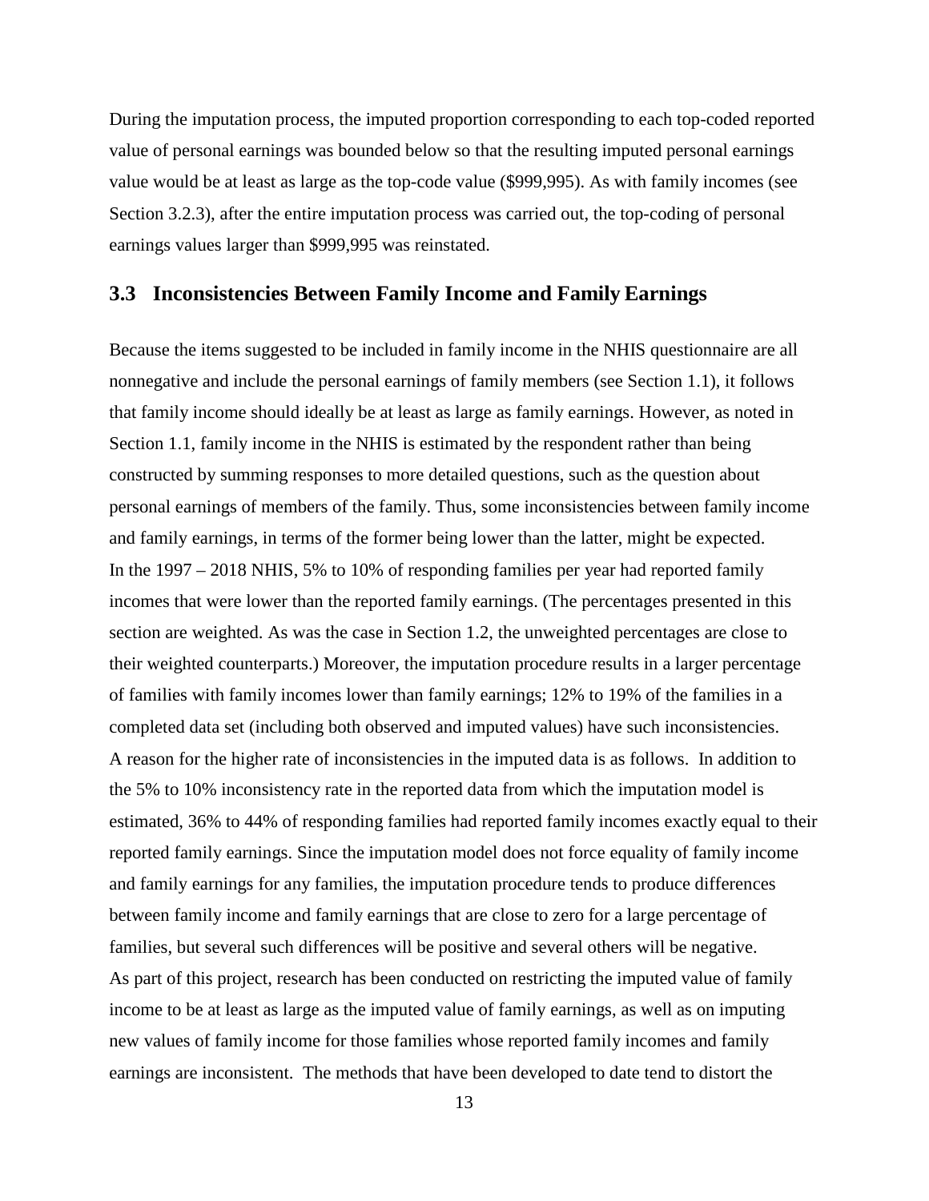During the imputation process, the imputed proportion corresponding to each top-coded reported value of personal earnings was bounded below so that the resulting imputed personal earnings value would be at least as large as the top-code value ($999,995). As with family incomes (see Section 3.2.3), after the entire imputation process was carried out, the top-coding of personal earnings values larger than $999,995 was reinstated.

## 3.3 Inconsistencies Between Family Income and Family Earnings

Because the items suggested to be included in family income in the NHIS questionnaire are all nonnegative and include the personal earnings of family members (see Section 1.1), it follows that family income should ideally be at least as large as family earnings. However, as noted in Section 1.1, family income in the NHIS is estimated by the respondent rather than being constructed by summing responses to more detailed questions, such as the question about personal earnings of members of the family. Thus, some inconsistencies between family income and family earnings, in terms of the former being lower than the latter, might be expected. In the 1997 – 2018 NHIS, 5% to 10% of responding families per year had reported family incomes that were lower than the reported family earnings. (The percentages presented in this section are weighted. As was the case in Section 1.2, the unweighted percentages are close to their weighted counterparts.) Moreover, the imputation procedure results in a larger percentage of families with family incomes lower than family earnings; 12% to 19% of the families in a completed data set (including both observed and imputed values) have such inconsistencies. A reason for the higher rate of inconsistencies in the imputed data is as follows. In addition to the 5% to 10% inconsistency rate in the reported data from which the imputation model is estimated, 36% to 44% of responding families had reported family incomes exactly equal to their reported family earnings. Since the imputation model does not force equality of family income and family earnings for any families, the imputation procedure tends to produce differences between family income and family earnings that are close to zero for a large percentage of families, but several such differences will be positive and several others will be negative. As part of this project, research has been conducted on restricting the imputed value of family income to be at least as large as the imputed value of family earnings, as well as on imputing new values of family income for those families whose reported family incomes and family earnings are inconsistent. The methods that have been developed to date tend to distort the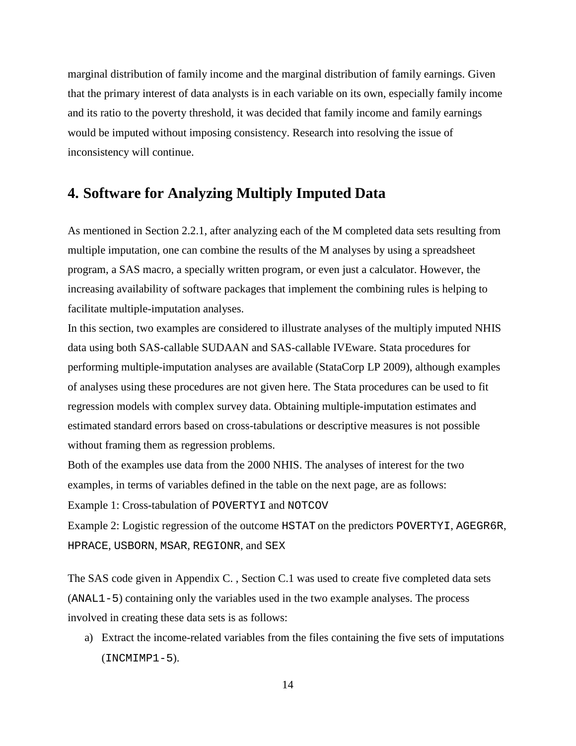marginal distribution of family income and the marginal distribution of family earnings. Given that the primary interest of data analysts is in each variable on its own, especially family income and its ratio to the poverty threshold, it was decided that family income and family earnings would be imputed without imposing consistency. Research into resolving the issue of inconsistency will continue.

## 4. Software for Analyzing Multiply Imputed Data

As mentioned in Section 2.2.1, after analyzing each of the M completed data sets resulting from multiple imputation, one can combine the results of the M analyses by using a spreadsheet program, a SAS macro, a specially written program, or even just a calculator. However, the increasing availability of software packages that implement the combining rules is helping to facilitate multiple-imputation analyses.

In this section, two examples are considered to illustrate analyses of the multiply imputed NHIS data using both SAS-callable SUDAAN and SAS-callable IVEware. Stata procedures for performing multiple-imputation analyses are available (StataCorp LP 2009), although examples of analyses using these procedures are not given here. The Stata procedures can be used to fit regression models with complex survey data. Obtaining multiple-imputation estimates and estimated standard errors based on cross-tabulations or descriptive measures is not possible without framing them as regression problems.

Both of the examples use data from the 2000 NHIS. The analyses of interest for the two examples, in terms of variables defined in the table on the next page, are as follows:

Example 1: Cross-tabulation of `POVERTYI` and `NOTCOV`

Example 2: Logistic regression of the outcome `HSTAT` on the predictors `POVERTYI`, `AGEGR6R`, `HPRACE`, `USBORN`, `MSAR`, `REGIONR`, and `SEX`

The SAS code given in Appendix C. , Section C.1 was used to create five completed data sets (`ANAL1-5`) containing only the variables used in the two example analyses. The process involved in creating these data sets is as follows:

a) Extract the income-related variables from the files containing the five sets of imputations (`INCMIMP1-5`).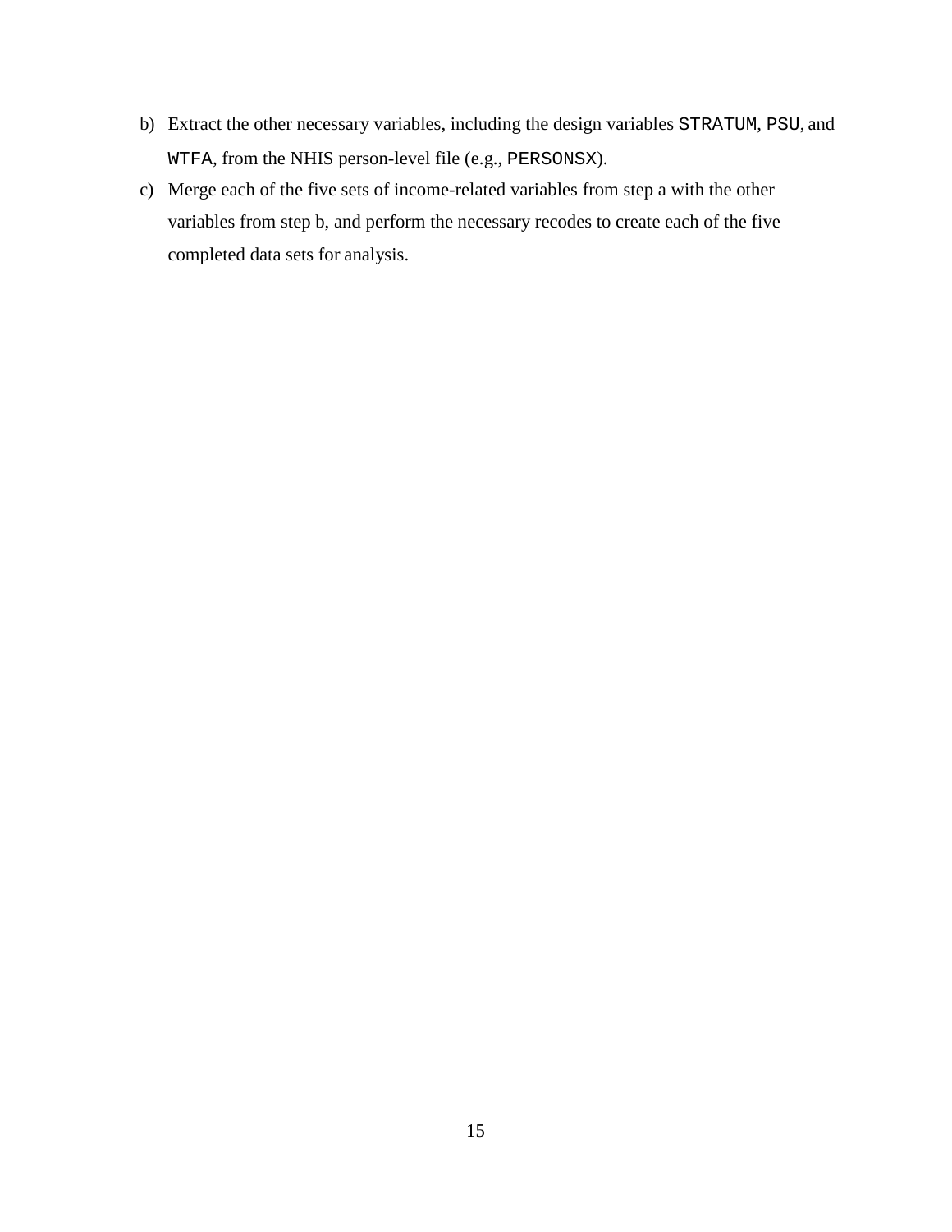b) Extract the other necessary variables, including the design variables `STRATUM`, `PSU`, and `WTFA`, from the NHIS person-level file (e.g., `PERSONSX`).
c) Merge each of the five sets of income-related variables from step a with the other variables from step b, and perform the necessary recodes to create each of the five completed data sets for analysis.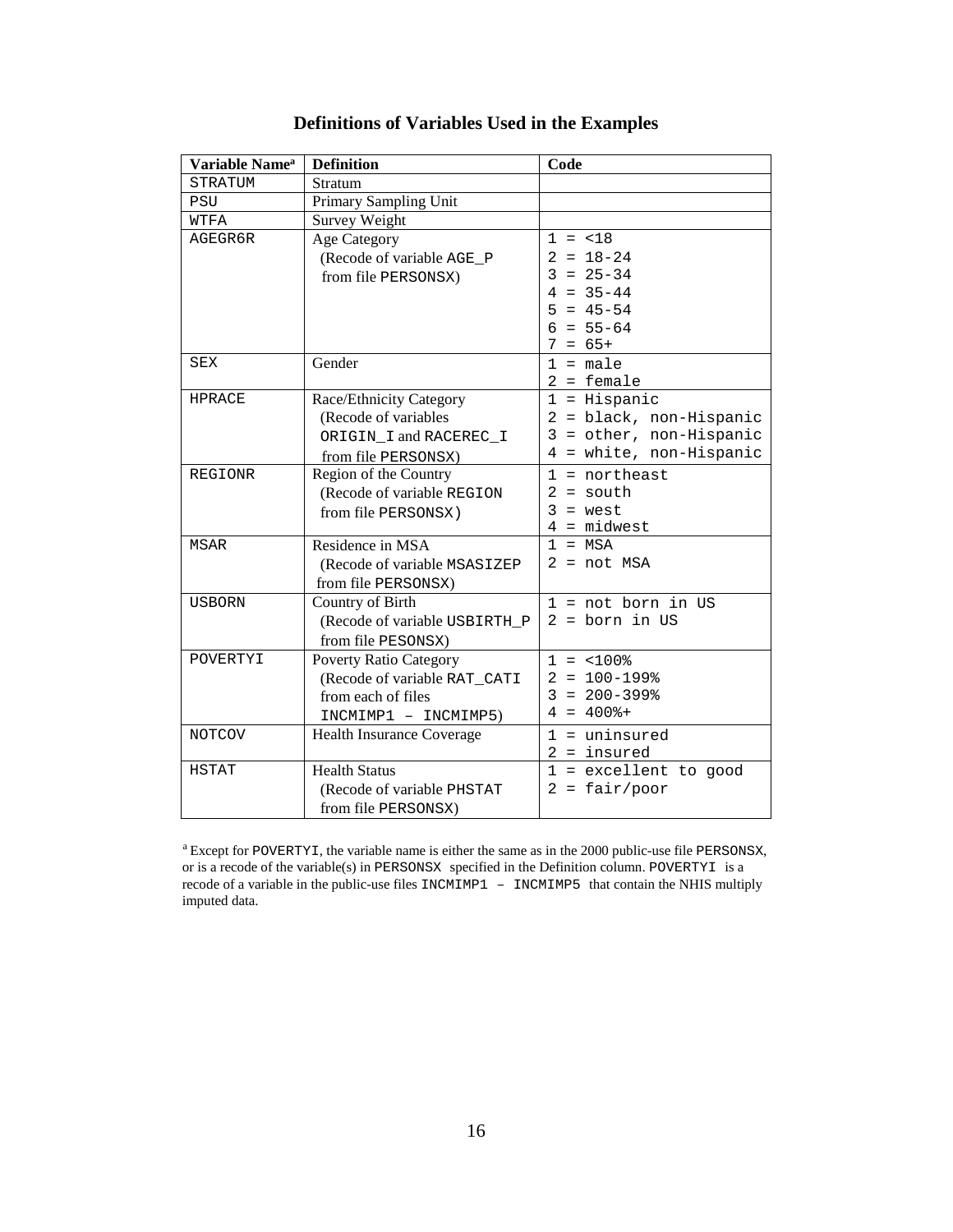## Definitions of Variables Used in the Examples

| Variable Name[a] | Definition | Code |
|---|---|---|
| STRATUM | Stratum | |
| PSU | Primary Sampling Unit | |
| WTFA | Survey Weight | |
| AGEGR6R | Age Category (Recode of variable AGE_P from file PERSONSX) | 1 = <18<br>2 = 18-24<br>3 = 25-34<br>4 = 35-44<br>5 = 45-54<br>6 = 55-64<br>7 = 65+ |
| SEX | Gender | 1 = male<br>2 = female |
| HPRACE | Race/Ethnicity Category (Recode of variables ORIGIN_I and RACEREC_I from file PERSONSX) | 1 = Hispanic<br>2 = black, non-Hispanic<br>3 = other, non-Hispanic<br>4 = white, non-Hispanic |
| REGIONR | Region of the Country (Recode of variable REGION from file PERSONSX) | 1 = northeast<br>2 = south<br>3 = west<br>4 = midwest |
| MSAR | Residence in MSA (Recode of variable MSASIZEP from file PERSONSX) | 1 = MSA<br>2 = not MSA |
| USBORN | Country of Birth (Recode of variable USBIRTH_P from file PESONSX) | 1 = not born in US<br>2 = born in US |
| POVERTYI | Poverty Ratio Category (Recode of variable RAT_CATI from each of files INCMIMP1 – INCMIMP5) | 1 = <100%<br>2 = 100-199%<br>3 = 200-399%<br>4 = 400%+ |
| NOTCOV | Health Insurance Coverage | 1 = uninsured<br>2 = insured |
| HSTAT | Health Status (Recode of variable PHSTAT from file PERSONSX) | 1 = excellent to good<br>2 = fair/poor |

[a] Except for POVERTYI, the variable name is either the same as in the 2000 public-use file PERSONSX, or is a recode of the variable(s) in PERSONSX specified in the Definition column. POVERTYI is a recode of a variable in the public-use files INCMIMP1 – INCMIMP5 that contain the NHIS multiply imputed data.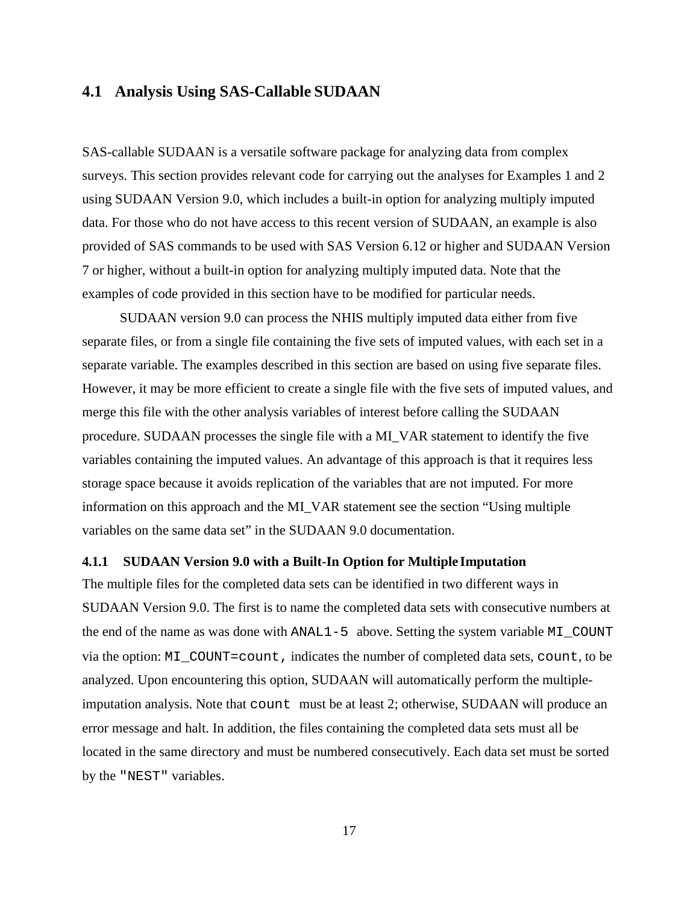## 4.1 Analysis Using SAS-Callable SUDAAN

SAS-callable SUDAAN is a versatile software package for analyzing data from complex surveys. This section provides relevant code for carrying out the analyses for Examples 1 and 2 using SUDAAN Version 9.0, which includes a built-in option for analyzing multiply imputed data. For those who do not have access to this recent version of SUDAAN, an example is also provided of SAS commands to be used with SAS Version 6.12 or higher and SUDAAN Version 7 or higher, without a built-in option for analyzing multiply imputed data. Note that the examples of code provided in this section have to be modified for particular needs.

SUDAAN version 9.0 can process the NHIS multiply imputed data either from five separate files, or from a single file containing the five sets of imputed values, with each set in a separate variable. The examples described in this section are based on using five separate files. However, it may be more efficient to create a single file with the five sets of imputed values, and merge this file with the other analysis variables of interest before calling the SUDAAN procedure. SUDAAN processes the single file with a MI_VAR statement to identify the five variables containing the imputed values. An advantage of this approach is that it requires less storage space because it avoids replication of the variables that are not imputed. For more information on this approach and the MI_VAR statement see the section "Using multiple variables on the same data set" in the SUDAAN 9.0 documentation.

### 4.1.1 SUDAAN Version 9.0 with a Built-In Option for Multiple Imputation

The multiple files for the completed data sets can be identified in two different ways in SUDAAN Version 9.0. The first is to name the completed data sets with consecutive numbers at the end of the name as was done with `ANAL1-5` above. Setting the system variable `MI_COUNT` via the option: `MI_COUNT=count,` indicates the number of completed data sets, `count`, to be analyzed. Upon encountering this option, SUDAAN will automatically perform the multiple-imputation analysis. Note that `count` must be at least 2; otherwise, SUDAAN will produce an error message and halt. In addition, the files containing the completed data sets must all be located in the same directory and must be numbered consecutively. Each data set must be sorted by the `"NEST"` variables.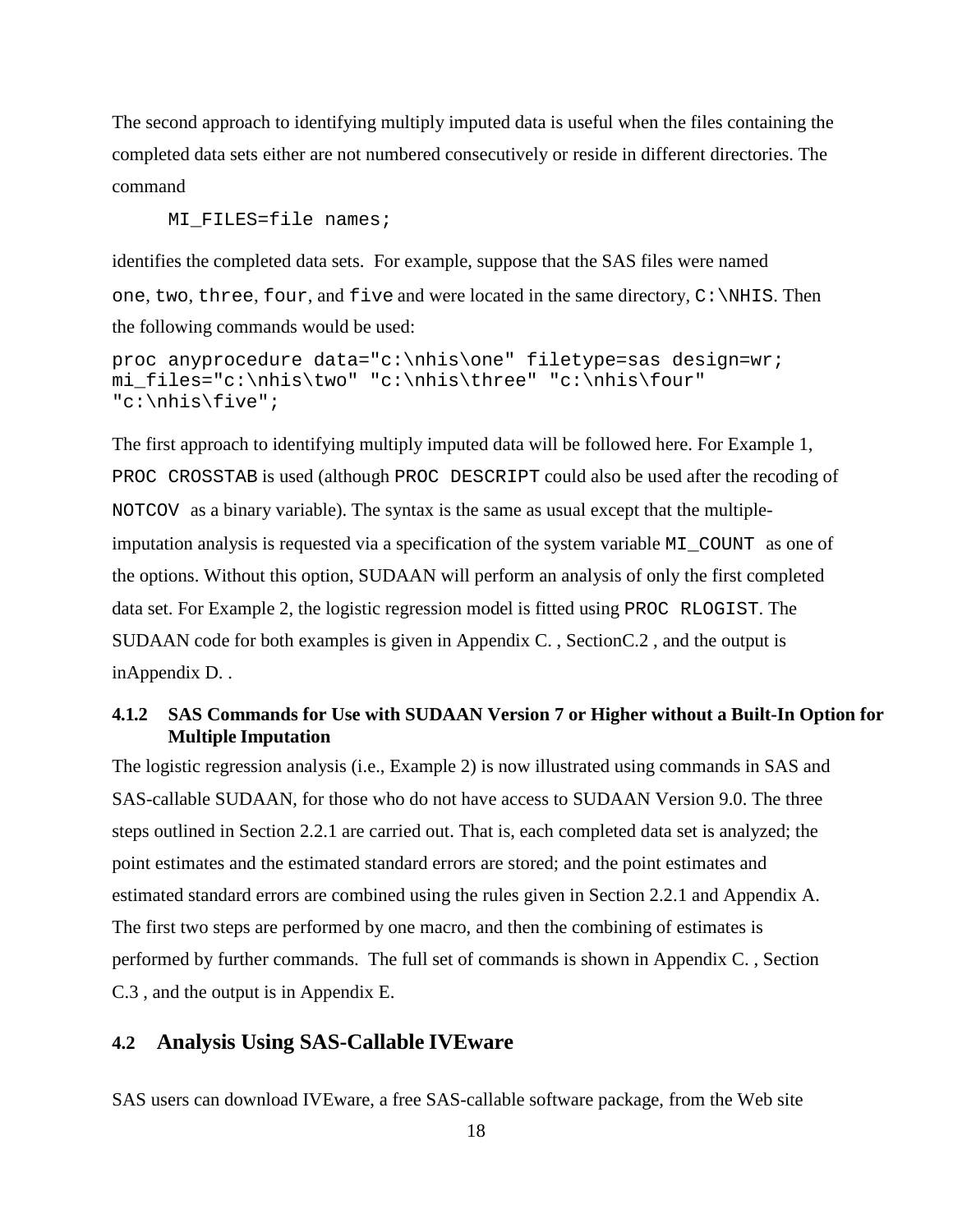The second approach to identifying multiply imputed data is useful when the files containing the completed data sets either are not numbered consecutively or reside in different directories. The command

```
MI_FILES=file names;
```

identifies the completed data sets. For example, suppose that the SAS files were named `one`, `two`, `three`, `four`, and `five` and were located in the same directory, `C:\NHIS`. Then the following commands would be used:

```
proc anyprocedure data="c:\nhis\one" filetype=sas design=wr;
mi_files="c:\nhis\two" "c:\nhis\three" "c:\nhis\four"
"c:\nhis\five";
```

The first approach to identifying multiply imputed data will be followed here. For Example 1, `PROC CROSSTAB` is used (although `PROC DESCRIPT` could also be used after the recoding of `NOTCOV` as a binary variable). The syntax is the same as usual except that the multiple-imputation analysis is requested via a specification of the system variable `MI_COUNT` as one of the options. Without this option, SUDAAN will perform an analysis of only the first completed data set. For Example 2, the logistic regression model is fitted using `PROC RLOGIST`. The SUDAAN code for both examples is given in Appendix C. , SectionC.2 , and the output is inAppendix D. .

#### 4.1.2 SAS Commands for Use with SUDAAN Version 7 or Higher without a Built-In Option for Multiple Imputation

The logistic regression analysis (i.e., Example 2) is now illustrated using commands in SAS and SAS-callable SUDAAN, for those who do not have access to SUDAAN Version 9.0. The three steps outlined in Section 2.2.1 are carried out. That is, each completed data set is analyzed; the point estimates and the estimated standard errors are stored; and the point estimates and estimated standard errors are combined using the rules given in Section 2.2.1 and Appendix A. The first two steps are performed by one macro, and then the combining of estimates is performed by further commands. The full set of commands is shown in Appendix C. , Section C.3 , and the output is in Appendix E.

## 4.2 Analysis Using SAS-Callable IVEware

SAS users can download IVEware, a free SAS-callable software package, from the Web site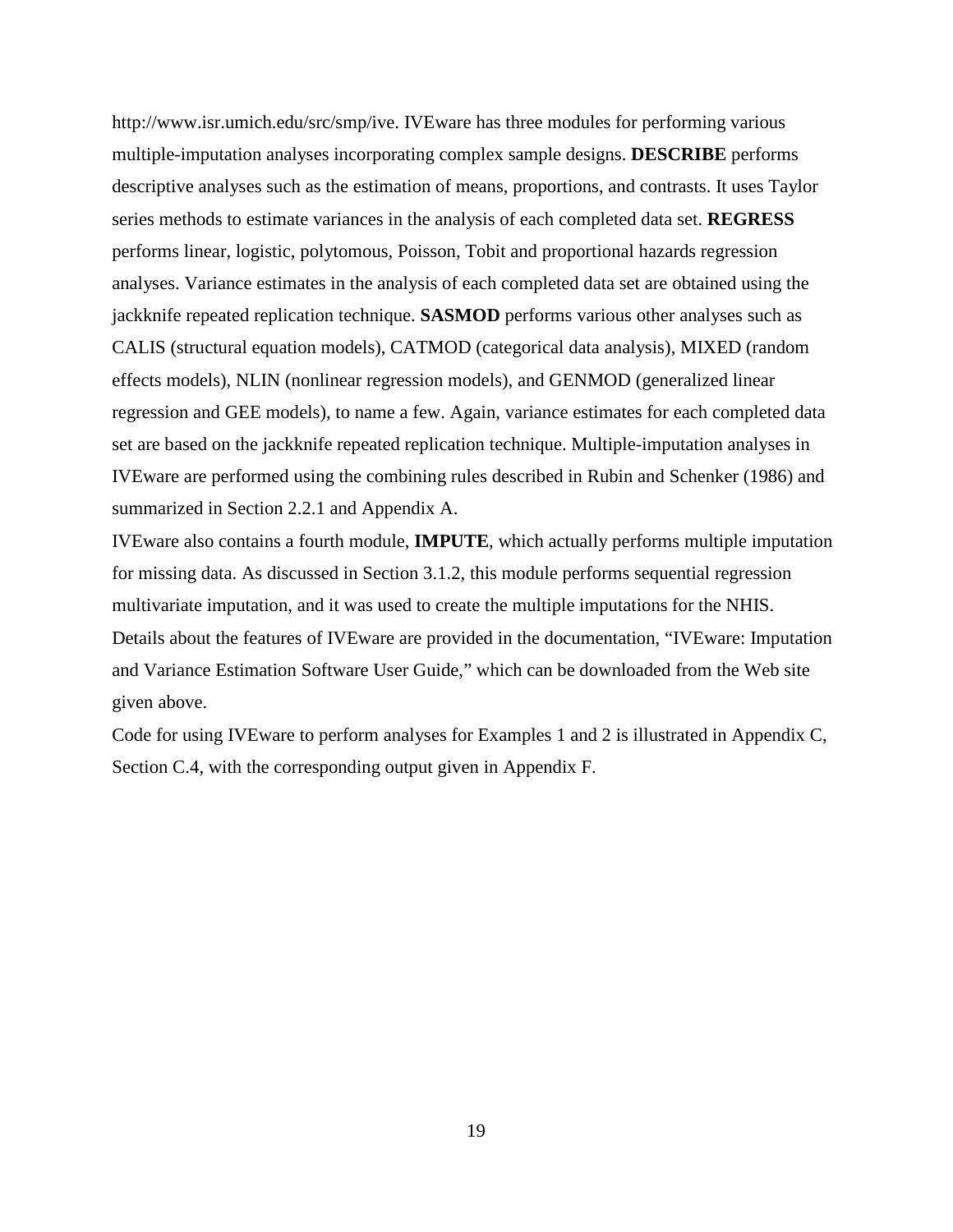http://www.isr.umich.edu/src/smp/ive. IVEware has three modules for performing various multiple-imputation analyses incorporating complex sample designs. **DESCRIBE** performs descriptive analyses such as the estimation of means, proportions, and contrasts. It uses Taylor series methods to estimate variances in the analysis of each completed data set. **REGRESS** performs linear, logistic, polytomous, Poisson, Tobit and proportional hazards regression analyses. Variance estimates in the analysis of each completed data set are obtained using the jackknife repeated replication technique. **SASMOD** performs various other analyses such as CALIS (structural equation models), CATMOD (categorical data analysis), MIXED (random effects models), NLIN (nonlinear regression models), and GENMOD (generalized linear regression and GEE models), to name a few. Again, variance estimates for each completed data set are based on the jackknife repeated replication technique. Multiple-imputation analyses in IVEware are performed using the combining rules described in Rubin and Schenker (1986) and summarized in Section 2.2.1 and Appendix A.

IVEware also contains a fourth module, **IMPUTE**, which actually performs multiple imputation for missing data. As discussed in Section 3.1.2, this module performs sequential regression multivariate imputation, and it was used to create the multiple imputations for the NHIS. Details about the features of IVEware are provided in the documentation, "IVEware: Imputation and Variance Estimation Software User Guide," which can be downloaded from the Web site given above.

Code for using IVEware to perform analyses for Examples 1 and 2 is illustrated in Appendix C, Section C.4, with the corresponding output given in Appendix F.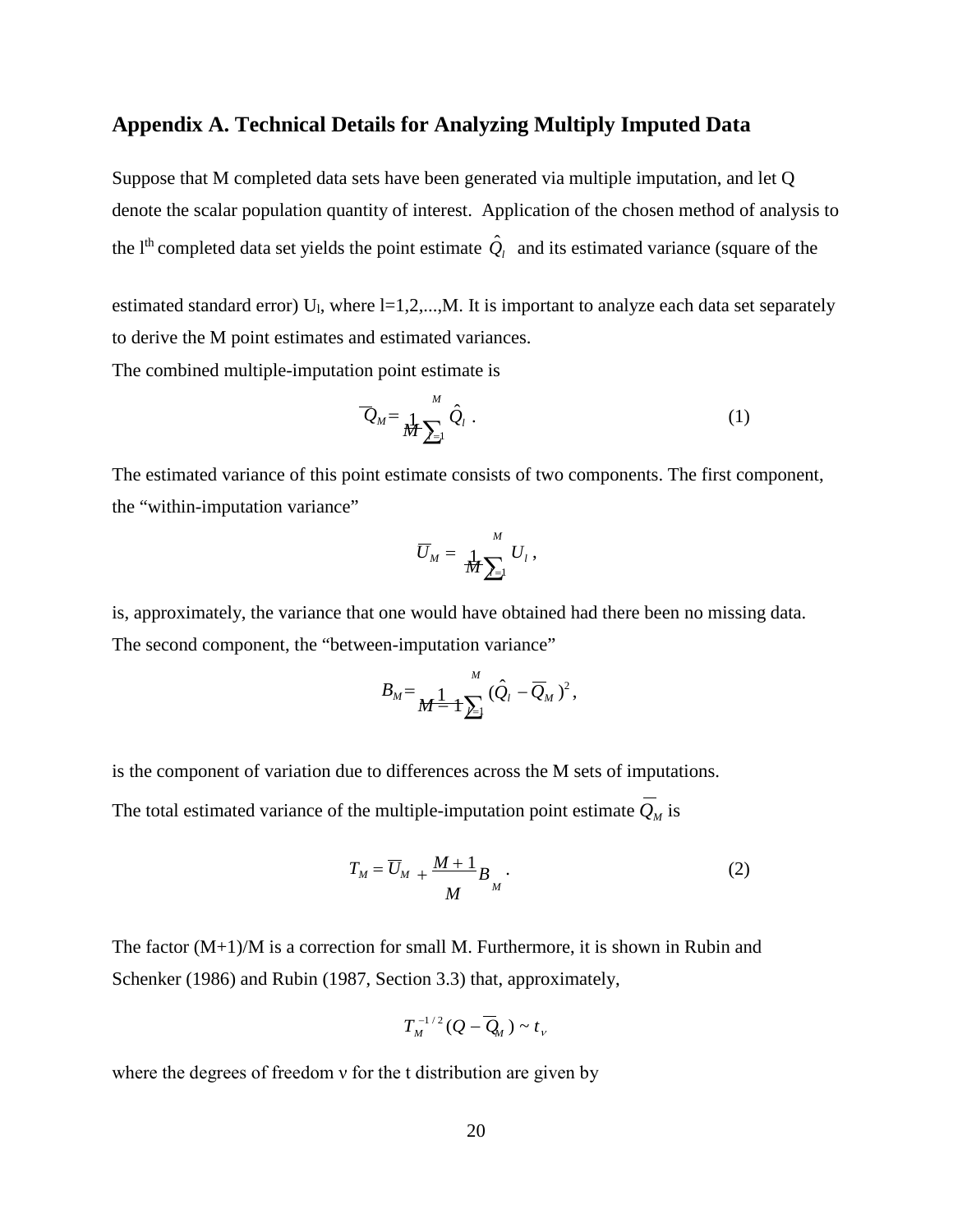## Appendix A. Technical Details for Analyzing Multiply Imputed Data

Suppose that M completed data sets have been generated via multiple imputation, and let Q denote the scalar population quantity of interest. Application of the chosen method of analysis to the $l^{th}$ completed data set yields the point estimate $\hat{Q}_l$ and its estimated variance (square of the estimated standard error) $U_l$, where $l=1,2,...,M$. It is important to analyze each data set separately to derive the M point estimates and estimated variances.

The combined multiple-imputation point estimate is

$$\overline{Q}_M = \frac{1}{M}\sum_{l=1}^{M} \hat{Q}_l \ . \tag{1}$$

The estimated variance of this point estimate consists of two components. The first component, the "within-imputation variance"

$$\overline{U}_M = \frac{1}{M}\sum_{l=1}^{M} U_l \, ,$$

is, approximately, the variance that one would have obtained had there been no missing data. The second component, the "between-imputation variance"

$$B_M = \frac{1}{M-1}\sum_{l=1}^{M} (\hat{Q}_l - \overline{Q}_M)^2 \, ,$$

is the component of variation due to differences across the M sets of imputations.

The total estimated variance of the multiple-imputation point estimate $\overline{Q}_M$ is

$$T_M = \overline{U}_M + \frac{M+1}{M} B_M \ . \tag{2}$$

The factor (M+1)/M is a correction for small M. Furthermore, it is shown in Rubin and Schenker (1986) and Rubin (1987, Section 3.3) that, approximately,

$$T_M^{-1/2}(Q - \overline{Q}_M) \sim t_\nu$$

where the degrees of freedom ν for the t distribution are given by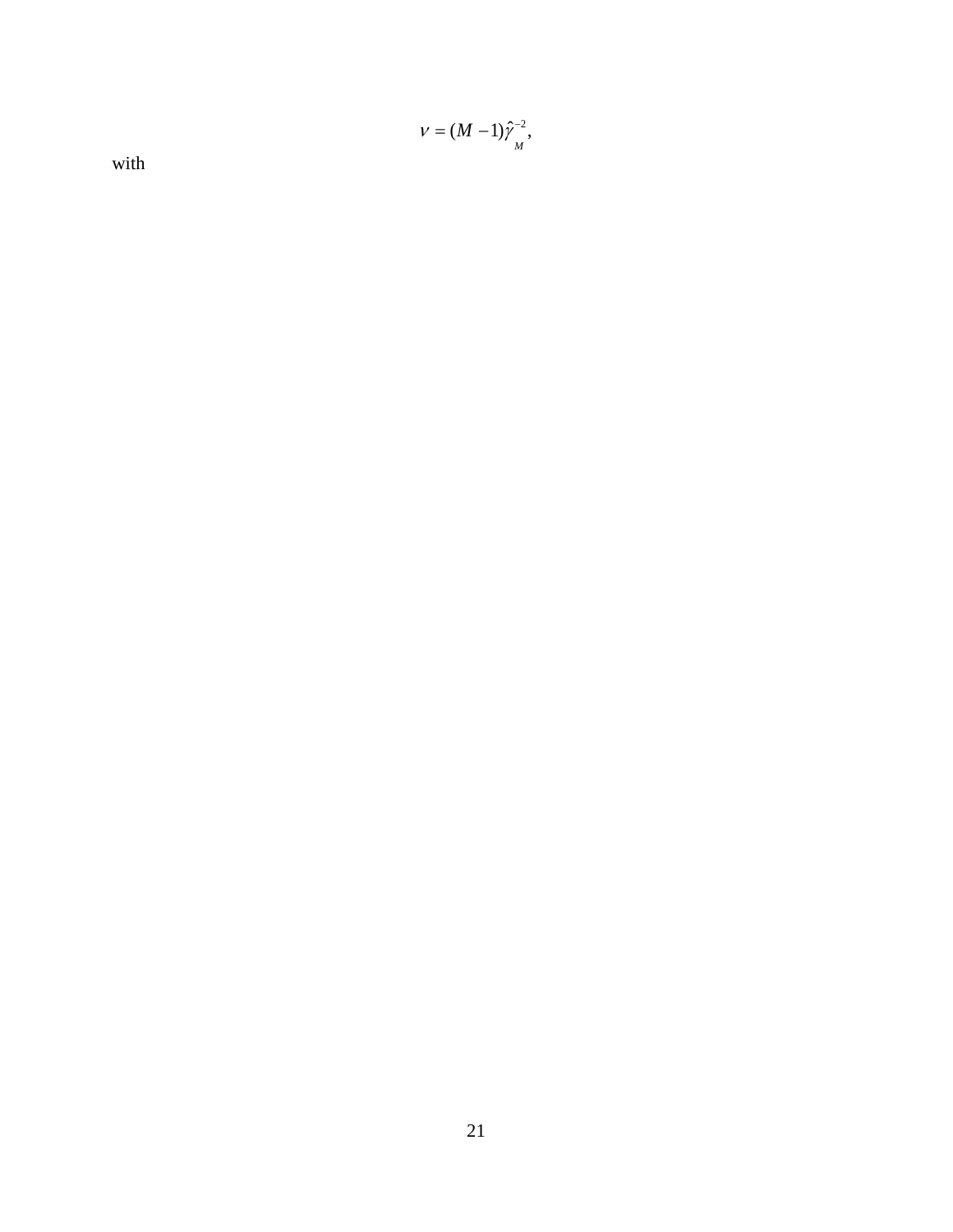$$\nu = (M - 1)\hat{\gamma}_M^{-2},$$

with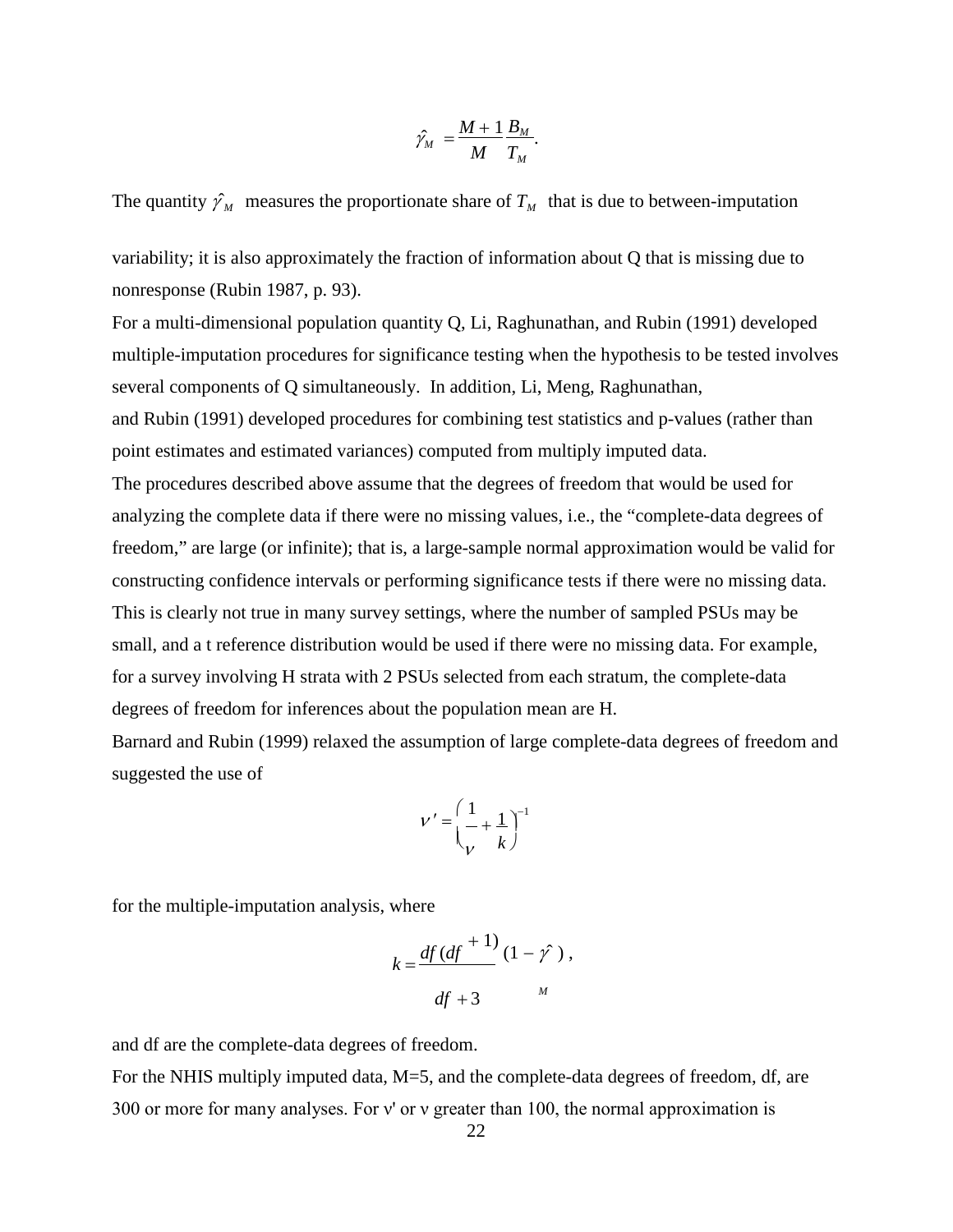$$\hat{\gamma}_M = \frac{M+1}{M}\frac{B_M}{T_M}.$$

The quantity $\hat{\gamma}_M$ measures the proportionate share of $T_M$ that is due to between-imputation variability; it is also approximately the fraction of information about Q that is missing due to nonresponse (Rubin 1987, p. 93).

For a multi-dimensional population quantity Q, Li, Raghunathan, and Rubin (1991) developed multiple-imputation procedures for significance testing when the hypothesis to be tested involves several components of Q simultaneously. In addition, Li, Meng, Raghunathan, and Rubin (1991) developed procedures for combining test statistics and p-values (rather than point estimates and estimated variances) computed from multiply imputed data.

The procedures described above assume that the degrees of freedom that would be used for analyzing the complete data if there were no missing values, i.e., the "complete-data degrees of freedom," are large (or infinite); that is, a large-sample normal approximation would be valid for constructing confidence intervals or performing significance tests if there were no missing data. This is clearly not true in many survey settings, where the number of sampled PSUs may be small, and a t reference distribution would be used if there were no missing data. For example, for a survey involving H strata with 2 PSUs selected from each stratum, the complete-data degrees of freedom for inferences about the population mean are H.

Barnard and Rubin (1999) relaxed the assumption of large complete-data degrees of freedom and suggested the use of

$$\nu' = \left(\frac{1}{\nu} + \frac{1}{k}\right)^{-1}$$

for the multiple-imputation analysis, where

$$k = \frac{df\,(df+1)}{df+3}(1-\hat{\gamma}_M),$$

and df are the complete-data degrees of freedom.

For the NHIS multiply imputed data, M=5, and the complete-data degrees of freedom, df, are 300 or more for many analyses. For $\nu'$ or $\nu$ greater than 100, the normal approximation is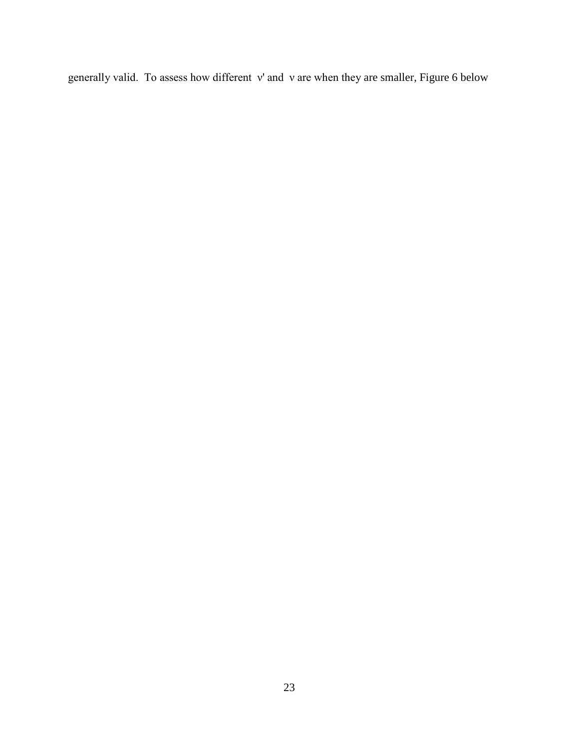generally valid. To assess how different $\nu'$ and $\nu$ are when they are smaller, Figure 6 below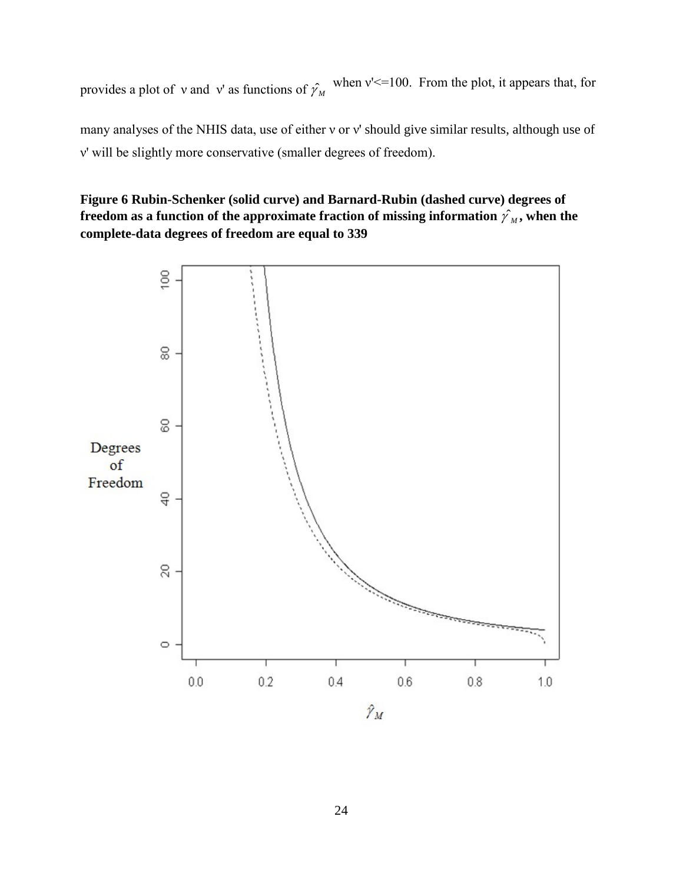provides a plot of $\nu$ and $\nu'$ as functions of $\hat{\gamma}_M$ when $\nu' \leq 100$. From the plot, it appears that, for many analyses of the NHIS data, use of either $\nu$ or $\nu'$ should give similar results, although use of $\nu'$ will be slightly more conservative (smaller degrees of freedom).

**Figure 6 Rubin-Schenker (solid curve) and Barnard-Rubin (dashed curve) degrees of freedom as a function of the approximate fraction of missing information $\hat{\gamma}_M$, when the complete-data degrees of freedom are equal to 339**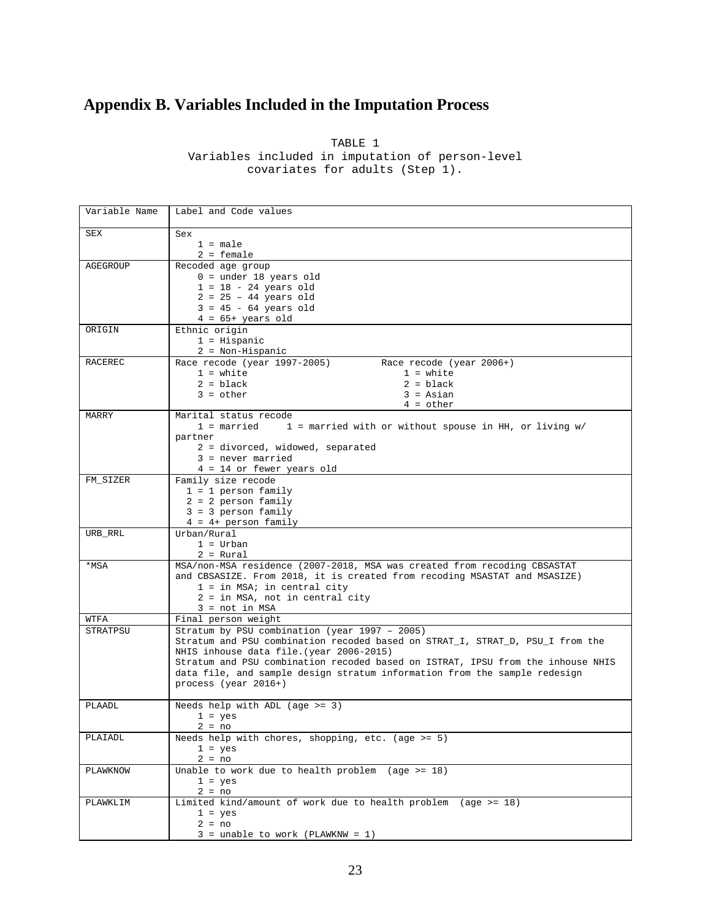# Appendix B. Variables Included in the Imputation Process

TABLE 1
Variables included in imputation of person-level covariates for adults (Step 1).

| Variable Name | Label and Code values |
|---|---|
| SEX | Sex<br>1 = male<br>2 = female |
| AGEGROUP | Recoded age group<br>0 = under 18 years old<br>1 = 18 - 24 years old<br>2 = 25 – 44 years old<br>3 = 45 - 64 years old<br>4 = 65+ years old |
| ORIGIN | Ethnic origin<br>1 = Hispanic<br>2 = Non-Hispanic |
| RACEREC | Race recode (year 1997-2005)<br>1 = white<br>2 = black<br>3 = other<br>Race recode (year 2006+)<br>1 = white<br>2 = black<br>3 = Asian<br>4 = other |
| MARRY | Marital status recode<br>1 = married 1 = married with or without spouse in HH, or living w/ partner<br>2 = divorced, widowed, separated<br>3 = never married<br>4 = 14 or fewer years old |
| FM_SIZER | Family size recode<br>1 = 1 person family<br>2 = 2 person family<br>3 = 3 person family<br>4 = 4+ person family |
| URB_RRL | Urban/Rural<br>1 = Urban<br>2 = Rural |
| *MSA | MSA/non-MSA residence (2007-2018, MSA was created from recoding CBSASTAT and CBSASIZE. From 2018, it is created from recoding MSASTAT and MSASIZE)<br>1 = in MSA; in central city<br>2 = in MSA, not in central city<br>3 = not in MSA |
| WTFA | Final person weight |
| STRATPSU | Stratum by PSU combination (year 1997 – 2005)<br>Stratum and PSU combination recoded based on STRAT_I, STRAT_D, PSU_I from the NHIS inhouse data file.(year 2006-2015)<br>Stratum and PSU combination recoded based on ISTRAT, IPSU from the inhouse NHIS data file, and sample design stratum information from the sample redesign process (year 2016+) |
| PLAADL | Needs help with ADL (age >= 3)<br>1 = yes<br>2 = no |
| PLAIADL | Needs help with chores, shopping, etc. (age >= 5)<br>1 = yes<br>2 = no |
| PLAWKNOW | Unable to work due to health problem (age >= 18)<br>1 = yes<br>2 = no |
| PLAWKLIM | Limited kind/amount of work due to health problem (age >= 18)<br>1 = yes<br>2 = no<br>3 = unable to work (PLAWKNW = 1) |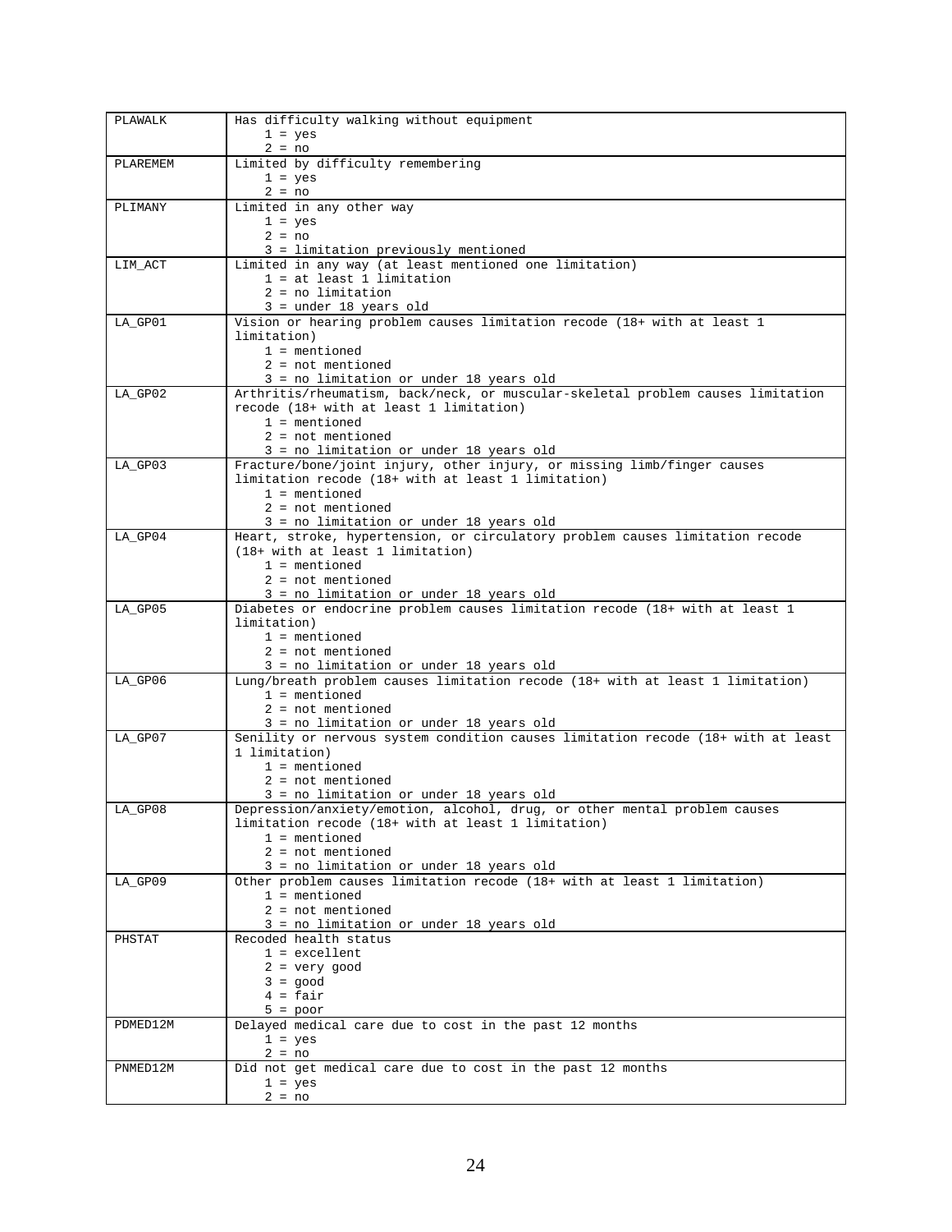| | |
|---|---|
| PLAWALK | Has difficulty walking without equipment<br>1 = yes<br>2 = no |
| PLAREMEM | Limited by difficulty remembering<br>1 = yes<br>2 = no |
| PLIMANY | Limited in any other way<br>1 = yes<br>2 = no<br>3 = limitation previously mentioned |
| LIM_ACT | Limited in any way (at least mentioned one limitation)<br>1 = at least 1 limitation<br>2 = no limitation<br>3 = under 18 years old |
| LA_GP01 | Vision or hearing problem causes limitation recode (18+ with at least 1 limitation)<br>1 = mentioned<br>2 = not mentioned<br>3 = no limitation or under 18 years old |
| LA_GP02 | Arthritis/rheumatism, back/neck, or muscular-skeletal problem causes limitation recode (18+ with at least 1 limitation)<br>1 = mentioned<br>2 = not mentioned<br>3 = no limitation or under 18 years old |
| LA_GP03 | Fracture/bone/joint injury, other injury, or missing limb/finger causes limitation recode (18+ with at least 1 limitation)<br>1 = mentioned<br>2 = not mentioned<br>3 = no limitation or under 18 years old |
| LA_GP04 | Heart, stroke, hypertension, or circulatory problem causes limitation recode (18+ with at least 1 limitation)<br>1 = mentioned<br>2 = not mentioned<br>3 = no limitation or under 18 years old |
| LA_GP05 | Diabetes or endocrine problem causes limitation recode (18+ with at least 1 limitation)<br>1 = mentioned<br>2 = not mentioned<br>3 = no limitation or under 18 years old |
| LA_GP06 | Lung/breath problem causes limitation recode (18+ with at least 1 limitation)<br>1 = mentioned<br>2 = not mentioned<br>3 = no limitation or under 18 years old |
| LA_GP07 | Senility or nervous system condition causes limitation recode (18+ with at least 1 limitation)<br>1 = mentioned<br>2 = not mentioned<br>3 = no limitation or under 18 years old |
| LA_GP08 | Depression/anxiety/emotion, alcohol, drug, or other mental problem causes limitation recode (18+ with at least 1 limitation)<br>1 = mentioned<br>2 = not mentioned<br>3 = no limitation or under 18 years old |
| LA_GP09 | Other problem causes limitation recode (18+ with at least 1 limitation)<br>1 = mentioned<br>2 = not mentioned<br>3 = no limitation or under 18 years old |
| PHSTAT | Recoded health status<br>1 = excellent<br>2 = very good<br>3 = good<br>4 = fair<br>5 = poor |
| PDMED12M | Delayed medical care due to cost in the past 12 months<br>1 = yes<br>2 = no |
| PNMED12M | Did not get medical care due to cost in the past 12 months<br>1 = yes<br>2 = no |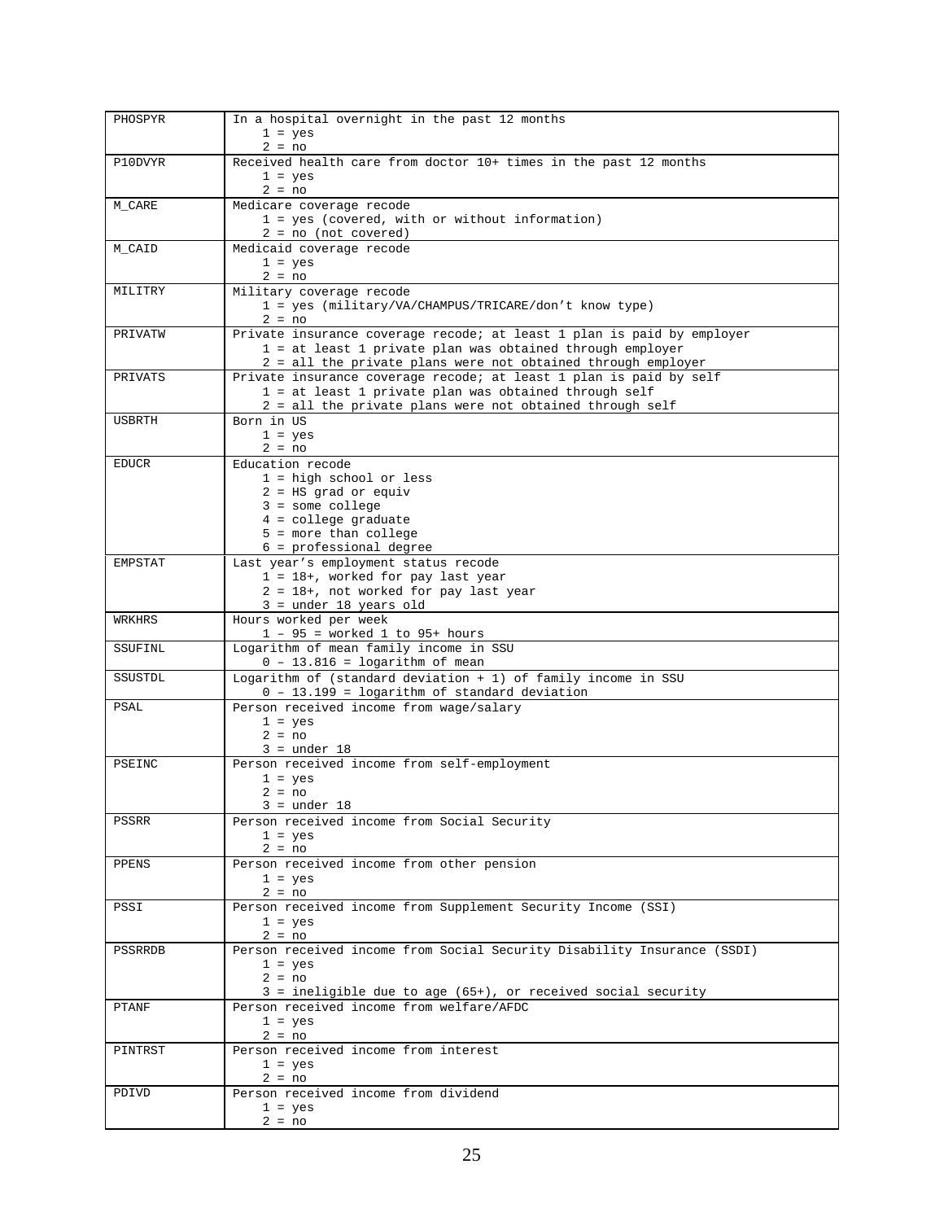| | |
|---|---|
| PHOSPYR | In a hospital overnight in the past 12 months<br>1 = yes<br>2 = no |
| P10DVYR | Received health care from doctor 10+ times in the past 12 months<br>1 = yes<br>2 = no |
| M_CARE | Medicare coverage recode<br>1 = yes (covered, with or without information)<br>2 = no (not covered) |
| M_CAID | Medicaid coverage recode<br>1 = yes<br>2 = no |
| MILITRY | Military coverage recode<br>1 = yes (military/VA/CHAMPUS/TRICARE/don't know type)<br>2 = no |
| PRIVATW | Private insurance coverage recode; at least 1 plan is paid by employer<br>1 = at least 1 private plan was obtained through employer<br>2 = all the private plans were not obtained through employer |
| PRIVATS | Private insurance coverage recode; at least 1 plan is paid by self<br>1 = at least 1 private plan was obtained through self<br>2 = all the private plans were not obtained through self |
| USBRTH | Born in US<br>1 = yes<br>2 = no |
| EDUCR | Education recode<br>1 = high school or less<br>2 = HS grad or equiv<br>3 = some college<br>4 = college graduate<br>5 = more than college<br>6 = professional degree |
| EMPSTAT | Last year's employment status recode<br>1 = 18+, worked for pay last year<br>2 = 18+, not worked for pay last year<br>3 = under 18 years old |
| WRKHRS | Hours worked per week<br>1 – 95 = worked 1 to 95+ hours |
| SSUFINL | Logarithm of mean family income in SSU<br>0 – 13.816 = logarithm of mean |
| SSUSTDL | Logarithm of (standard deviation + 1) of family income in SSU<br>0 – 13.199 = logarithm of standard deviation |
| PSAL | Person received income from wage/salary<br>1 = yes<br>2 = no<br>3 = under 18 |
| PSEINC | Person received income from self-employment<br>1 = yes<br>2 = no<br>3 = under 18 |
| PSSRR | Person received income from Social Security<br>1 = yes<br>2 = no |
| PPENS | Person received income from other pension<br>1 = yes<br>2 = no |
| PSSI | Person received income from Supplement Security Income (SSI)<br>1 = yes<br>2 = no |
| PSSRRDB | Person received income from Social Security Disability Insurance (SSDI)<br>1 = yes<br>2 = no<br>3 = ineligible due to age (65+), or received social security |
| PTANF | Person received income from welfare/AFDC<br>1 = yes<br>2 = no |
| PINTRST | Person received income from interest<br>1 = yes<br>2 = no |
| PDIVD | Person received income from dividend<br>1 = yes<br>2 = no |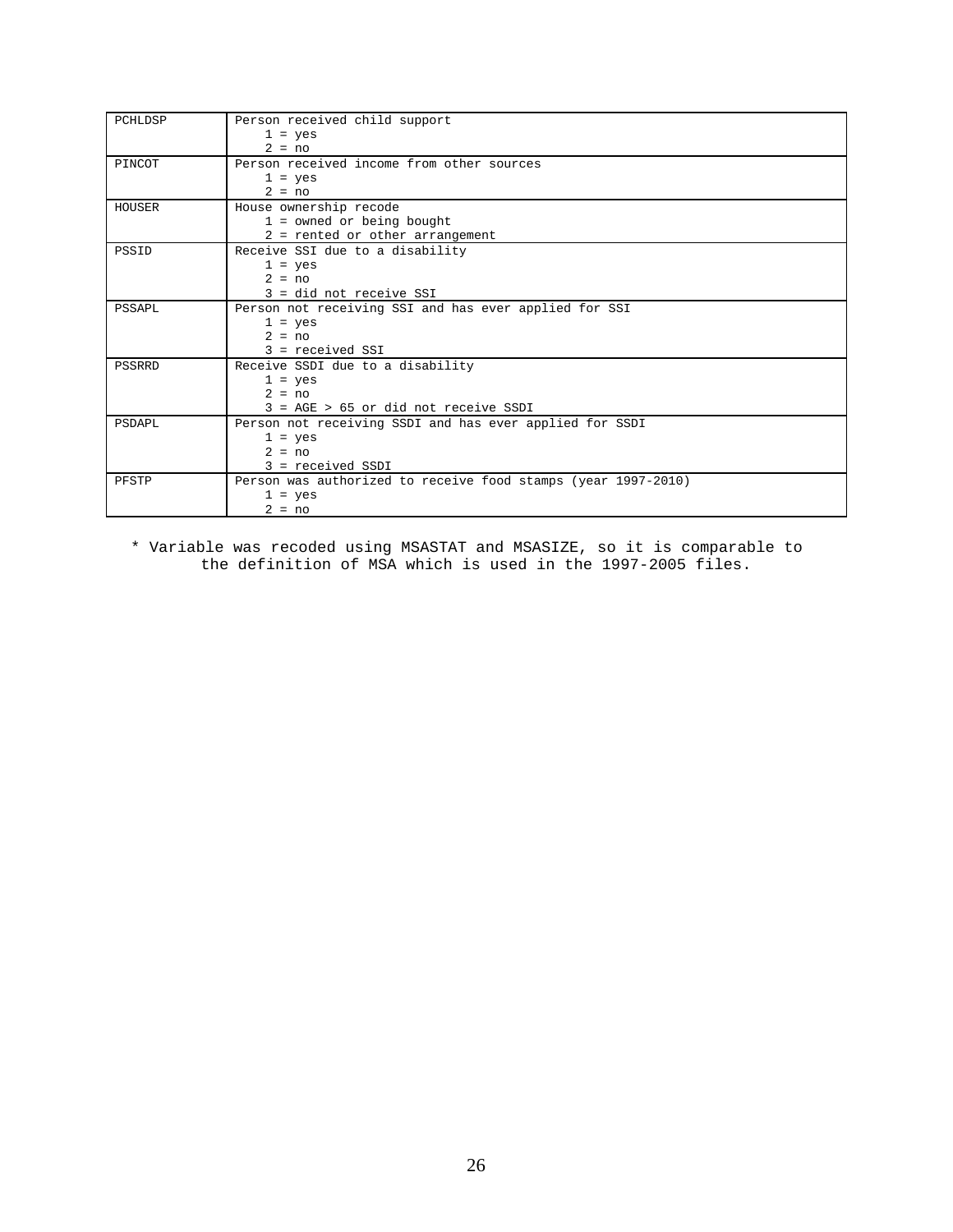| | |
|---|---|
| PCHLDSP | Person received child support<br>1 = yes<br>2 = no |
| PINCOT | Person received income from other sources<br>1 = yes<br>2 = no |
| HOUSER | House ownership recode<br>1 = owned or being bought<br>2 = rented or other arrangement |
| PSSID | Receive SSI due to a disability<br>1 = yes<br>2 = no<br>3 = did not receive SSI |
| PSSAPL | Person not receiving SSI and has ever applied for SSI<br>1 = yes<br>2 = no<br>3 = received SSI |
| PSSRRD | Receive SSDI due to a disability<br>1 = yes<br>2 = no<br>3 = AGE > 65 or did not receive SSDI |
| PSDAPL | Person not receiving SSDI and has ever applied for SSDI<br>1 = yes<br>2 = no<br>3 = received SSDI |
| PFSTP | Person was authorized to receive food stamps (year 1997-2010)<br>1 = yes<br>2 = no |

* Variable was recoded using MSASTAT and MSASIZE, so it is comparable to the definition of MSA which is used in the 1997-2005 files.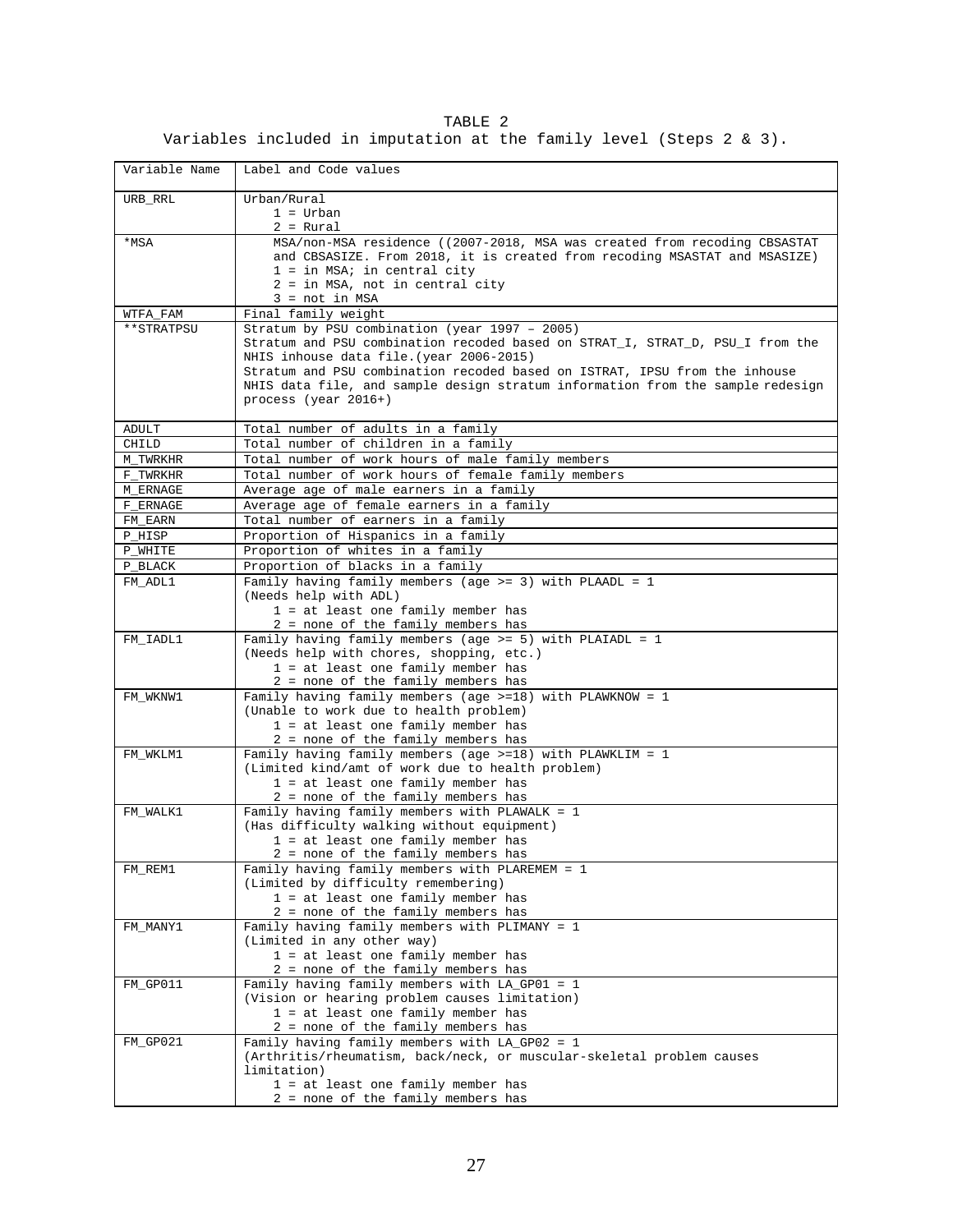TABLE 2

Variables included in imputation at the family level (Steps 2 & 3).

| Variable Name | Label and Code values |
|---|---|
| URB_RRL | Urban/Rural<br>1 = Urban<br>2 = Rural |
| *MSA | MSA/non-MSA residence ((2007-2018, MSA was created from recoding CBSASTAT and CBSASIZE. From 2018, it is created from recoding MSASTAT and MSASIZE)<br>1 = in MSA; in central city<br>2 = in MSA, not in central city<br>3 = not in MSA |
| WTFA_FAM | Final family weight |
| **STRATPSU | Stratum by PSU combination (year 1997 – 2005)<br>Stratum and PSU combination recoded based on STRAT_I, STRAT_D, PSU_I from the NHIS inhouse data file.(year 2006-2015)<br>Stratum and PSU combination recoded based on ISTRAT, IPSU from the inhouse NHIS data file, and sample design stratum information from the sample redesign process (year 2016+) |
| ADULT | Total number of adults in a family |
| CHILD | Total number of children in a family |
| M_TWRKHR | Total number of work hours of male family members |
| F_TWRKHR | Total number of work hours of female family members |
| M_ERNAGE | Average age of male earners in a family |
| F_ERNAGE | Average age of female earners in a family |
| FM_EARN | Total number of earners in a family |
| P_HISP | Proportion of Hispanics in a family |
| P_WHITE | Proportion of whites in a family |
| P_BLACK | Proportion of blacks in a family |
| FM_ADL1 | Family having family members (age >= 3) with PLAADL = 1<br>(Needs help with ADL)<br>1 = at least one family member has<br>2 = none of the family members has |
| FM_IADL1 | Family having family members (age >= 5) with PLAIADL = 1<br>(Needs help with chores, shopping, etc.)<br>1 = at least one family member has<br>2 = none of the family members has |
| FM_WKNW1 | Family having family members (age >=18) with PLAWKNOW = 1<br>(Unable to work due to health problem)<br>1 = at least one family member has<br>2 = none of the family members has |
| FM_WKLM1 | Family having family members (age >=18) with PLAWKLIM = 1<br>(Limited kind/amt of work due to health problem)<br>1 = at least one family member has<br>2 = none of the family members has |
| FM_WALK1 | Family having family members with PLAWALK = 1<br>(Has difficulty walking without equipment)<br>1 = at least one family member has<br>2 = none of the family members has |
| FM_REM1 | Family having family members with PLAREMEM = 1<br>(Limited by difficulty remembering)<br>1 = at least one family member has<br>2 = none of the family members has |
| FM_MANY1 | Family having family members with PLIMANY = 1<br>(Limited in any other way)<br>1 = at least one family member has<br>2 = none of the family members has |
| FM_GP011 | Family having family members with LA_GP01 = 1<br>(Vision or hearing problem causes limitation)<br>1 = at least one family member has<br>2 = none of the family members has |
| FM_GP021 | Family having family members with LA_GP02 = 1<br>(Arthritis/rheumatism, back/neck, or muscular-skeletal problem causes limitation)<br>1 = at least one family member has<br>2 = none of the family members has |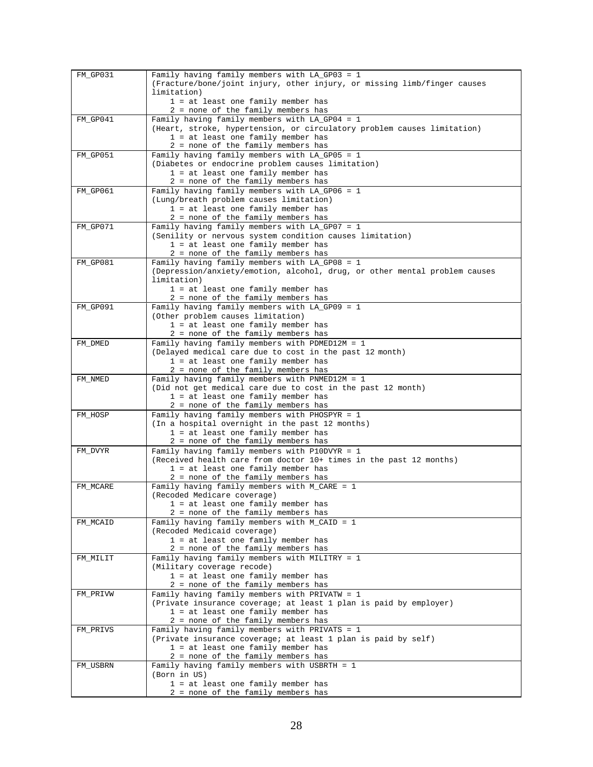| | |
|---|---|
| FM_GP031 | Family having family members with LA_GP03 = 1<br>(Fracture/bone/joint injury, other injury, or missing limb/finger causes limitation)<br>1 = at least one family member has<br>2 = none of the family members has |
| FM_GP041 | Family having family members with LA_GP04 = 1<br>(Heart, stroke, hypertension, or circulatory problem causes limitation)<br>1 = at least one family member has<br>2 = none of the family members has |
| FM_GP051 | Family having family members with LA_GP05 = 1<br>(Diabetes or endocrine problem causes limitation)<br>1 = at least one family member has<br>2 = none of the family members has |
| FM_GP061 | Family having family members with LA_GP06 = 1<br>(Lung/breath problem causes limitation)<br>1 = at least one family member has<br>2 = none of the family members has |
| FM_GP071 | Family having family members with LA_GP07 = 1<br>(Senility or nervous system condition causes limitation)<br>1 = at least one family member has<br>2 = none of the family members has |
| FM_GP081 | Family having family members with LA_GP08 = 1<br>(Depression/anxiety/emotion, alcohol, drug, or other mental problem causes limitation)<br>1 = at least one family member has<br>2 = none of the family members has |
| FM_GP091 | Family having family members with LA_GP09 = 1<br>(Other problem causes limitation)<br>1 = at least one family member has<br>2 = none of the family members has |
| FM_DMED | Family having family members with PDMED12M = 1<br>(Delayed medical care due to cost in the past 12 month)<br>1 = at least one family member has<br>2 = none of the family members has |
| FM_NMED | Family having family members with PNMED12M = 1<br>(Did not get medical care due to cost in the past 12 month)<br>1 = at least one family member has<br>2 = none of the family members has |
| FM_HOSP | Family having family members with PHOSPYR = 1<br>(In a hospital overnight in the past 12 months)<br>1 = at least one family member has<br>2 = none of the family members has |
| FM_DVYR | Family having family members with P10DVYR = 1<br>(Received health care from doctor 10+ times in the past 12 months)<br>1 = at least one family member has<br>2 = none of the family members has |
| FM_MCARE | Family having family members with M_CARE = 1<br>(Recoded Medicare coverage)<br>1 = at least one family member has<br>2 = none of the family members has |
| FM_MCAID | Family having family members with M_CAID = 1<br>(Recoded Medicaid coverage)<br>1 = at least one family member has<br>2 = none of the family members has |
| FM_MILIT | Family having family members with MILITRY = 1<br>(Military coverage recode)<br>1 = at least one family member has<br>2 = none of the family members has |
| FM_PRIVW | Family having family members with PRIVATW = 1<br>(Private insurance coverage; at least 1 plan is paid by employer)<br>1 = at least one family member has<br>2 = none of the family members has |
| FM_PRIVS | Family having family members with PRIVATS = 1<br>(Private insurance coverage; at least 1 plan is paid by self)<br>1 = at least one family member has<br>2 = none of the family members has |
| FM_USBRN | Family having family members with USBRTH = 1<br>(Born in US)<br>1 = at least one family member has<br>2 = none of the family members has |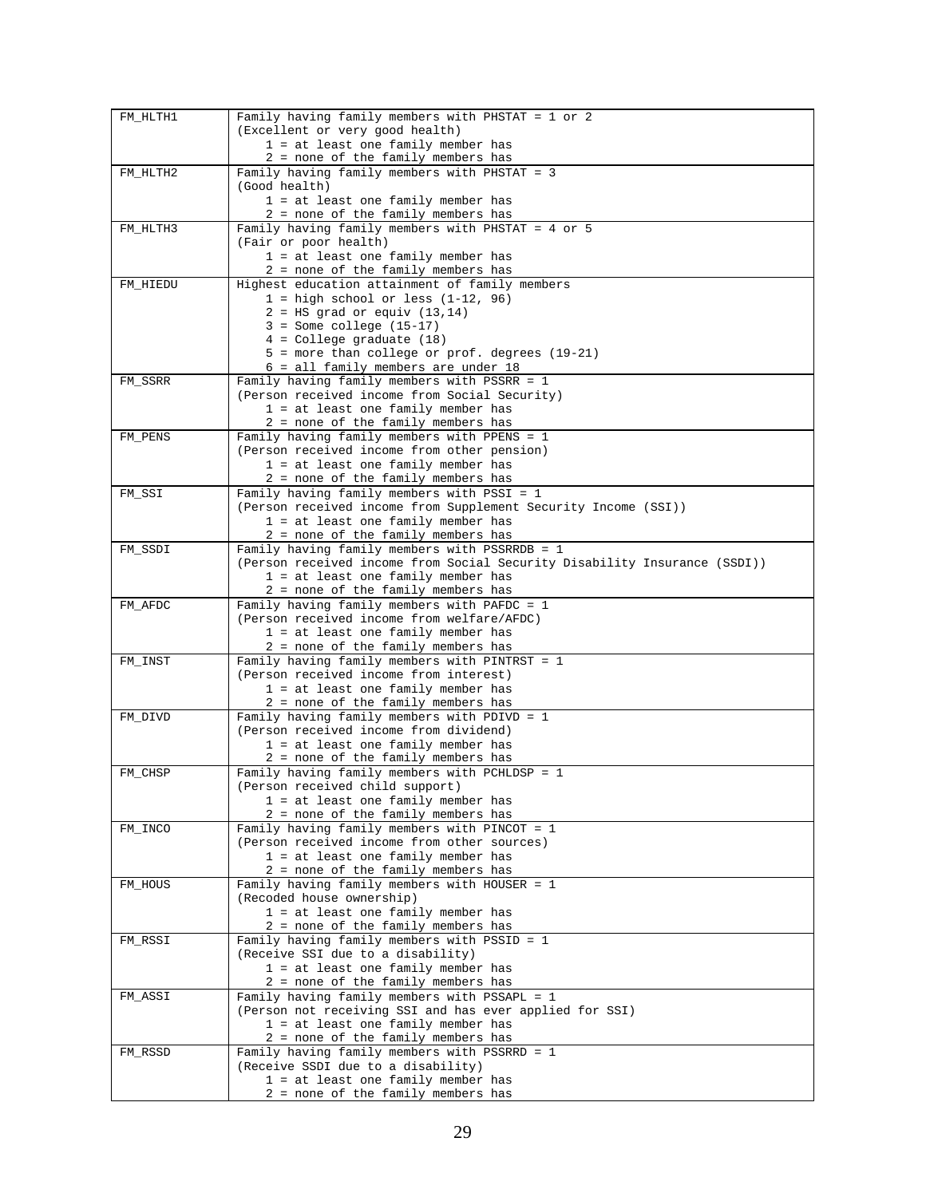| | |
|---|---|
| FM_HLTH1 | Family having family members with PHSTAT = 1 or 2<br>(Excellent or very good health)<br>1 = at least one family member has<br>2 = none of the family members has |
| FM_HLTH2 | Family having family members with PHSTAT = 3<br>(Good health)<br>1 = at least one family member has<br>2 = none of the family members has |
| FM_HLTH3 | Family having family members with PHSTAT = 4 or 5<br>(Fair or poor health)<br>1 = at least one family member has<br>2 = none of the family members has |
| FM_HIEDU | Highest education attainment of family members<br>1 = high school or less (1-12, 96)<br>2 = HS grad or equiv (13,14)<br>3 = Some college (15-17)<br>4 = College graduate (18)<br>5 = more than college or prof. degrees (19-21)<br>6 = all family members are under 18 |
| FM_SSRR | Family having family members with PSSRR = 1<br>(Person received income from Social Security)<br>1 = at least one family member has<br>2 = none of the family members has |
| FM_PENS | Family having family members with PPENS = 1<br>(Person received income from other pension)<br>1 = at least one family member has<br>2 = none of the family members has |
| FM_SSI | Family having family members with PSSI = 1<br>(Person received income from Supplement Security Income (SSI))<br>1 = at least one family member has<br>2 = none of the family members has |
| FM_SSDI | Family having family members with PSSRRDB = 1<br>(Person received income from Social Security Disability Insurance (SSDI))<br>1 = at least one family member has<br>2 = none of the family members has |
| FM_AFDC | Family having family members with PAFDC = 1<br>(Person received income from welfare/AFDC)<br>1 = at least one family member has<br>2 = none of the family members has |
| FM_INST | Family having family members with PINTRST = 1<br>(Person received income from interest)<br>1 = at least one family member has<br>2 = none of the family members has |
| FM_DIVD | Family having family members with PDIVD = 1<br>(Person received income from dividend)<br>1 = at least one family member has<br>2 = none of the family members has |
| FM_CHSP | Family having family members with PCHLDSP = 1<br>(Person received child support)<br>1 = at least one family member has<br>2 = none of the family members has |
| FM_INCO | Family having family members with PINCOT = 1<br>(Person received income from other sources)<br>1 = at least one family member has<br>2 = none of the family members has |
| FM_HOUS | Family having family members with HOUSER = 1<br>(Recoded house ownership)<br>1 = at least one family member has<br>2 = none of the family members has |
| FM_RSSI | Family having family members with PSSID = 1<br>(Receive SSI due to a disability)<br>1 = at least one family member has<br>2 = none of the family members has |
| FM_ASSI | Family having family members with PSSAPL = 1<br>(Person not receiving SSI and has ever applied for SSI)<br>1 = at least one family member has<br>2 = none of the family members has |
| FM_RSSD | Family having family members with PSSRRD = 1<br>(Receive SSDI due to a disability)<br>1 = at least one family member has<br>2 = none of the family members has |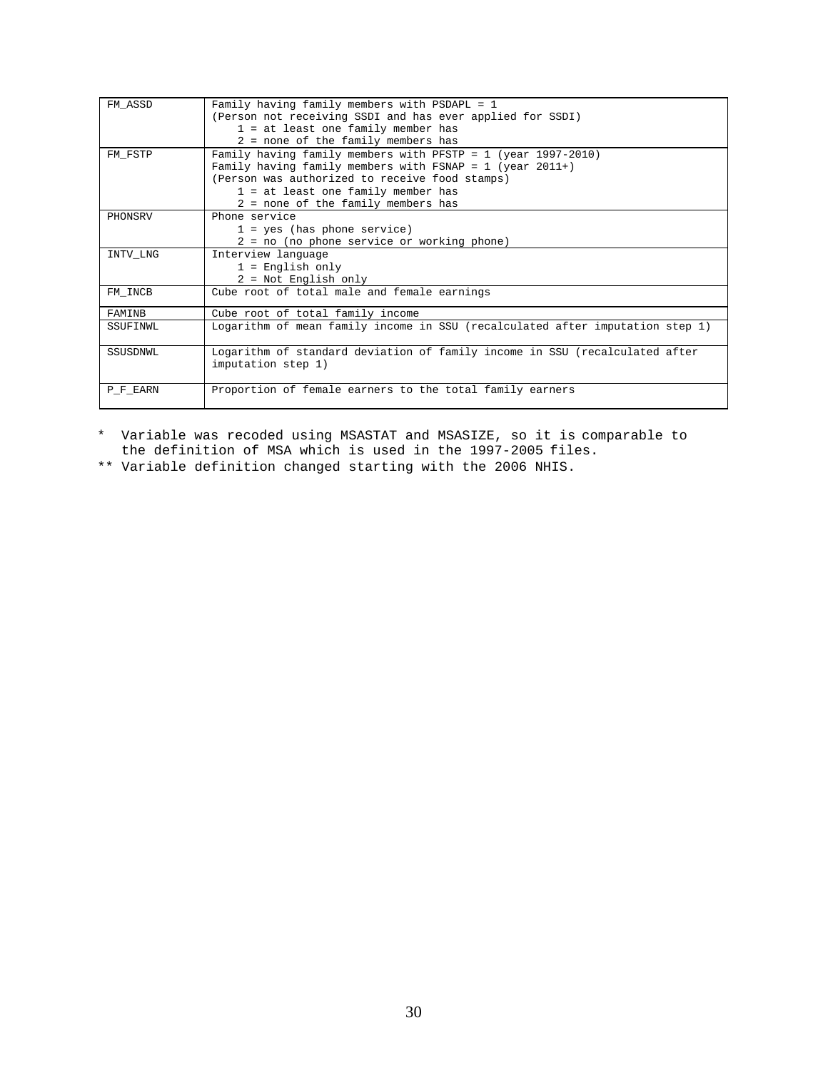| | |
|---|---|
| FM_ASSD | Family having family members with PSDAPL = 1<br>(Person not receiving SSDI and has ever applied for SSDI)<br>1 = at least one family member has<br>2 = none of the family members has |
| FM_FSTP | Family having family members with PFSTP = 1 (year 1997-2010)<br>Family having family members with FSNAP = 1 (year 2011+)<br>(Person was authorized to receive food stamps)<br>1 = at least one family member has<br>2 = none of the family members has |
| PHONSRV | Phone service<br>1 = yes (has phone service)<br>2 = no (no phone service or working phone) |
| INTV_LNG | Interview language<br>1 = English only<br>2 = Not English only |
| FM_INCB | Cube root of total male and female earnings |
| FAMINB | Cube root of total family income |
| SSUFINWL | Logarithm of mean family income in SSU (recalculated after imputation step 1) |
| SSUSDNWL | Logarithm of standard deviation of family income in SSU (recalculated after imputation step 1) |
| P_F_EARN | Proportion of female earners to the total family earners |

\* Variable was recoded using MSASTAT and MSASIZE, so it is comparable to the definition of MSA which is used in the 1997-2005 files.

\*\* Variable definition changed starting with the 2006 NHIS.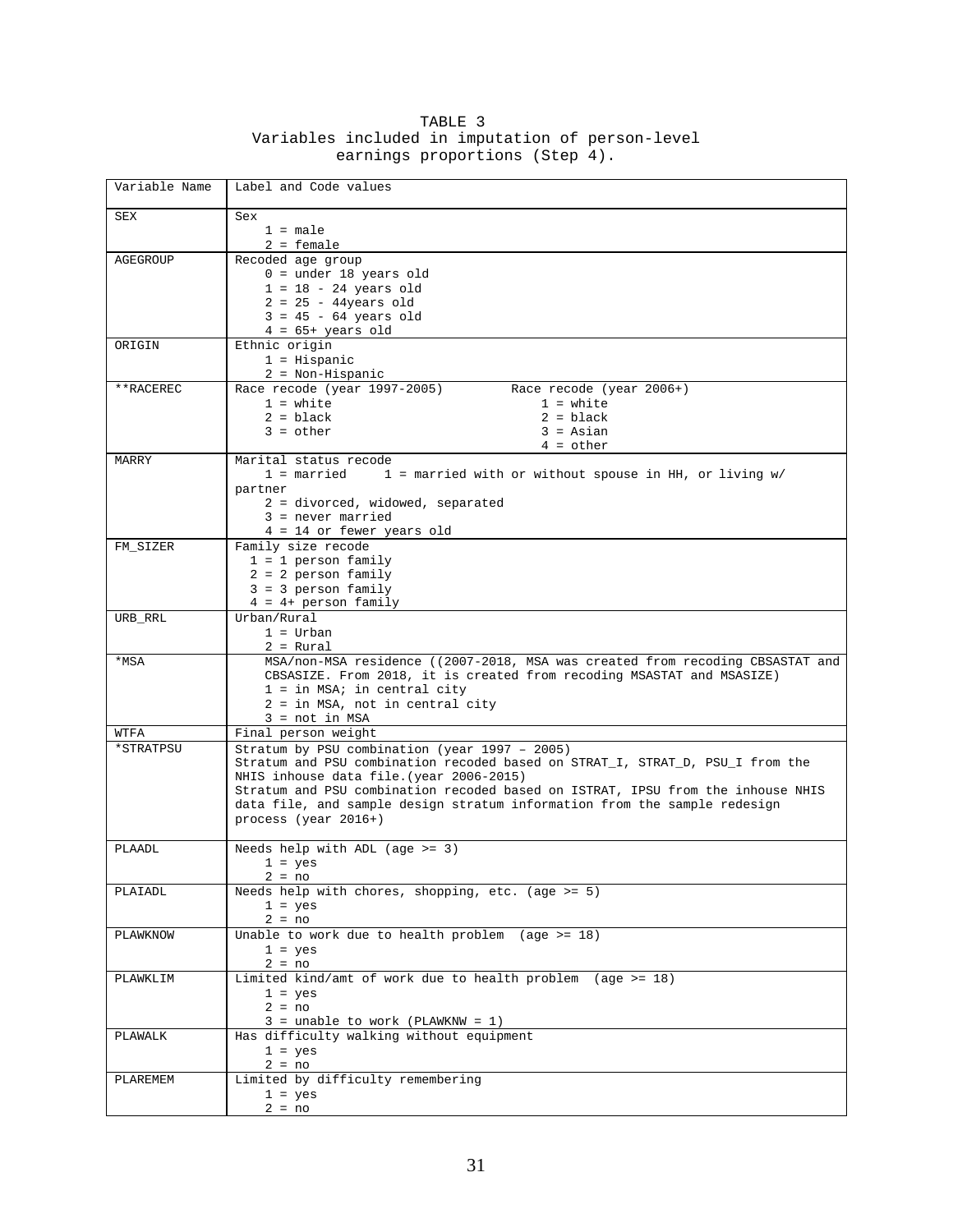TABLE 3
Variables included in imputation of person-level earnings proportions (Step 4).

| Variable Name | Label and Code values |
|---|---|
| SEX | Sex<br>1 = male<br>2 = female |
| AGEGROUP | Recoded age group<br>0 = under 18 years old<br>1 = 18 - 24 years old<br>2 = 25 - 44years old<br>3 = 45 - 64 years old<br>4 = 65+ years old |
| ORIGIN | Ethnic origin<br>1 = Hispanic<br>2 = Non-Hispanic |
| **RACEREC | Race recode (year 1997-2005)<br>1 = white<br>2 = black<br>3 = other<br>Race recode (year 2006+)<br>1 = white<br>2 = black<br>3 = Asian<br>4 = other |
| MARRY | Marital status recode<br>1 = married 1 = married with or without spouse in HH, or living w/ partner<br>2 = divorced, widowed, separated<br>3 = never married<br>4 = 14 or fewer years old |
| FM_SIZER | Family size recode<br>1 = 1 person family<br>2 = 2 person family<br>3 = 3 person family<br>4 = 4+ person family |
| URB_RRL | Urban/Rural<br>1 = Urban<br>2 = Rural |
| *MSA | MSA/non-MSA residence ((2007-2018, MSA was created from recoding CBSASTAT and CBSASIZE. From 2018, it is created from recoding MSASTAT and MSASIZE)<br>1 = in MSA; in central city<br>2 = in MSA, not in central city<br>3 = not in MSA |
| WTFA | Final person weight |
| *STRATPSU | Stratum by PSU combination (year 1997 – 2005)<br>Stratum and PSU combination recoded based on STRAT_I, STRAT_D, PSU_I from the NHIS inhouse data file.(year 2006-2015)<br>Stratum and PSU combination recoded based on ISTRAT, IPSU from the inhouse NHIS data file, and sample design stratum information from the sample redesign process (year 2016+) |
| PLAADL | Needs help with ADL (age >= 3)<br>1 = yes<br>2 = no |
| PLAIADL | Needs help with chores, shopping, etc. (age >= 5)<br>1 = yes<br>2 = no |
| PLAWKNOW | Unable to work due to health problem (age >= 18)<br>1 = yes<br>2 = no |
| PLAWKLIM | Limited kind/amt of work due to health problem (age >= 18)<br>1 = yes<br>2 = no<br>3 = unable to work (PLAWKNW = 1) |
| PLAWALK | Has difficulty walking without equipment<br>1 = yes<br>2 = no |
| PLAREMEM | Limited by difficulty remembering<br>1 = yes<br>2 = no |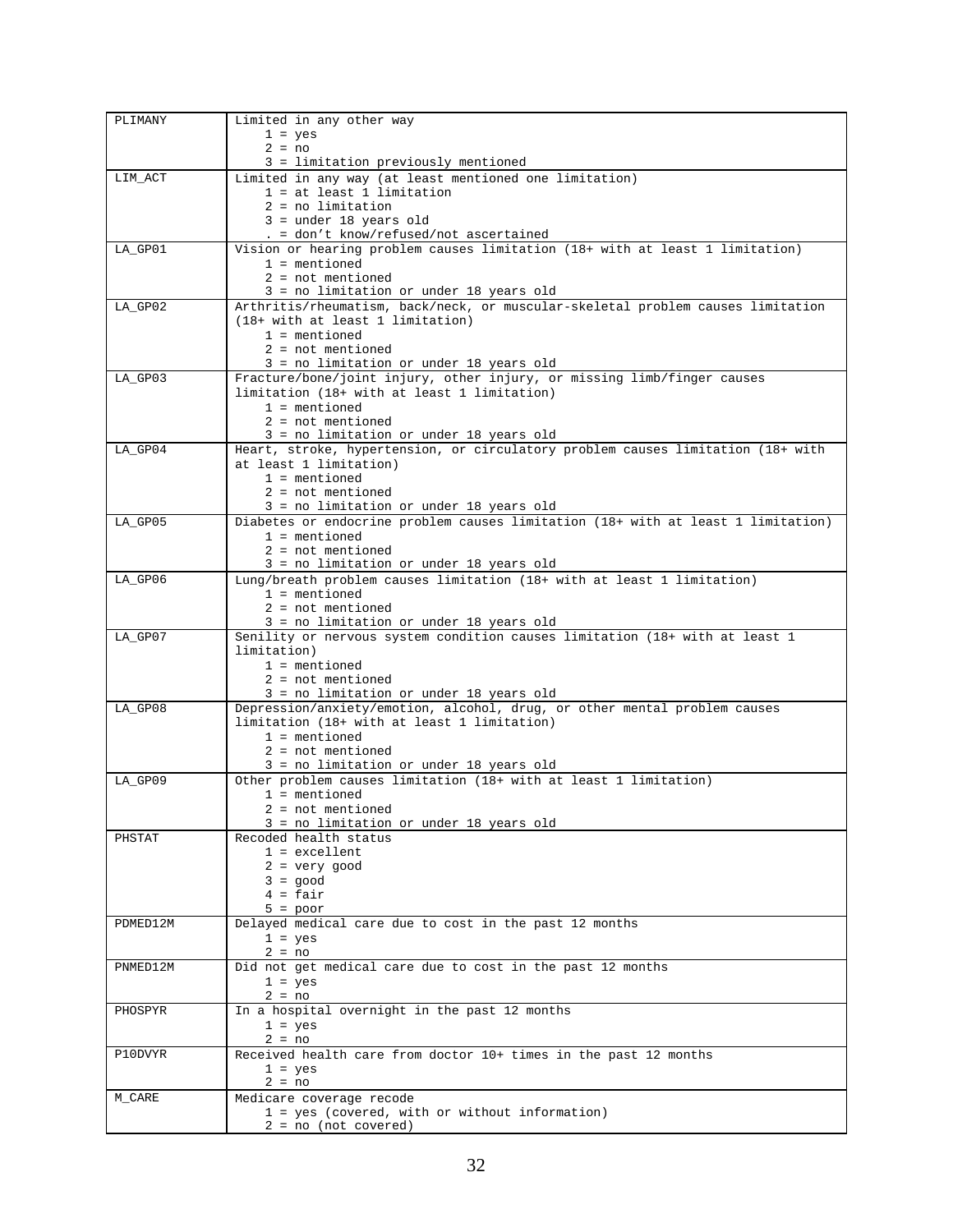| | |
|---|---|
| PLIMANY | Limited in any other way<br>1 = yes<br>2 = no<br>3 = limitation previously mentioned |
| LIM_ACT | Limited in any way (at least mentioned one limitation)<br>1 = at least 1 limitation<br>2 = no limitation<br>3 = under 18 years old<br>. = don't know/refused/not ascertained |
| LA_GP01 | Vision or hearing problem causes limitation (18+ with at least 1 limitation)<br>1 = mentioned<br>2 = not mentioned<br>3 = no limitation or under 18 years old |
| LA_GP02 | Arthritis/rheumatism, back/neck, or muscular-skeletal problem causes limitation (18+ with at least 1 limitation)<br>1 = mentioned<br>2 = not mentioned<br>3 = no limitation or under 18 years old |
| LA_GP03 | Fracture/bone/joint injury, other injury, or missing limb/finger causes limitation (18+ with at least 1 limitation)<br>1 = mentioned<br>2 = not mentioned<br>3 = no limitation or under 18 years old |
| LA_GP04 | Heart, stroke, hypertension, or circulatory problem causes limitation (18+ with at least 1 limitation)<br>1 = mentioned<br>2 = not mentioned<br>3 = no limitation or under 18 years old |
| LA_GP05 | Diabetes or endocrine problem causes limitation (18+ with at least 1 limitation)<br>1 = mentioned<br>2 = not mentioned<br>3 = no limitation or under 18 years old |
| LA_GP06 | Lung/breath problem causes limitation (18+ with at least 1 limitation)<br>1 = mentioned<br>2 = not mentioned<br>3 = no limitation or under 18 years old |
| LA_GP07 | Senility or nervous system condition causes limitation (18+ with at least 1 limitation)<br>1 = mentioned<br>2 = not mentioned<br>3 = no limitation or under 18 years old |
| LA_GP08 | Depression/anxiety/emotion, alcohol, drug, or other mental problem causes limitation (18+ with at least 1 limitation)<br>1 = mentioned<br>2 = not mentioned<br>3 = no limitation or under 18 years old |
| LA_GP09 | Other problem causes limitation (18+ with at least 1 limitation)<br>1 = mentioned<br>2 = not mentioned<br>3 = no limitation or under 18 years old |
| PHSTAT | Recoded health status<br>1 = excellent<br>2 = very good<br>3 = good<br>4 = fair<br>5 = poor |
| PDMED12M | Delayed medical care due to cost in the past 12 months<br>1 = yes<br>2 = no |
| PNMED12M | Did not get medical care due to cost in the past 12 months<br>1 = yes<br>2 = no |
| PHOSPYR | In a hospital overnight in the past 12 months<br>1 = yes<br>2 = no |
| P10DVYR | Received health care from doctor 10+ times in the past 12 months<br>1 = yes<br>2 = no |
| M_CARE | Medicare coverage recode<br>1 = yes (covered, with or without information)<br>2 = no (not covered) |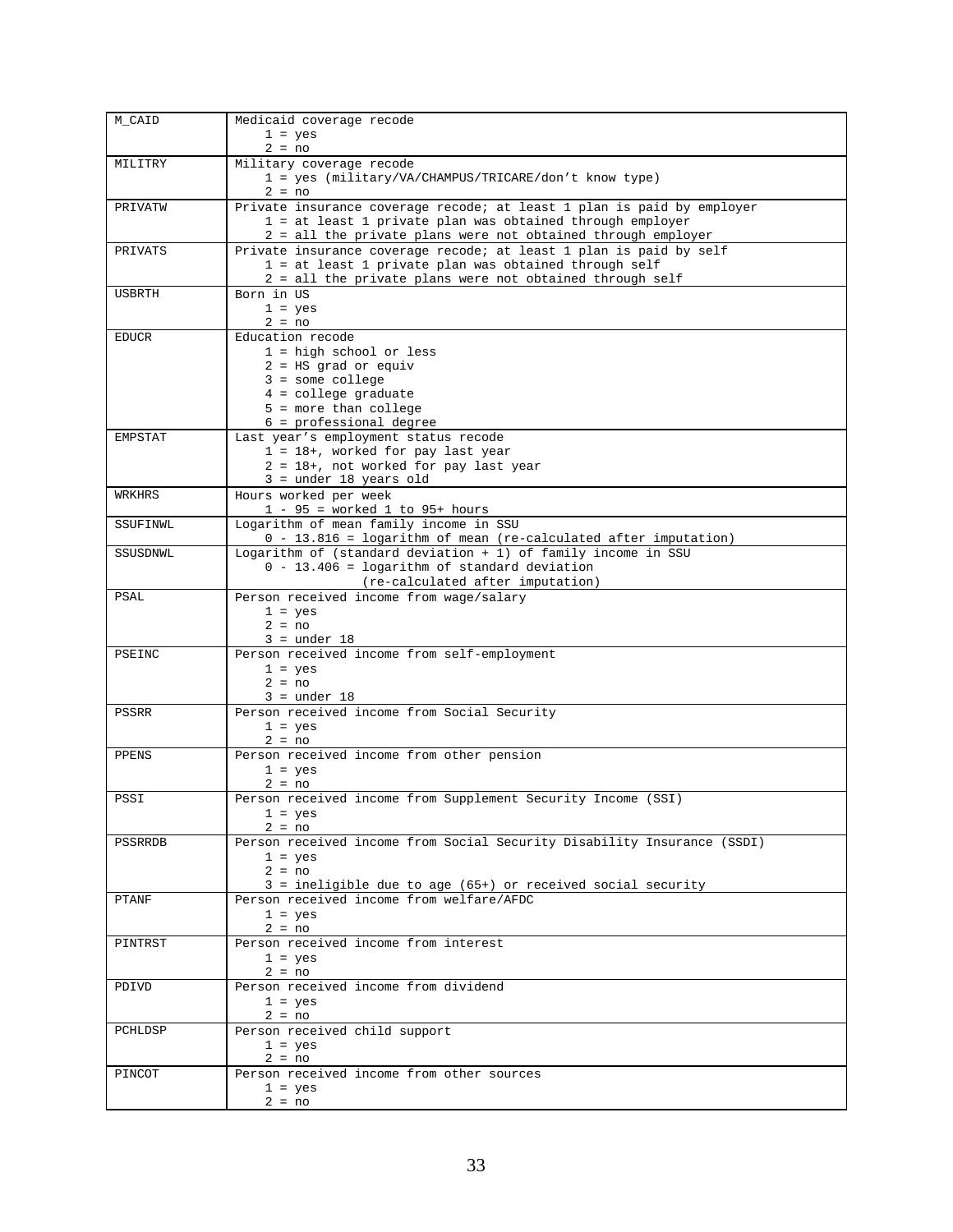| Variable | Description |
|---|---|
| M_CAID | Medicaid coverage recode<br>1 = yes<br>2 = no |
| MILITRY | Military coverage recode<br>1 = yes (military/VA/CHAMPUS/TRICARE/don't know type)<br>2 = no |
| PRIVATW | Private insurance coverage recode; at least 1 plan is paid by employer<br>1 = at least 1 private plan was obtained through employer<br>2 = all the private plans were not obtained through employer |
| PRIVATS | Private insurance coverage recode; at least 1 plan is paid by self<br>1 = at least 1 private plan was obtained through self<br>2 = all the private plans were not obtained through self |
| USBRTH | Born in US<br>1 = yes<br>2 = no |
| EDUCR | Education recode<br>1 = high school or less<br>2 = HS grad or equiv<br>3 = some college<br>4 = college graduate<br>5 = more than college<br>6 = professional degree |
| EMPSTAT | Last year's employment status recode<br>1 = 18+, worked for pay last year<br>2 = 18+, not worked for pay last year<br>3 = under 18 years old |
| WRKHRS | Hours worked per week<br>1 - 95 = worked 1 to 95+ hours |
| SSUFINWL | Logarithm of mean family income in SSU<br>0 - 13.816 = logarithm of mean (re-calculated after imputation) |
| SSUSDNWL | Logarithm of (standard deviation + 1) of family income in SSU<br>0 - 13.406 = logarithm of standard deviation (re-calculated after imputation) |
| PSAL | Person received income from wage/salary<br>1 = yes<br>2 = no<br>3 = under 18 |
| PSEINC | Person received income from self-employment<br>1 = yes<br>2 = no<br>3 = under 18 |
| PSSRR | Person received income from Social Security<br>1 = yes<br>2 = no |
| PPENS | Person received income from other pension<br>1 = yes<br>2 = no |
| PSSI | Person received income from Supplement Security Income (SSI)<br>1 = yes<br>2 = no |
| PSSRRDB | Person received income from Social Security Disability Insurance (SSDI)<br>1 = yes<br>2 = no<br>3 = ineligible due to age (65+) or received social security |
| PTANF | Person received income from welfare/AFDC<br>1 = yes<br>2 = no |
| PINTRST | Person received income from interest<br>1 = yes<br>2 = no |
| PDIVD | Person received income from dividend<br>1 = yes<br>2 = no |
| PCHLDSP | Person received child support<br>1 = yes<br>2 = no |
| PINCOT | Person received income from other sources<br>1 = yes<br>2 = no |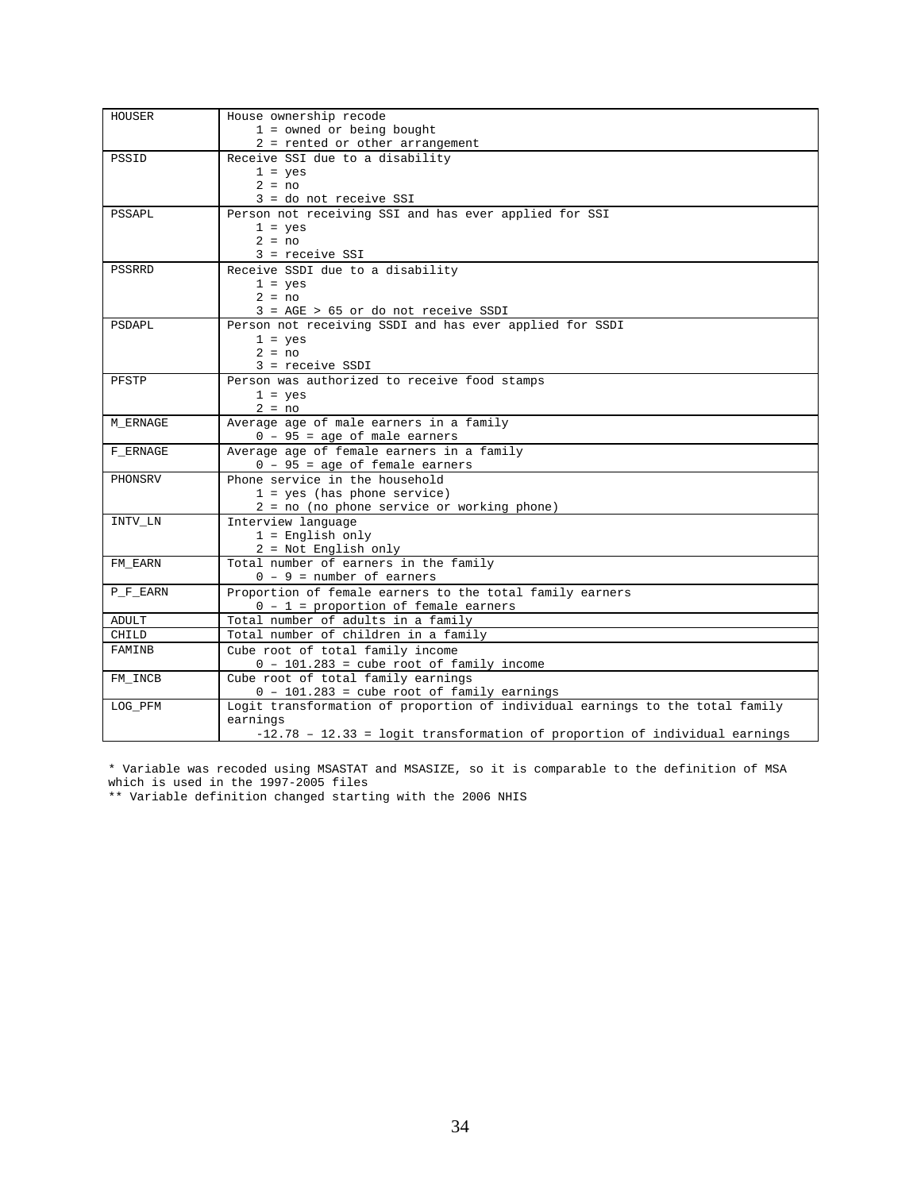| | |
|---|---|
| HOUSER | House ownership recode<br>1 = owned or being bought<br>2 = rented or other arrangement |
| PSSID | Receive SSI due to a disability<br>1 = yes<br>2 = no<br>3 = do not receive SSI |
| PSSAPL | Person not receiving SSI and has ever applied for SSI<br>1 = yes<br>2 = no<br>3 = receive SSI |
| PSSRRD | Receive SSDI due to a disability<br>1 = yes<br>2 = no<br>3 = AGE > 65 or do not receive SSDI |
| PSDAPL | Person not receiving SSDI and has ever applied for SSDI<br>1 = yes<br>2 = no<br>3 = receive SSDI |
| PFSTP | Person was authorized to receive food stamps<br>1 = yes<br>2 = no |
| M_ERNAGE | Average age of male earners in a family<br>0 – 95 = age of male earners |
| F_ERNAGE | Average age of female earners in a family<br>0 – 95 = age of female earners |
| PHONSRV | Phone service in the household<br>1 = yes (has phone service)<br>2 = no (no phone service or working phone) |
| INTV_LN | Interview language<br>1 = English only<br>2 = Not English only |
| FM_EARN | Total number of earners in the family<br>0 – 9 = number of earners |
| P_F_EARN | Proportion of female earners to the total family earners<br>0 – 1 = proportion of female earners |
| ADULT | Total number of adults in a family |
| CHILD | Total number of children in a family |
| FAMINB | Cube root of total family income<br>0 – 101.283 = cube root of family income |
| FM_INCB | Cube root of total family earnings<br>0 – 101.283 = cube root of family earnings |
| LOG_PFM | Logit transformation of proportion of individual earnings to the total family earnings<br>-12.78 – 12.33 = logit transformation of proportion of individual earnings |

* Variable was recoded using MSASTAT and MSASIZE, so it is comparable to the definition of MSA which is used in the 1997-2005 files

** Variable definition changed starting with the 2006 NHIS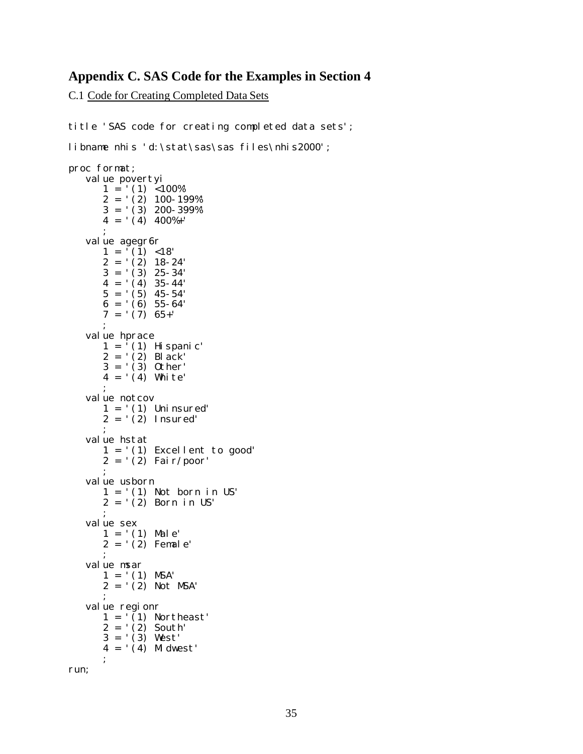## Appendix C. SAS Code for the Examples in Section 4

C.1 Code for Creating Completed Data Sets

```
title 'SAS code for creating completed data sets';

libname nhis 'd:\stat\sas\sas files\nhis2000';

proc format;
   value povertyi
      1 = '(1) <100%'
      2 = '(2) 100-199%'
      3 = '(3) 200-399%'
      4 = '(4) 400%+'
      ;
   value agegr6r
      1 = '(1) <18'
      2 = '(2) 18-24'
      3 = '(3) 25-34'
      4 = '(4) 35-44'
      5 = '(5) 45-54'
      6 = '(6) 55-64'
      7 = '(7) 65+'
      ;
   value hprace
      1 = '(1) Hispanic'
      2 = '(2) Black'
      3 = '(3) Other'
      4 = '(4) White'
      ;
   value notcov
      1 = '(1) Uninsured'
      2 = '(2) Insured'
      ;
   value hstat
      1 = '(1) Excellent to good'
      2 = '(2) Fair/poor'
      ;
   value usborn
      1 = '(1) Not born in US'
      2 = '(2) Born in US'
      ;
   value sex
      1 = '(1) Male'
      2 = '(2) Female'
      ;
   value msar
      1 = '(1) MSA'
      2 = '(2) Not MSA'
      ;
   value regionr
      1 = '(1) Northeast'
      2 = '(2) South'
      3 = '(3) West'
      4 = '(4) Midwest'
      ;
run;
```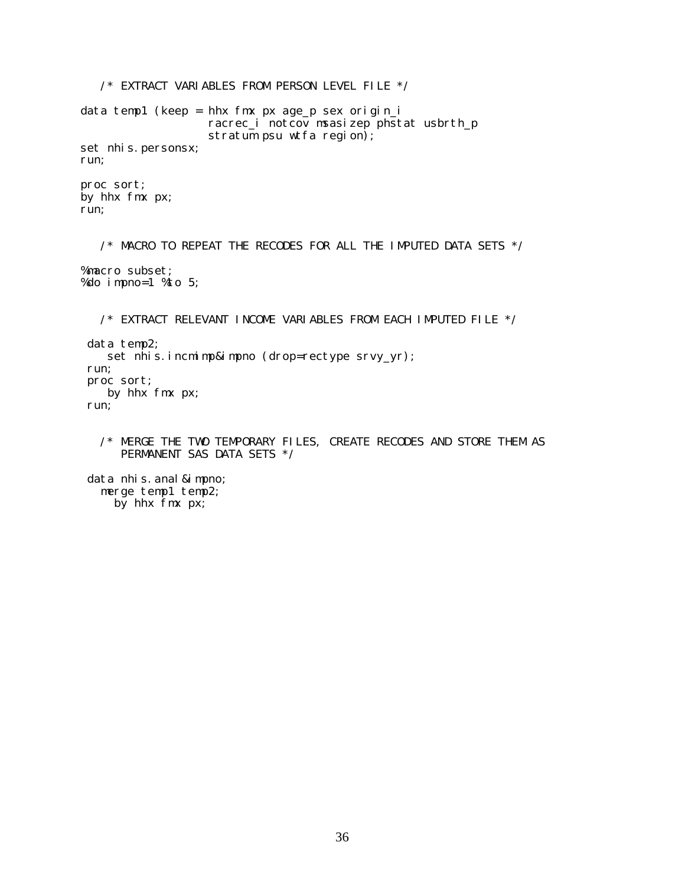```
   /* EXTRACT VARIABLES FROM PERSON LEVEL FILE */

data temp1 (keep = hhx fmx px age_p sex origin_i
                   racrec_i notcov msasizep phstat usbrth_p
                   stratum psu wtfa region);
set nhis.personsx;
run;

proc sort;
by hhx fmx px;
run;


   /* MACRO TO REPEAT THE RECODES FOR ALL THE IMPUTED DATA SETS */

%macro subset;
%do impno=1 %to 5;


   /* EXTRACT RELEVANT INCOME VARIABLES FROM EACH IMPUTED FILE */

 data temp2;
    set nhis.incmimp&impno (drop=rectype srvy_yr);
 run;
 proc sort;
    by hhx fmx px;
 run;


   /* MERGE THE TWO TEMPORARY FILES, CREATE RECODES AND STORE THEM AS
      PERMANENT SAS DATA SETS */

 data nhis.anal&impno;
   merge temp1 temp2;
     by hhx fmx px;
```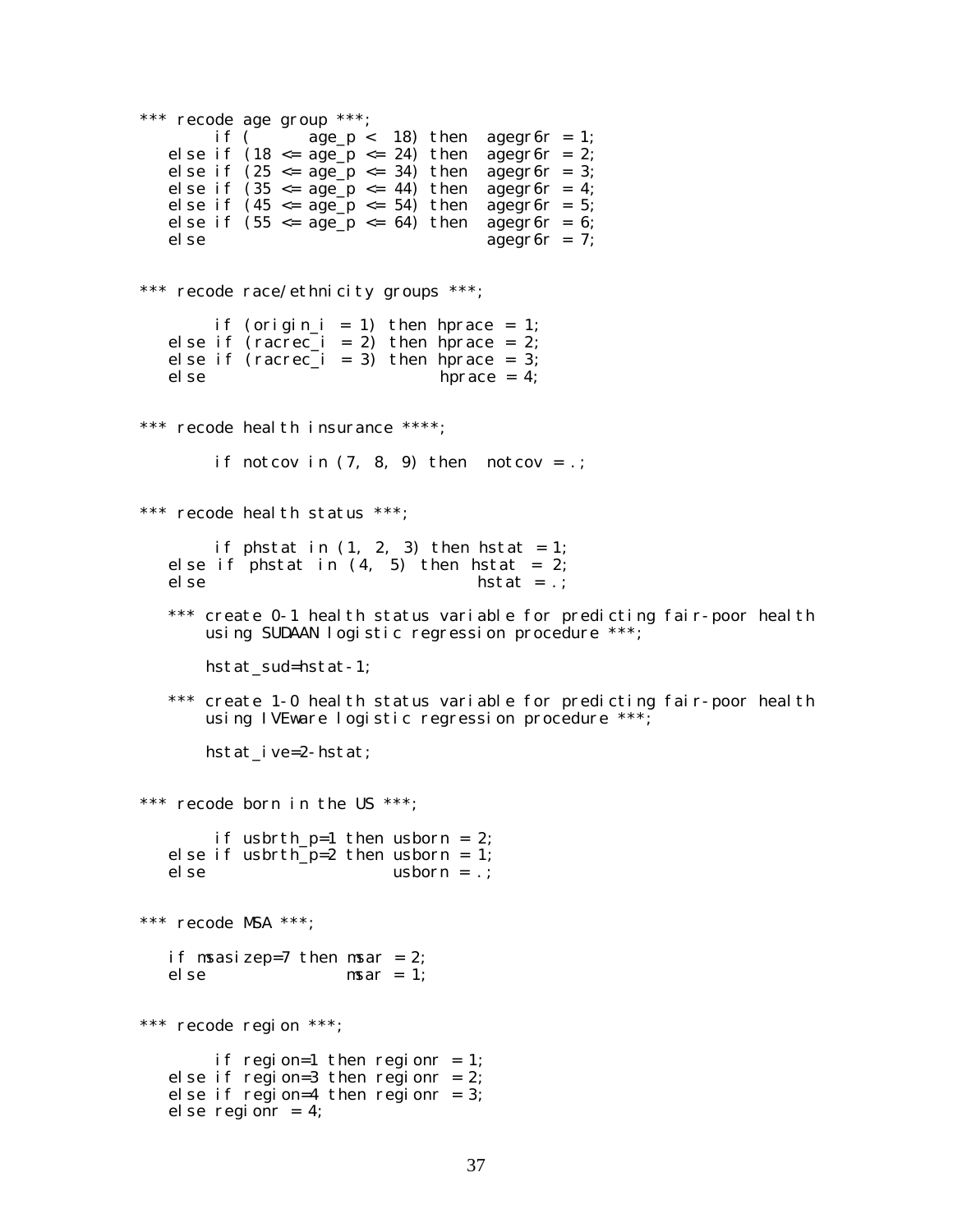```
*** recode age group ***;
        if (       age_p <  18) then  agegr6r = 1;
   else if (18 <= age_p <= 24) then  agegr6r = 2;
   else if (25 <= age_p <= 34) then  agegr6r = 3;
   else if (35 <= age_p <= 44) then  agegr6r = 4;
   else if (45 <= age_p <= 54) then  agegr6r = 5;
   else if (55 <= age_p <= 64) then  agegr6r = 6;
   else                               agegr6r = 7;


*** recode race/ethnicity groups ***;

        if (origin_i  = 1) then hprace = 1;
   else if (racrec_i  = 2) then hprace = 2;
   else if (racrec_i  = 3) then hprace = 3;
   else                          hprace = 4;


*** recode health insurance ****;

        if notcov in (7, 8, 9) then  notcov = .;


*** recode health status ***;

        if phstat in (1, 2, 3) then hstat = 1;
   else if  phstat in (4, 5) then hstat  = 2;
   else                              hstat  = .;

   *** create 0-1 health status variable for predicting fair-poor health
       using SUDAAN logistic regression procedure ***;

       hstat_sud=hstat-1;

   *** create 1-0 health status variable for predicting fair-poor health
       using IVEware logistic regression procedure ***;

       hstat_ive=2-hstat;


*** recode born in the US ***;

        if usbrth_p=1 then usborn = 2;
   else if usbrth_p=2 then usborn = 1;
   else                    usborn = .;


*** recode MSA ***;

   if msasizep=7 then msar = 2;
   else               msar = 1;


*** recode region ***;

        if region=1 then regionr = 1;
   else if region=3 then regionr = 2;
   else if region=4 then regionr = 3;
   else regionr = 4;
```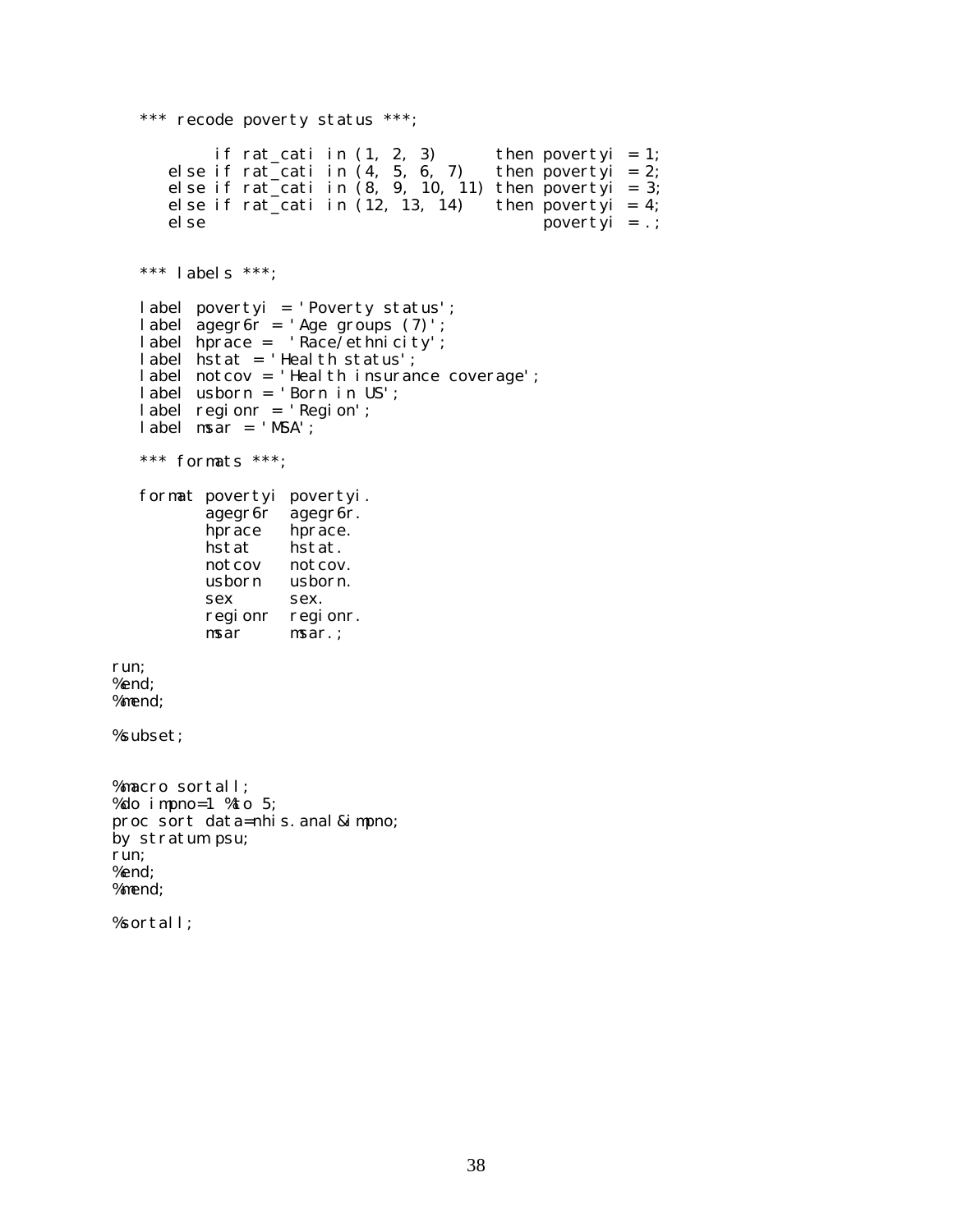```
   *** recode poverty status ***;

          if rat_cati in (1, 2, 3)       then povertyi = 1;
     else if rat_cati in (4, 5, 6, 7)    then povertyi = 2;
     else if rat_cati in (8, 9, 10, 11)  then povertyi = 3;
     else if rat_cati in (12, 13, 14)    then povertyi = 4;
     else                                      povertyi = .;


   *** labels ***;

   label povertyi = 'Poverty status';
   label agegr6r = 'Age groups (7)';
   label hprace =  'Race/ethnicity';
   label hstat = 'Health status';
   label notcov = 'Health insurance coverage';
   label usborn = 'Born in US';
   label regionr = 'Region';
   label msar = 'MSA';

   *** formats ***;

   format povertyi  povertyi.
          agegr6r   agegr6r.
          hprace    hprace.
          hstat     hstat.
          notcov    notcov.
          usborn    usborn.
          sex       sex.
          regionr   regionr.
          msar      msar.;

run;
%end;
%mend;

%subset;


%macro sortall;
%do impno=1 %to 5;
proc sort data=nhis.anal&impno;
by stratum psu;
run;
%end;
%mend;

%sortall;
```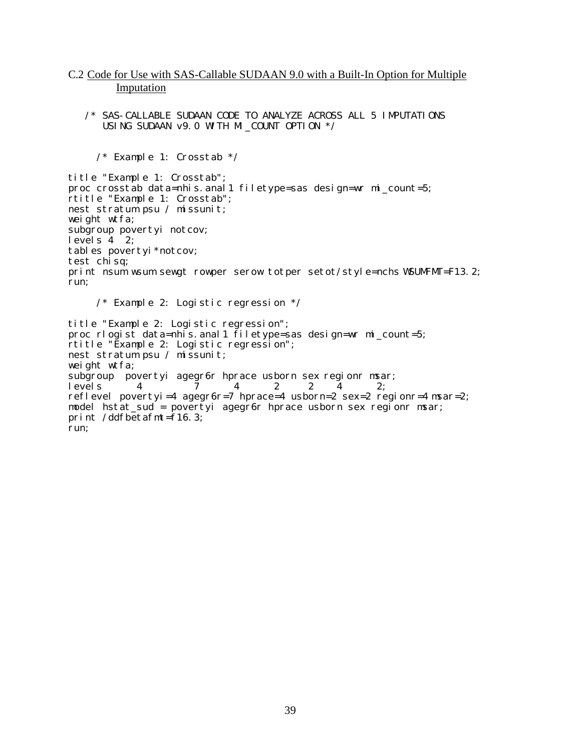## C.2 Code for Use with SAS-Callable SUDAAN 9.0 with a Built-In Option for Multiple Imputation

```
   /* SAS-CALLABLE SUDAAN CODE TO ANALYZE ACROSS ALL 5 IMPUTATIONS
      USING SUDAAN v9.0 WITH MI_COUNT OPTION */


     /* Example 1: Crosstab */

title "Example 1: Crosstab";
proc crosstab data=nhis.anal1 filetype=sas design=wr mi_count=5;
rtitle "Example 1: Crosstab";
nest stratum psu / missunit;
weight wtfa;
subgroup povertyi notcov;
levels 4  2;
tables povertyi*notcov;
test chisq;
print nsum wsum sewgt rowper serow totper setot/style=nchs WSUMFMT=F13.2;
run;

     /* Example 2: Logistic regression */

title "Example 2: Logistic regression";
proc rlogist data=nhis.anal1 filetype=sas design=wr mi_count=5;
rtitle "Example 2: Logistic regression";
nest stratum psu / missunit;
weight wtfa;
subgroup  povertyi agegr6r hprace usborn sex regionr msar;
levels      4         7      4      2     2    4      2;
reflevel povertyi=4 agegr6r=7 hprace=4 usborn=2 sex=2 regionr=4 msar=2;
model hstat_sud = povertyi agegr6r hprace usborn sex regionr msar;
print /ddfbetafmt=f16.3;
run;
```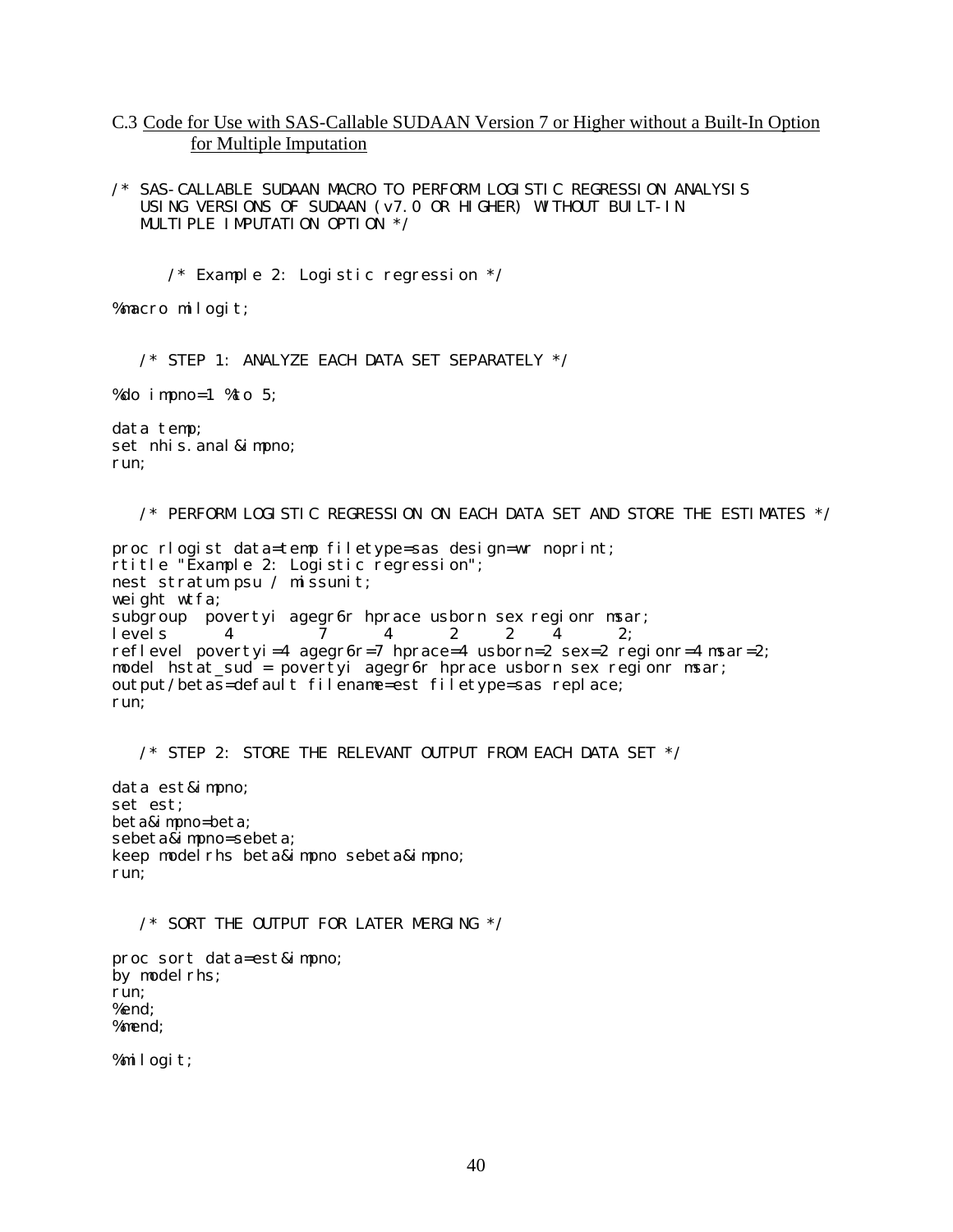C.3 Code for Use with SAS-Callable SUDAAN Version 7 or Higher without a Built-In Option for Multiple Imputation

```
/* SAS-CALLABLE SUDAAN MACRO TO PERFORM LOGISTIC REGRESSION ANALYSIS
   USING VERSIONS OF SUDAAN (v7.0 OR HIGHER) WITHOUT BUILT-IN
   MULTIPLE IMPUTATION OPTION */


      /* Example 2: Logistic regression */

%macro milogit;


   /* STEP 1: ANALYZE EACH DATA SET SEPARATELY */

%do impno=1 %to 5;

data temp;
set nhis.anal&impno;
run;


   /* PERFORM LOGISTIC REGRESSION ON EACH DATA SET AND STORE THE ESTIMATES */

proc rlogist data=temp filetype=sas design=wr noprint;
rtitle "Example 2: Logistic regression";
nest stratum psu / missunit;
weight wtfa;
subgroup  povertyi agegr6r hprace usborn sex regionr msar;
levels      4        7       4      2     2    4      2;
reflevel povertyi=4 agegr6r=7 hprace=4 usborn=2 sex=2 regionr=4 msar=2;
model hstat_sud = povertyi agegr6r hprace usborn sex regionr msar;
output/betas=default filename=est filetype=sas replace;
run;


   /* STEP 2: STORE THE RELEVANT OUTPUT FROM EACH DATA SET */

data est&impno;
set est;
beta&impno=beta;
sebeta&impno=sebeta;
keep modelrhs beta&impno sebeta&impno;
run;


   /* SORT THE OUTPUT FOR LATER MERGING */

proc sort data=est&impno;
by modelrhs;
run;
%end;
%mend;

%milogit;
```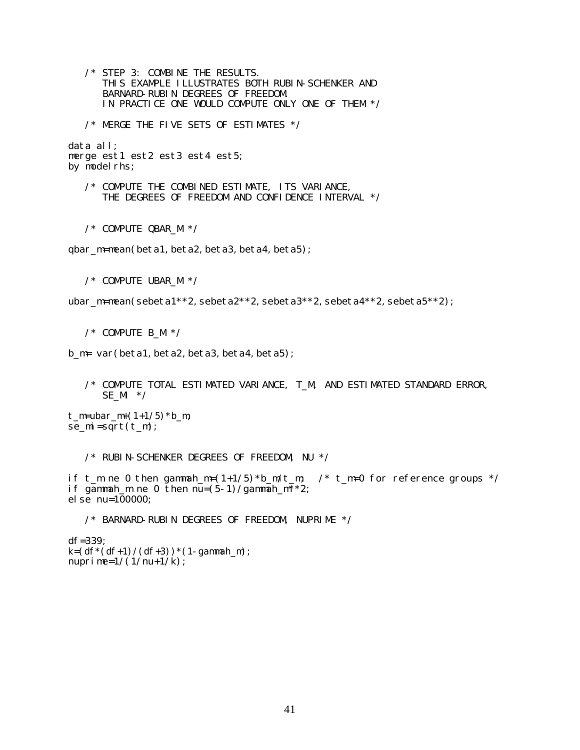```
   /* STEP 3: COMBINE THE RESULTS.
      THIS EXAMPLE ILLUSTRATES BOTH RUBIN-SCHENKER AND
      BARNARD-RUBIN DEGREES OF FREEDOM.
      IN PRACTICE ONE WOULD COMPUTE ONLY ONE OF THEM */

   /* MERGE THE FIVE SETS OF ESTIMATES */

data all;
merge est1 est2 est3 est4 est5;
by modelrhs;

   /* COMPUTE THE COMBINED ESTIMATE, ITS VARIANCE,
      THE DEGREES OF FREEDOM AND CONFIDENCE INTERVAL */


   /* COMPUTE QBAR_M */

qbar_m=mean(beta1,beta2,beta3,beta4,beta5);


   /* COMPUTE UBAR_M */

ubar_m=mean(sebeta1**2,sebeta2**2,sebeta3**2,sebeta4**2,sebeta5**2);


   /* COMPUTE B_M */

b_m= var(beta1,beta2,beta3,beta4,beta5);


   /* COMPUTE TOTAL ESTIMATED VARIANCE, T_M, AND ESTIMATED STANDARD ERROR,
      SE_MI */

t_m=ubar_m+(1+1/5)*b_m;
se_mi=sqrt(t_m);


   /* RUBIN-SCHENKER DEGREES OF FREEDOM, NU */

if t_m ne 0 then gammah_m=(1+1/5)*b_m/t_m;   /* t_m=0 for reference groups */
if gammah_m ne 0 then nu=(5-1)/gammah_m**2;
else nu=100000;

   /* BARNARD-RUBIN DEGREES OF FREEDOM, NUPRIME */

df=339;
k=(df*(df+1)/(df+3))*(1-gammah_m);
nuprime=1/(1/nu+1/k);
```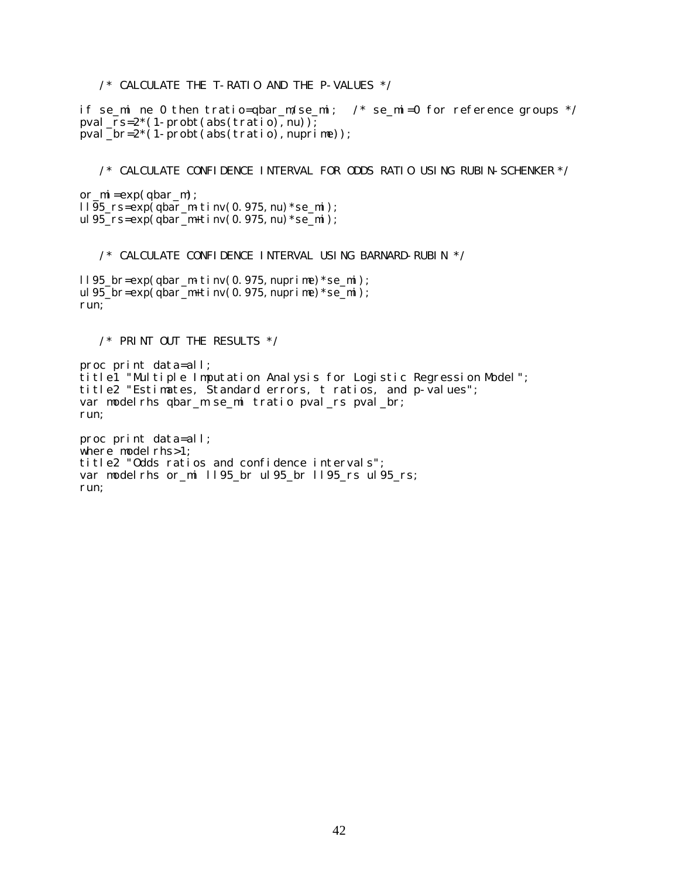```
   /* CALCULATE THE T-RATIO AND THE P-VALUES */

if se_mi ne 0 then tratio=qbar_m/se_mi;   /* se_mi=0 for reference groups */
pval_rs=2*(1-probt(abs(tratio),nu));
pval_br=2*(1-probt(abs(tratio),nuprime));


   /* CALCULATE CONFIDENCE INTERVAL FOR ODDS RATIO USING RUBIN-SCHENKER */

or_mi=exp(qbar_m);
ll95_rs=exp(qbar_m-tinv(0.975,nu)*se_mi);
ul95_rs=exp(qbar_m+tinv(0.975,nu)*se_mi);


   /* CALCULATE CONFIDENCE INTERVAL USING BARNARD-RUBIN */

ll95_br=exp(qbar_m-tinv(0.975,nuprime)*se_mi);
ul95_br=exp(qbar_m+tinv(0.975,nuprime)*se_mi);
run;


   /* PRINT OUT THE RESULTS */

proc print data=all;
title1 "Multiple Imputation Analysis for Logistic Regression Model";
title2 "Estimates, Standard errors, t ratios, and p-values";
var modelrhs qbar_m se_mi tratio pval_rs pval_br;
run;

proc print data=all;
where modelrhs>1;
title2 "Odds ratios and confidence intervals";
var modelrhs or_mi ll95_br ul95_br ll95_rs ul95_rs;
run;
```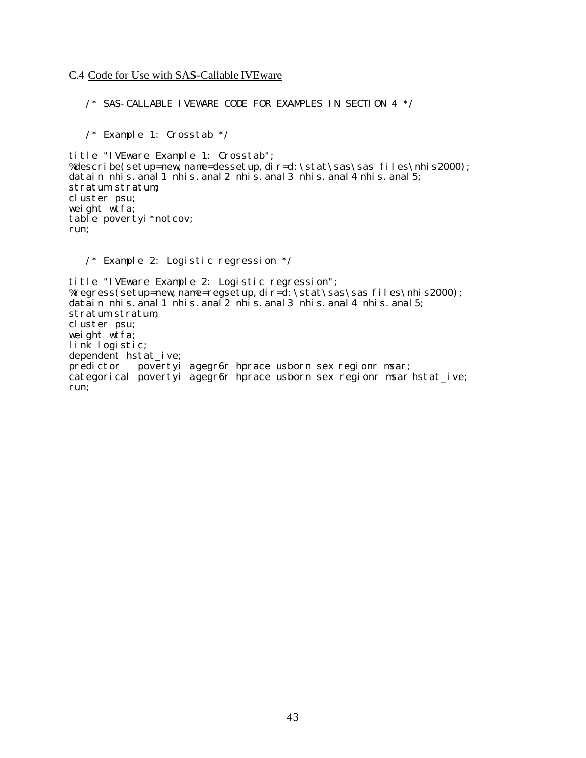C.4 Code for Use with SAS-Callable IVEware

```
   /* SAS-CALLABLE IVEWARE CODE FOR EXAMPLES IN SECTION 4 */


   /* Example 1: Crosstab */

title "IVEware Example 1: Crosstab";
%describe(setup=new,name=dessetup,dir=d:\stat\sas\sas files\nhis2000);
datain nhis.anal1 nhis.anal2 nhis.anal3 nhis.anal4 nhis.anal5;
stratum stratum;
cluster psu;
weight wtfa;
table povertyi*notcov;
run;


   /* Example 2: Logistic regression */

title "IVEware Example 2: Logistic regression";
%regress(setup=new,name=regsetup,dir=d:\stat\sas\sas files\nhis2000);
datain nhis.anal1 nhis.anal2 nhis.anal3 nhis.anal4 nhis.anal5;
stratum stratum;
cluster psu;
weight wtfa;
link logistic;
dependent hstat_ive;
predictor   povertyi agegr6r hprace usborn sex regionr msar;
categorical povertyi agegr6r hprace usborn sex regionr msar hstat_ive;
run;
```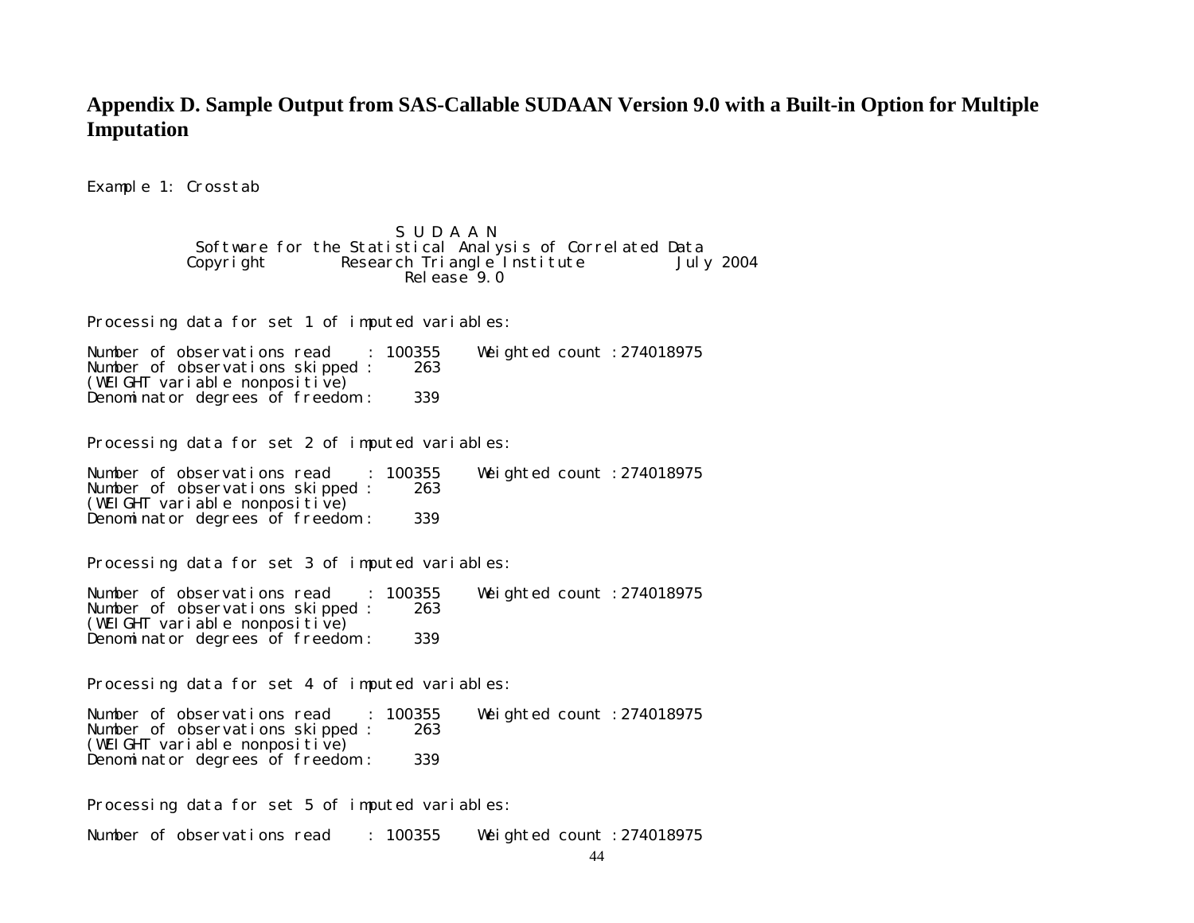# Appendix D. Sample Output from SAS-Callable SUDAAN Version 9.0 with a Built-in Option for Multiple Imputation

Example 1: Crosstab

```
                              S U D A A N
           Software for the Statistical Analysis of Correlated Data
          Copyright        Research Triangle Institute          July 2004
                               Release 9.0


Processing data for set 1 of imputed variables:

Number of observations read    : 100355    Weighted count :274018975
Number of observations skipped :    263
(WEIGHT variable nonpositive)
Denominator degrees of freedom :    339


Processing data for set 2 of imputed variables:

Number of observations read    : 100355    Weighted count :274018975
Number of observations skipped :    263
(WEIGHT variable nonpositive)
Denominator degrees of freedom :    339


Processing data for set 3 of imputed variables:

Number of observations read    : 100355    Weighted count :274018975
Number of observations skipped :    263
(WEIGHT variable nonpositive)
Denominator degrees of freedom :    339


Processing data for set 4 of imputed variables:

Number of observations read    : 100355    Weighted count :274018975
Number of observations skipped :    263
(WEIGHT variable nonpositive)
Denominator degrees of freedom :    339


Processing data for set 5 of imputed variables:

Number of observations read    : 100355    Weighted count :274018975
```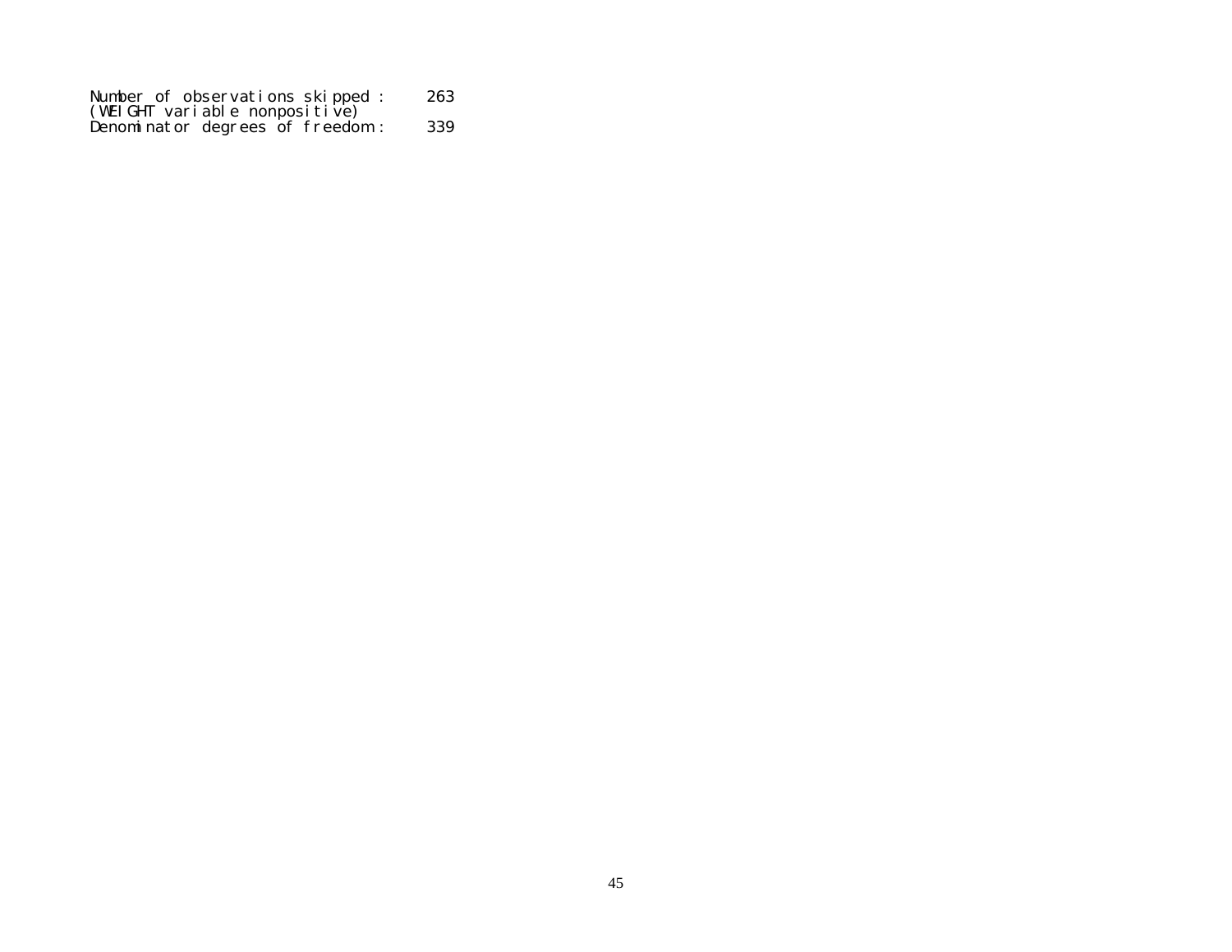```
Number of observations skipped :     263
(WEIGHT variable nonpositive)
Denominator degrees of freedom :     339
```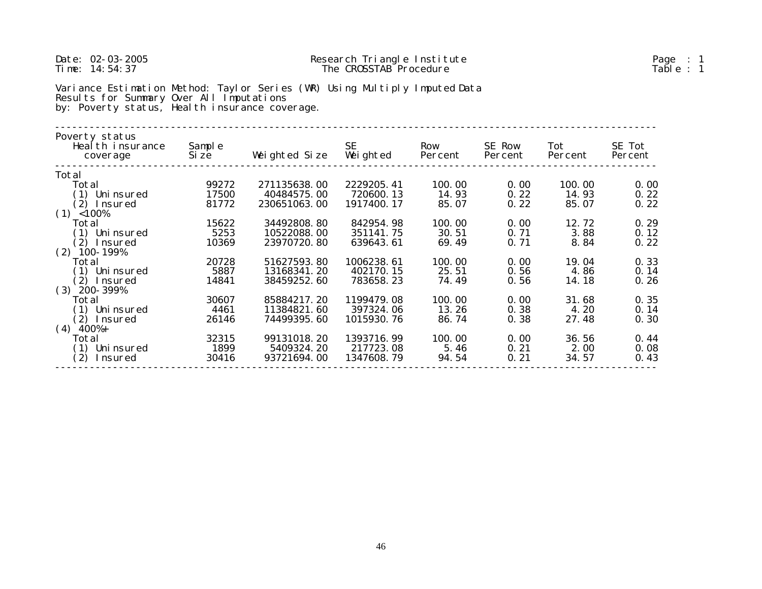Date: 02-03-2005 Research Triangle Institute Page : 1
Time: 14:54:37 The CROSSTAB Procedure Table : 1

Variance Estimation Method: Taylor Series (WR) Using Multiply Imputed Data
Results for Summary Over All Imputations
by: Poverty status, Health insurance coverage.

| Poverty status / Health insurance coverage | Sample Size | Weighted Size | SE Weighted | Row Percent | SE Row Percent | Tot Percent | SE Tot Percent |
|---|---|---|---|---|---|---|---|
| **Total** | | | | | | | |
| Total | 99272 | 271135638.00 | 2229205.41 | 100.00 | 0.00 | 100.00 | 0.00 |
| (1) Uninsured | 17500 | 40484575.00 | 720600.13 | 14.93 | 0.22 | 14.93 | 0.22 |
| (2) Insured | 81772 | 230651063.00 | 1917400.17 | 85.07 | 0.22 | 85.07 | 0.22 |
| **(1) <100%** | | | | | | | |
| Total | 15622 | 34492808.80 | 842954.98 | 100.00 | 0.00 | 12.72 | 0.29 |
| (1) Uninsured | 5253 | 10522088.00 | 351141.75 | 30.51 | 0.71 | 3.88 | 0.12 |
| (2) Insured | 10369 | 23970720.80 | 639643.61 | 69.49 | 0.71 | 8.84 | 0.22 |
| **(2) 100-199%** | | | | | | | |
| Total | 20728 | 51627593.80 | 1006238.61 | 100.00 | 0.00 | 19.04 | 0.33 |
| (1) Uninsured | 5887 | 13168341.20 | 402170.15 | 25.51 | 0.56 | 4.86 | 0.14 |
| (2) Insured | 14841 | 38459252.60 | 783658.23 | 74.49 | 0.56 | 14.18 | 0.26 |
| **(3) 200-399%** | | | | | | | |
| Total | 30607 | 85884217.20 | 1199479.08 | 100.00 | 0.00 | 31.68 | 0.35 |
| (1) Uninsured | 4461 | 11384821.60 | 397324.06 | 13.26 | 0.38 | 4.20 | 0.14 |
| (2) Insured | 26146 | 74499395.60 | 1015930.76 | 86.74 | 0.38 | 27.48 | 0.30 |
| **(4) 400%+** | | | | | | | |
| Total | 32315 | 99131018.20 | 1393716.99 | 100.00 | 0.00 | 36.56 | 0.44 |
| (1) Uninsured | 1899 | 5409324.20 | 217723.08 | 5.46 | 0.21 | 2.00 | 0.08 |
| (2) Insured | 30416 | 93721694.00 | 1347608.79 | 94.54 | 0.21 | 34.57 | 0.43 |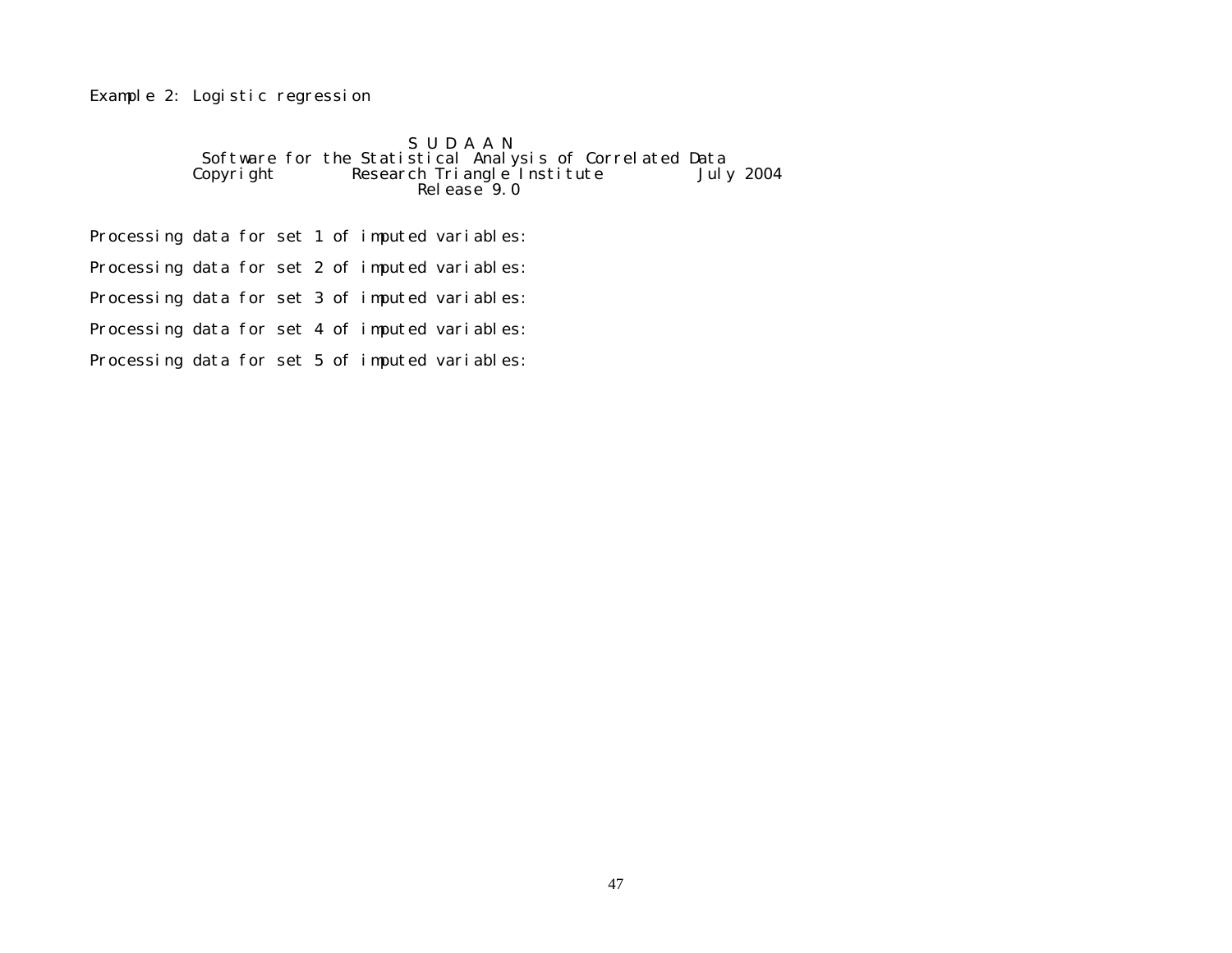Example 2: Logistic regression

```
                              S U D A A N
            Software for the Statistical Analysis of Correlated Data
           Copyright        Research Triangle Institute          July 2004
                                   Release 9.0
```

```
Processing data for set 1 of imputed variables:

Processing data for set 2 of imputed variables:

Processing data for set 3 of imputed variables:

Processing data for set 4 of imputed variables:

Processing data for set 5 of imputed variables:
```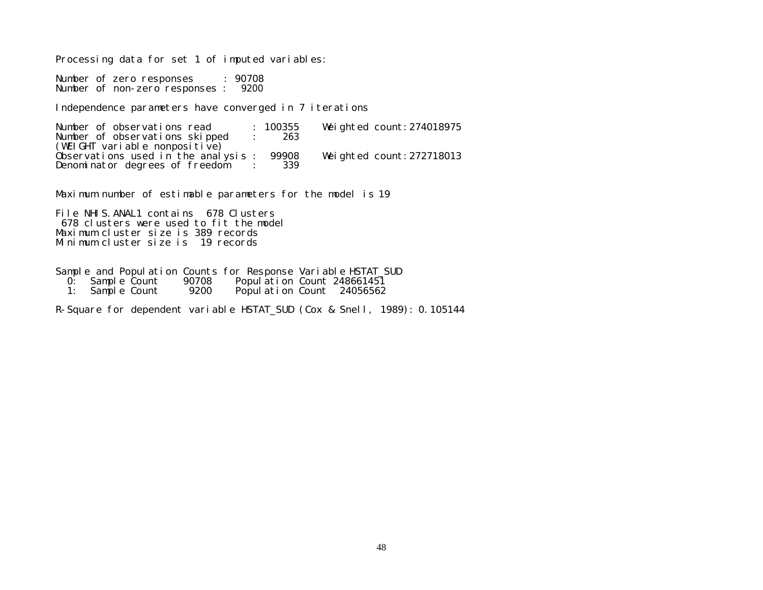```
Processing data for set 1 of imputed variables:

Number of zero responses     : 90708
Number of non-zero responses :  9200

Independence parameters have converged in 7 iterations

Number of observations read       : 100355    Weighted count:274018975
Number of observations skipped    :    263
(WEIGHT variable nonpositive)
Observations used in the analysis :  99908    Weighted count:272718013
Denominator degrees of freedom    :    339


Maximum number of estimable parameters for the model is 19

File NHIS.ANAL1 contains  678 Clusters
 678 clusters were used to fit the model
Maximum cluster size is 389 records
Minimum cluster size is  19 records


Sample and Population Counts for Response Variable HSTAT_SUD
  0:  Sample Count     90708    Population Count 248661451
  1:  Sample Count      9200    Population Count  24056562

R-Square for dependent variable HSTAT_SUD (Cox & Snell, 1989): 0.105144
```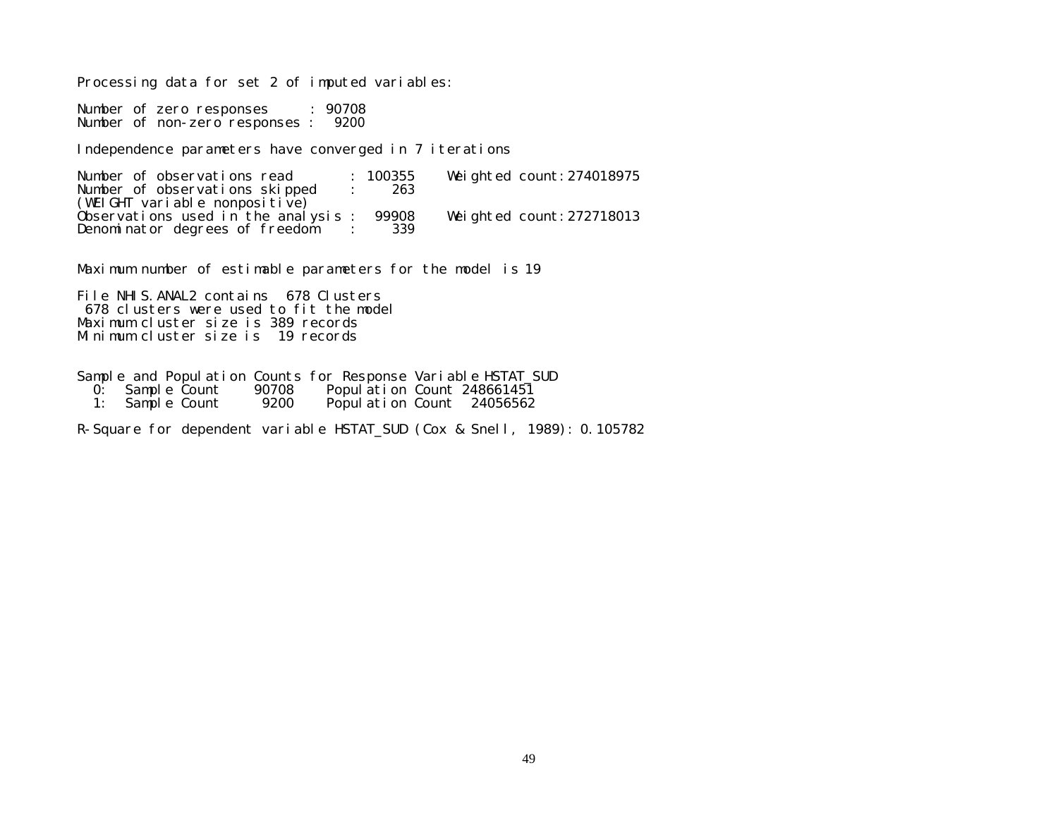```
Processing data for set 2 of imputed variables:

Number of zero responses     : 90708
Number of non-zero responses :  9200

Independence parameters have converged in 7 iterations

Number of observations read       : 100355    Weighted count:274018975
Number of observations skipped    :    263
(WEIGHT variable nonpositive)
Observations used in the analysis :  99908    Weighted count:272718013
Denominator degrees of freedom    :    339


Maximum number of estimable parameters for the model is 19

File NHIS.ANAL2 contains  678 Clusters
 678 clusters were used to fit the model
Maximum cluster size is 389 records
Minimum cluster size is  19 records


Sample and Population Counts for Response Variable HSTAT_SUD
  0:  Sample Count     90708    Population Count 248661451
  1:  Sample Count      9200    Population Count  24056562

R-Square for dependent variable HSTAT_SUD (Cox & Snell, 1989): 0.105782
```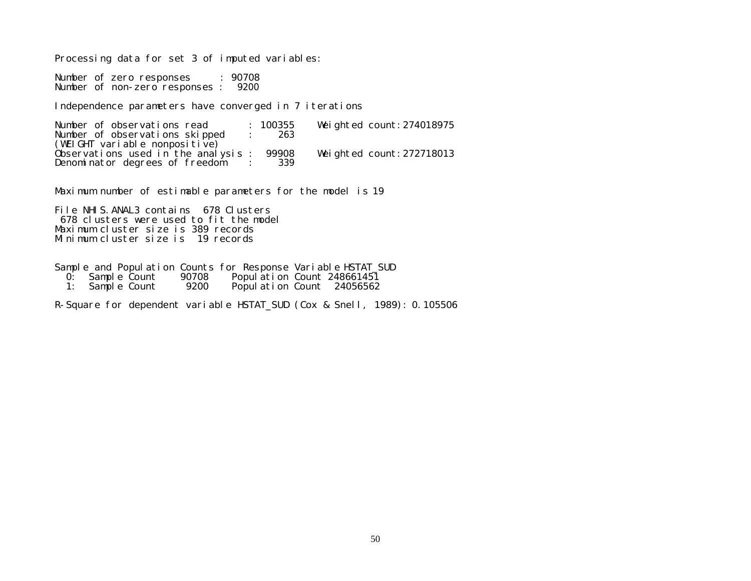```
Processing data for set 3 of imputed variables:

Number of zero responses     : 90708
Number of non-zero responses :  9200

Independence parameters have converged in 7 iterations

Number of observations read       : 100355    Weighted count:274018975
Number of observations skipped    :    263
(WEIGHT variable nonpositive)
Observations used in the analysis :  99908    Weighted count:272718013
Denominator degrees of freedom    :    339


Maximum number of estimable parameters for the model is 19

File NHIS.ANAL3 contains  678 Clusters
 678 clusters were used to fit the model
Maximum cluster size is 389 records
Minimum cluster size is  19 records


Sample and Population Counts for Response Variable HSTAT_SUD
  0:  Sample Count     90708    Population Count 248661451
  1:  Sample Count      9200    Population Count  24056562

R-Square for dependent variable HSTAT_SUD (Cox & Snell, 1989): 0.105506
```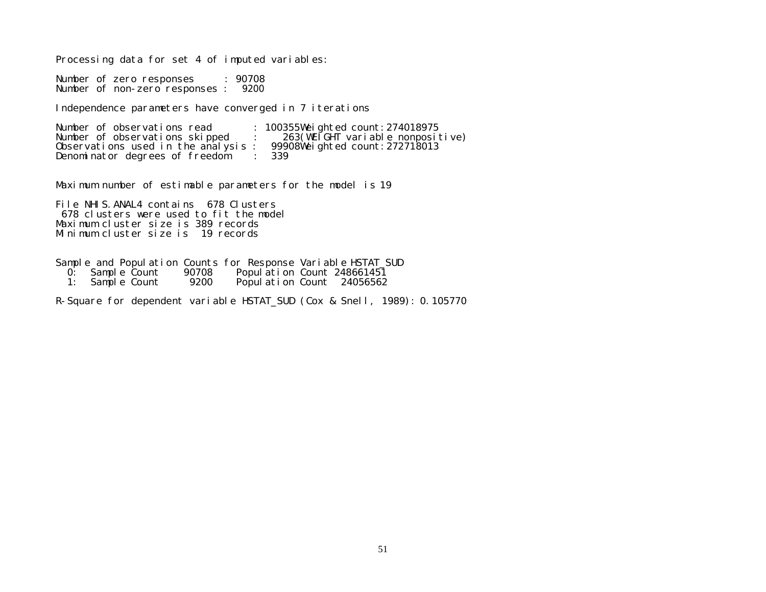```
Processing data for set 4 of imputed variables:

Number of zero responses     : 90708
Number of non-zero responses :  9200

Independence parameters have converged in 7 iterations

Number of observations read       : 100355Weighted count:274018975
Number of observations skipped    :    263(WEIGHT variable nonpositive)
Observations used in the analysis :  99908Weighted count:272718013
Denominator degrees of freedom    :   339


Maximum number of estimable parameters for the model is 19

File NHIS.ANAL4 contains  678 Clusters
 678 clusters were used to fit the model
Maximum cluster size is 389 records
Minimum cluster size is  19 records


Sample and Population Counts for Response Variable HSTAT_SUD
  0:  Sample Count     90708    Population Count 248661451
  1:  Sample Count      9200    Population Count  24056562

R-Square for dependent variable HSTAT_SUD (Cox & Snell, 1989): 0.105770
```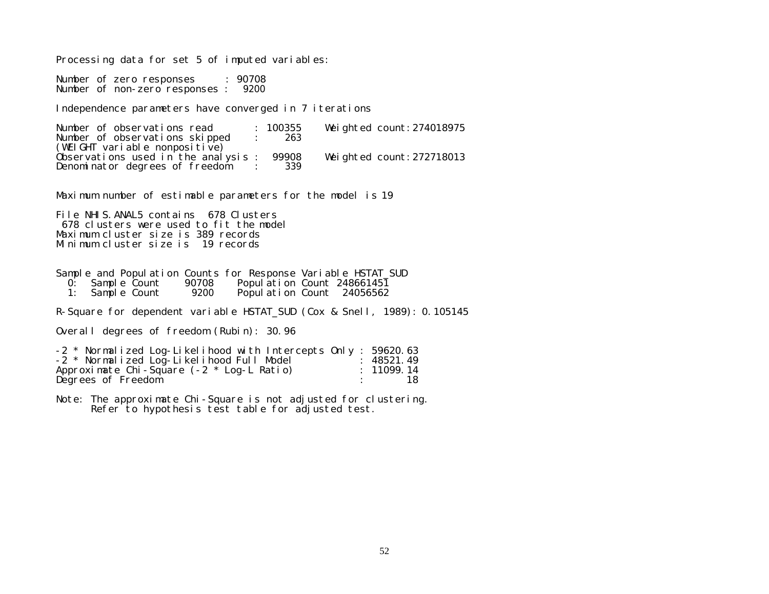```
Processing data for set 5 of imputed variables:

Number of zero responses     : 90708
Number of non-zero responses :  9200

Independence parameters have converged in 7 iterations

Number of observations read       : 100355    Weighted count:274018975
Number of observations skipped    :    263
(WEIGHT variable nonpositive)
Observations used in the analysis :  99908    Weighted count:272718013
Denominator degrees of freedom    :    339


Maximum number of estimable parameters for the model is 19

File NHIS.ANAL5 contains  678 Clusters
 678 clusters were used to fit the model
Maximum cluster size is 389 records
Minimum cluster size is  19 records


Sample and Population Counts for Response Variable HSTAT_SUD
  0:  Sample Count     90708    Population Count 248661451
  1:  Sample Count      9200    Population Count  24056562

R-Square for dependent variable HSTAT_SUD (Cox & Snell, 1989): 0.105145

Overall degrees of freedom (Rubin): 30.96

-2 * Normalized Log-Likelihood with Intercepts Only : 59620.63
-2 * Normalized Log-Likelihood Full Model           : 48521.49
Approximate Chi-Square (-2 * Log-L Ratio)           : 11099.14
Degrees of Freedom                                  :       18

Note: The approximate Chi-Square is not adjusted for clustering.
      Refer to hypothesis test table for adjusted test.
```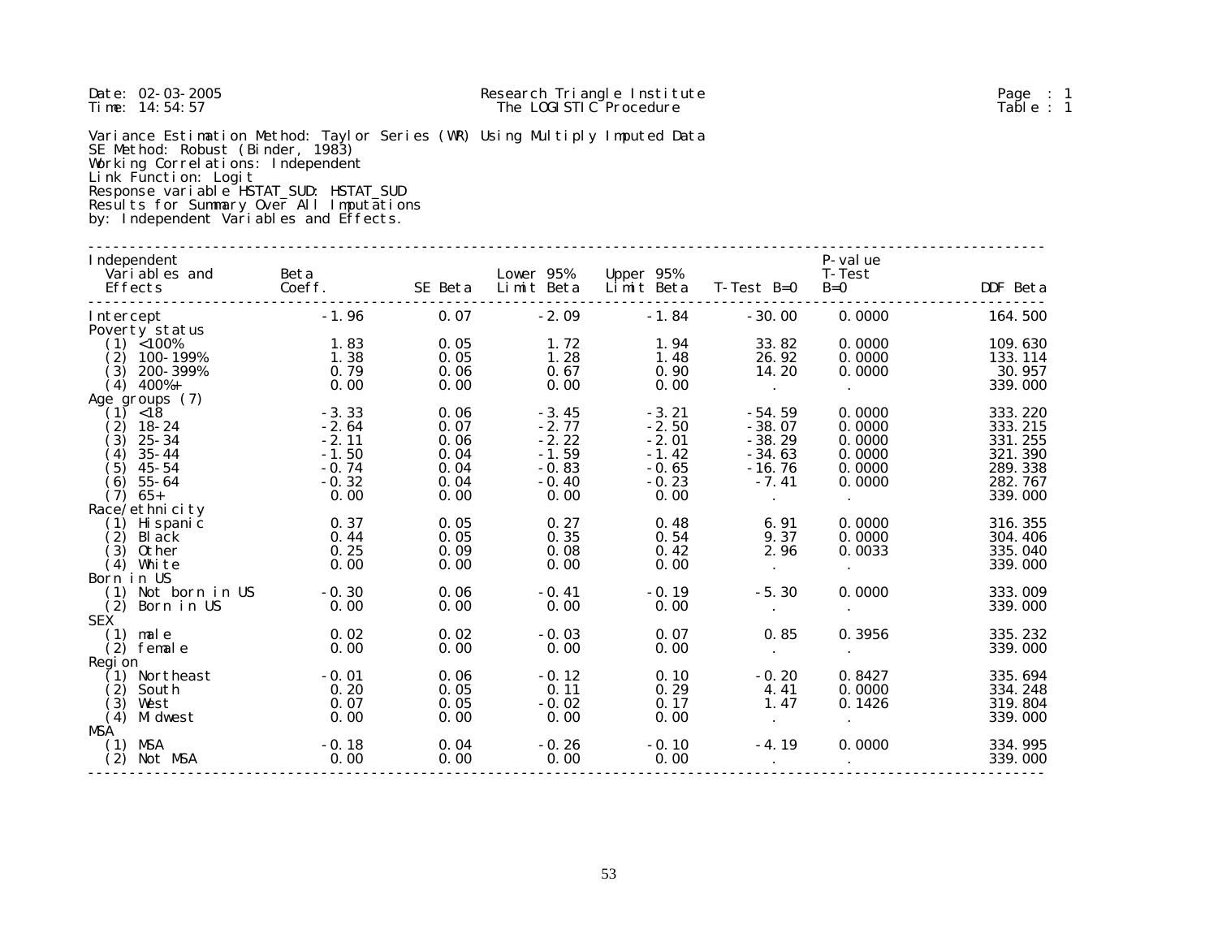Date: 02-03-2005
Time: 14:54:57

Research Triangle Institute
The LOGISTIC Procedure

Page : 1
Table : 1

Variance Estimation Method: Taylor Series (WR) Using Multiply Imputed Data
SE Method: Robust (Binder, 1983)
Working Correlations: Independent
Link Function: Logit
Response variable HSTAT_SUD: HSTAT_SUD
Results for Summary Over All Imputations
by: Independent Variables and Effects.

| Independent Variables and Effects | Beta Coeff. | SE Beta | Lower 95% Limit Beta | Upper 95% Limit Beta | T-Test B=0 | P-value T-Test B=0 | DDF Beta |
|---|---|---|---|---|---|---|---|
| Intercept | -1.96 | 0.07 | -2.09 | -1.84 | -30.00 | 0.0000 | 164.500 |
| Poverty status | | | | | | | |
| (1) <100% | 1.83 | 0.05 | 1.72 | 1.94 | 33.82 | 0.0000 | 109.630 |
| (2) 100-199% | 1.38 | 0.05 | 1.28 | 1.48 | 26.92 | 0.0000 | 133.114 |
| (3) 200-399% | 0.79 | 0.06 | 0.67 | 0.90 | 14.20 | 0.0000 | 30.957 |
| (4) 400%+ | 0.00 | 0.00 | 0.00 | 0.00 | . | . | 339.000 |
| Age groups (7) | | | | | | | |
| (1) <18 | -3.33 | 0.06 | -3.45 | -3.21 | -54.59 | 0.0000 | 333.220 |
| (2) 18-24 | -2.64 | 0.07 | -2.77 | -2.50 | -38.07 | 0.0000 | 333.215 |
| (3) 25-34 | -2.11 | 0.06 | -2.22 | -2.01 | -38.29 | 0.0000 | 331.255 |
| (4) 35-44 | -1.50 | 0.04 | -1.59 | -1.42 | -34.63 | 0.0000 | 321.390 |
| (5) 45-54 | -0.74 | 0.04 | -0.83 | -0.65 | -16.76 | 0.0000 | 289.338 |
| (6) 55-64 | -0.32 | 0.04 | -0.40 | -0.23 | -7.41 | 0.0000 | 282.767 |
| (7) 65+ | 0.00 | 0.00 | 0.00 | 0.00 | . | . | 339.000 |
| Race/ethnicity | | | | | | | |
| (1) Hispanic | 0.37 | 0.05 | 0.27 | 0.48 | 6.91 | 0.0000 | 316.355 |
| (2) Black | 0.44 | 0.05 | 0.35 | 0.54 | 9.37 | 0.0000 | 304.406 |
| (3) Other | 0.25 | 0.09 | 0.08 | 0.42 | 2.96 | 0.0033 | 335.040 |
| (4) White | 0.00 | 0.00 | 0.00 | 0.00 | . | . | 339.000 |
| Born in US | | | | | | | |
| (1) Not born in US | -0.30 | 0.06 | -0.41 | -0.19 | -5.30 | 0.0000 | 333.009 |
| (2) Born in US | 0.00 | 0.00 | 0.00 | 0.00 | . | . | 339.000 |
| SEX | | | | | | | |
| (1) male | 0.02 | 0.02 | -0.03 | 0.07 | 0.85 | 0.3956 | 335.232 |
| (2) female | 0.00 | 0.00 | 0.00 | 0.00 | . | . | 339.000 |
| Region | | | | | | | |
| (1) Northeast | -0.01 | 0.06 | -0.12 | 0.10 | -0.20 | 0.8427 | 335.694 |
| (2) South | 0.20 | 0.05 | 0.11 | 0.29 | 4.41 | 0.0000 | 334.248 |
| (3) West | 0.07 | 0.05 | -0.02 | 0.17 | 1.47 | 0.1426 | 319.804 |
| (4) Midwest | 0.00 | 0.00 | 0.00 | 0.00 | . | . | 339.000 |
| MSA | | | | | | | |
| (1) MSA | -0.18 | 0.04 | -0.26 | -0.10 | -4.19 | 0.0000 | 334.995 |
| (2) Not MSA | 0.00 | 0.00 | 0.00 | 0.00 | . | . | 339.000 |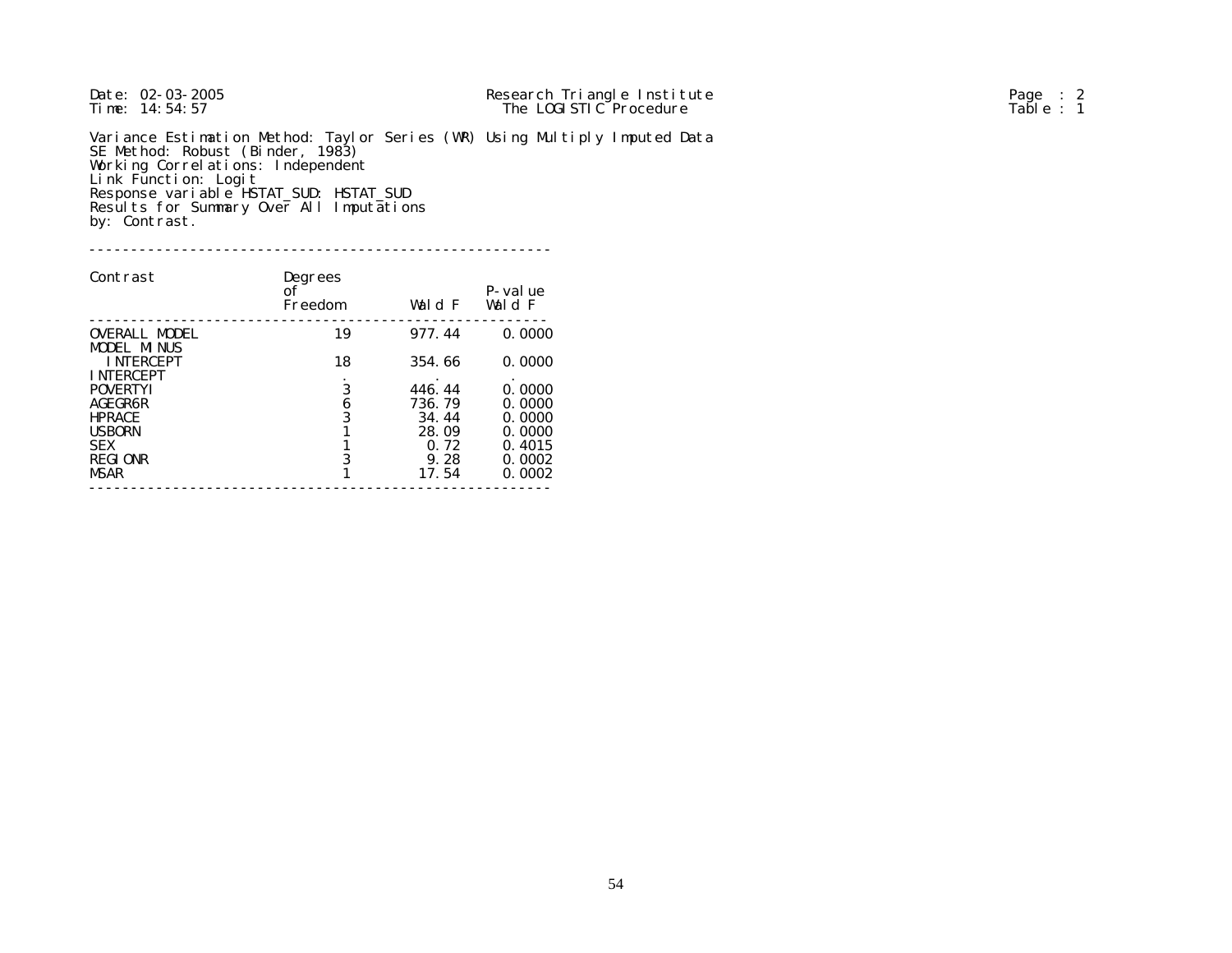Date: 02-03-2005 Research Triangle Institute Page : 2
Time: 14:54:57 The LOGISTIC Procedure Table : 1

Variance Estimation Method: Taylor Series (WR) Using Multiply Imputed Data
SE Method: Robust (Binder, 1983)
Working Correlations: Independent
Link Function: Logit
Response variable HSTAT_SUD: HSTAT_SUD
Results for Summary Over All Imputations
by: Contrast.

| Contrast | Degrees of Freedom | Wald F | P-value Wald F |
|---|---|---|---|
| OVERALL MODEL | 19 | 977.44 | 0.0000 |
| MODEL MINUS INTERCEPT | 18 | 354.66 | 0.0000 |
| INTERCEPT | . | . | . |
| POVERTYI | 3 | 446.44 | 0.0000 |
| AGEGR6R | 6 | 736.79 | 0.0000 |
| HPRACE | 3 | 34.44 | 0.0000 |
| USBORN | 1 | 28.09 | 0.0000 |
| SEX | 1 | 0.72 | 0.4015 |
| REGIONR | 3 | 9.28 | 0.0002 |
| MSAR | 1 | 17.54 | 0.0002 |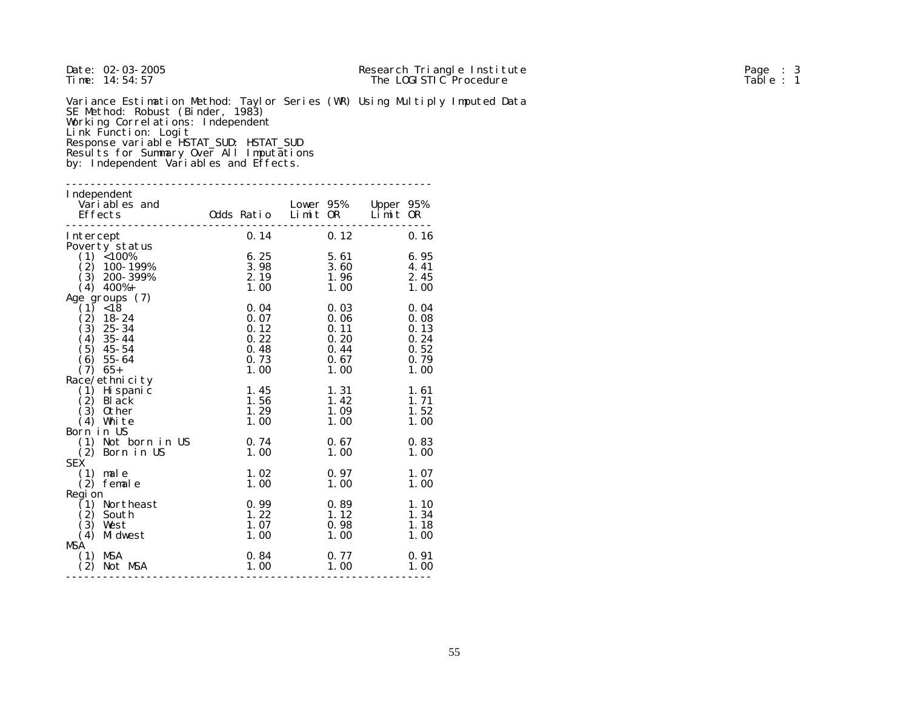Date: 02-03-2005
Time: 14:54:57

Research Triangle Institute
The LOGISTIC Procedure

Table : 1

Variance Estimation Method: Taylor Series (WR) Using Multiply Imputed Data
SE Method: Robust (Binder, 1983)
Working Correlations: Independent
Link Function: Logit
Response variable HSTAT_SUD: HSTAT_SUD
Results for Summary Over All Imputations
by: Independent Variables and Effects.

| Independent Variables and Effects | Odds Ratio | Lower 95% Limit OR | Upper 95% Limit OR |
|---|---|---|---|
| Intercept | 0.14 | 0.12 | 0.16 |
| Poverty status | | | |
| (1) <100% | 6.25 | 5.61 | 6.95 |
| (2) 100-199% | 3.98 | 3.60 | 4.41 |
| (3) 200-399% | 2.19 | 1.96 | 2.45 |
| (4) 400%+ | 1.00 | 1.00 | 1.00 |
| Age groups (7) | | | |
| (1) <18 | 0.04 | 0.03 | 0.04 |
| (2) 18-24 | 0.07 | 0.06 | 0.08 |
| (3) 25-34 | 0.12 | 0.11 | 0.13 |
| (4) 35-44 | 0.22 | 0.20 | 0.24 |
| (5) 45-54 | 0.48 | 0.44 | 0.52 |
| (6) 55-64 | 0.73 | 0.67 | 0.79 |
| (7) 65+ | 1.00 | 1.00 | 1.00 |
| Race/ethnicity | | | |
| (1) Hispanic | 1.45 | 1.31 | 1.61 |
| (2) Black | 1.56 | 1.42 | 1.71 |
| (3) Other | 1.29 | 1.09 | 1.52 |
| (4) White | 1.00 | 1.00 | 1.00 |
| Born in US | | | |
| (1) Not born in US | 0.74 | 0.67 | 0.83 |
| (2) Born in US | 1.00 | 1.00 | 1.00 |
| SEX | | | |
| (1) male | 1.02 | 0.97 | 1.07 |
| (2) female | 1.00 | 1.00 | 1.00 |
| Region | | | |
| (1) Northeast | 0.99 | 0.89 | 1.10 |
| (2) South | 1.22 | 1.12 | 1.34 |
| (3) West | 1.07 | 0.98 | 1.18 |
| (4) Midwest | 1.00 | 1.00 | 1.00 |
| MSA | | | |
| (1) MSA | 0.84 | 0.77 | 0.91 |
| (2) Not MSA | 1.00 | 1.00 | 1.00 |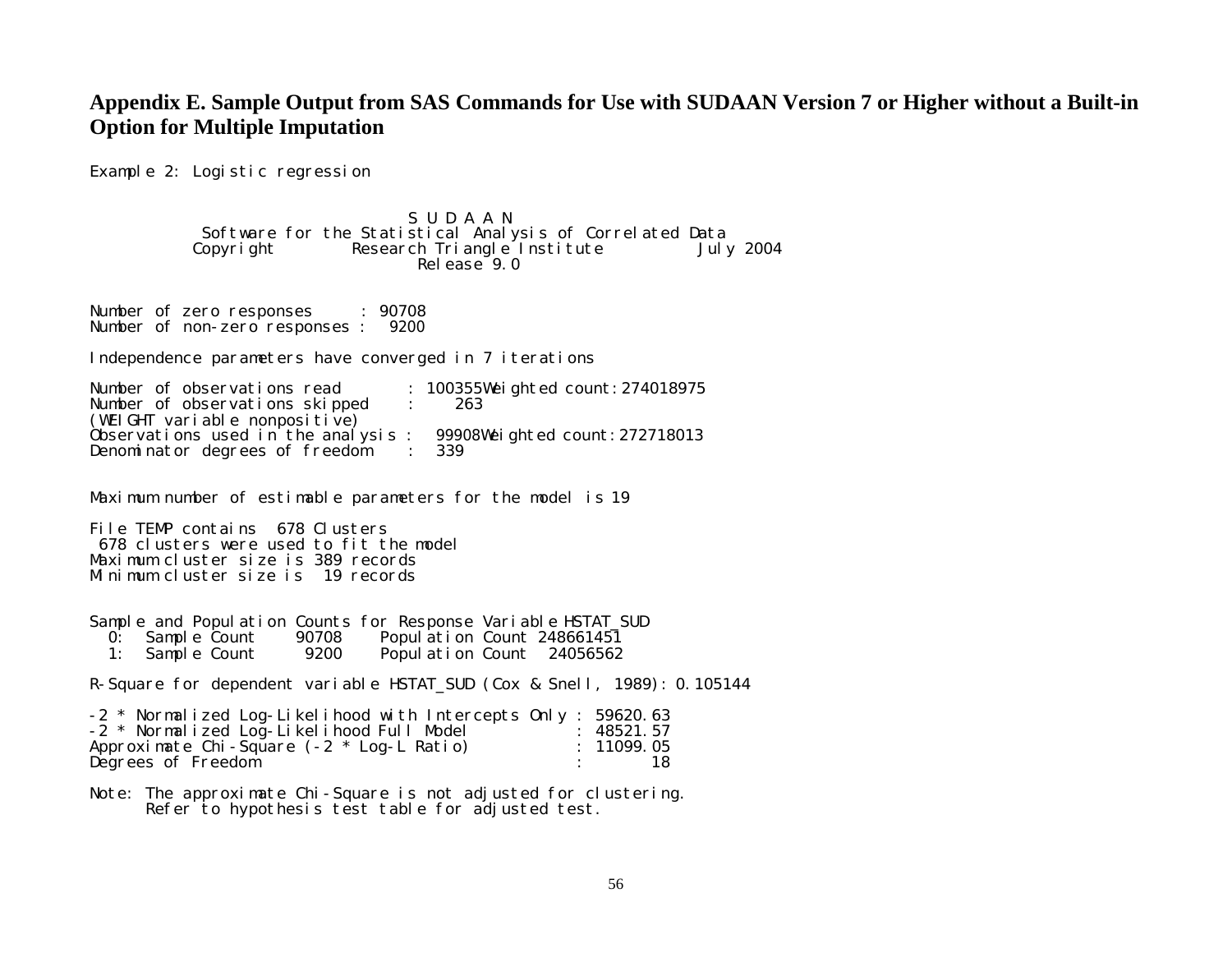## Appendix E. Sample Output from SAS Commands for Use with SUDAAN Version 7 or Higher without a Built-in Option for Multiple Imputation

Example 2: Logistic regression

```
                              S U D A A N
             Software for the Statistical Analysis of Correlated Data
            Copyright        Research Triangle Institute          July 2004
                                Release 9.0


Number of zero responses     : 90708
Number of non-zero responses :  9200

Independence parameters have converged in 7 iterations

Number of observations read       : 100355Weighted count:274018975
Number of observations skipped    :    263
(WEIGHT variable nonpositive)
Observations used in the analysis :  99908Weighted count:272718013
Denominator degrees of freedom    :  339


Maximum number of estimable parameters for the model is 19

File TEMP contains  678 Clusters
 678 clusters were used to fit the model
Maximum cluster size is 389 records
Minimum cluster size is  19 records


Sample and Population Counts for Response Variable HSTAT_SUD
  0:  Sample Count     90708    Population Count 248661451
  1:  Sample Count      9200    Population Count  24056562

R-Square for dependent variable HSTAT_SUD (Cox & Snell, 1989): 0.105144

-2 * Normalized Log-Likelihood with Intercepts Only : 59620.63
-2 * Normalized Log-Likelihood Full Model           : 48521.57
Approximate Chi-Square (-2 * Log-L Ratio)           : 11099.05
Degrees of Freedom                                  :       18

Note: The approximate Chi-Square is not adjusted for clustering.
      Refer to hypothesis test table for adjusted test.
```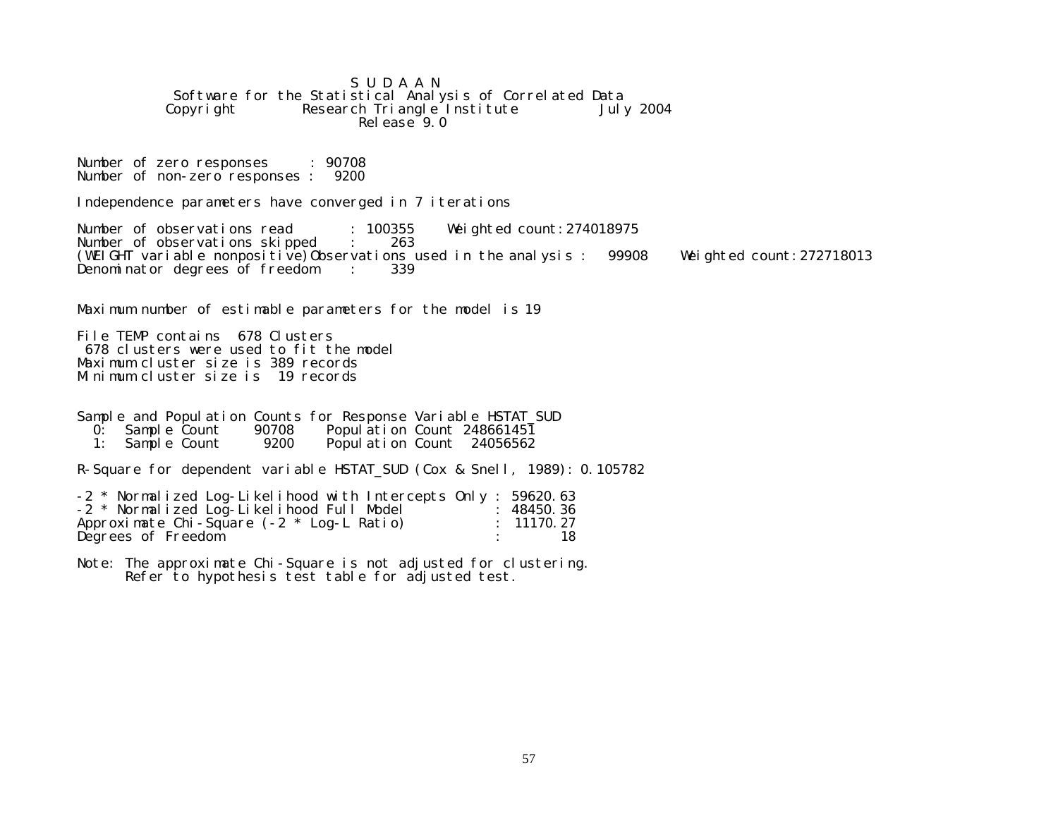```
                              S U D A A N
            Software for the Statistical Analysis of Correlated Data
           Copyright        Research Triangle Institute          July 2004
                                 Release 9.0


Number of zero responses     : 90708
Number of non-zero responses :  9200

Independence parameters have converged in 7 iterations

Number of observations read       : 100355    Weighted count:274018975
Number of observations skipped    :    263
(WEIGHT variable nonpositive)Observations used in the analysis :   99908     Weighted count:272718013
Denominator degrees of freedom    :    339


Maximum number of estimable parameters for the model is 19

File TEMP contains  678 Clusters
 678 clusters were used to fit the model
Maximum cluster size is 389 records
Minimum cluster size is  19 records


Sample and Population Counts for Response Variable HSTAT_SUD
  0:  Sample Count     90708    Population Count 248661451
  1:  Sample Count      9200    Population Count  24056562

R-Square for dependent variable HSTAT_SUD (Cox & Snell, 1989): 0.105782

-2 * Normalized Log-Likelihood with Intercepts Only : 59620.63
-2 * Normalized Log-Likelihood Full Model           : 48450.36
Approximate Chi-Square (-2 * Log-L Ratio)           : 11170.27
Degrees of Freedom                                  :       18

Note: The approximate Chi-Square is not adjusted for clustering.
      Refer to hypothesis test table for adjusted test.
```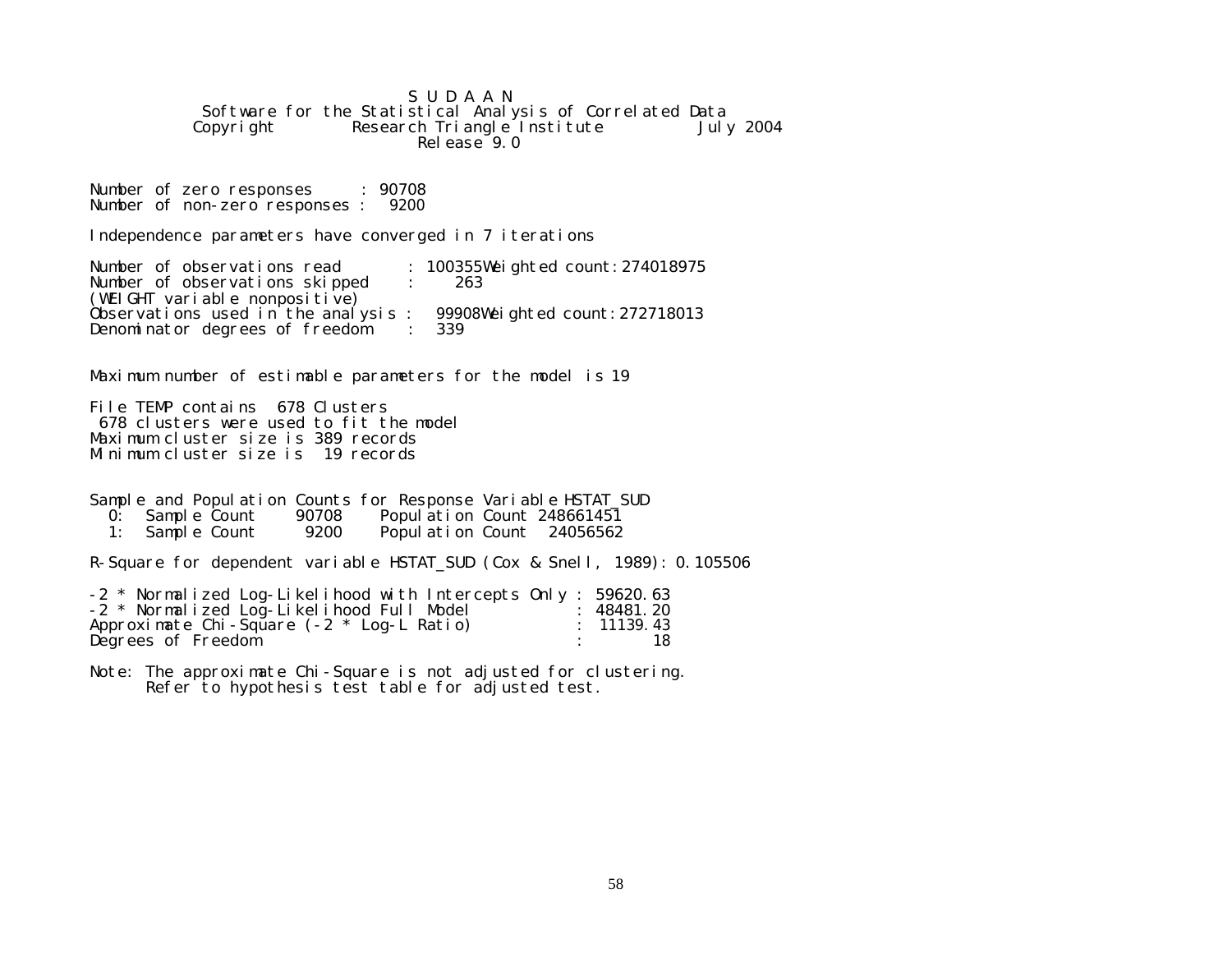```
                              S U D A A N
            Software for the Statistical Analysis of Correlated Data
           Copyright        Research Triangle Institute          July 2004
                               Release 9.0


Number of zero responses     : 90708
Number of non-zero responses :  9200

Independence parameters have converged in 7 iterations

Number of observations read       : 100355Weighted count:274018975
Number of observations skipped    :    263
(WEIGHT variable nonpositive)
Observations used in the analysis :  99908Weighted count:272718013
Denominator degrees of freedom    :  339


Maximum number of estimable parameters for the model is 19

File TEMP contains  678 Clusters
 678 clusters were used to fit the model
Maximum cluster size is 389 records
Minimum cluster size is  19 records


Sample and Population Counts for Response Variable HSTAT_SUD
  0:  Sample Count    90708    Population Count 248661451
  1:  Sample Count     9200    Population Count  24056562

R-Square for dependent variable HSTAT_SUD (Cox & Snell, 1989): 0.105506

-2 * Normalized Log-Likelihood with Intercepts Only : 59620.63
-2 * Normalized Log-Likelihood Full Model           : 48481.20
Approximate Chi-Square (-2 * Log-L Ratio)           : 11139.43
Degrees of Freedom                                  :       18

Note: The approximate Chi-Square is not adjusted for clustering.
      Refer to hypothesis test table for adjusted test.
```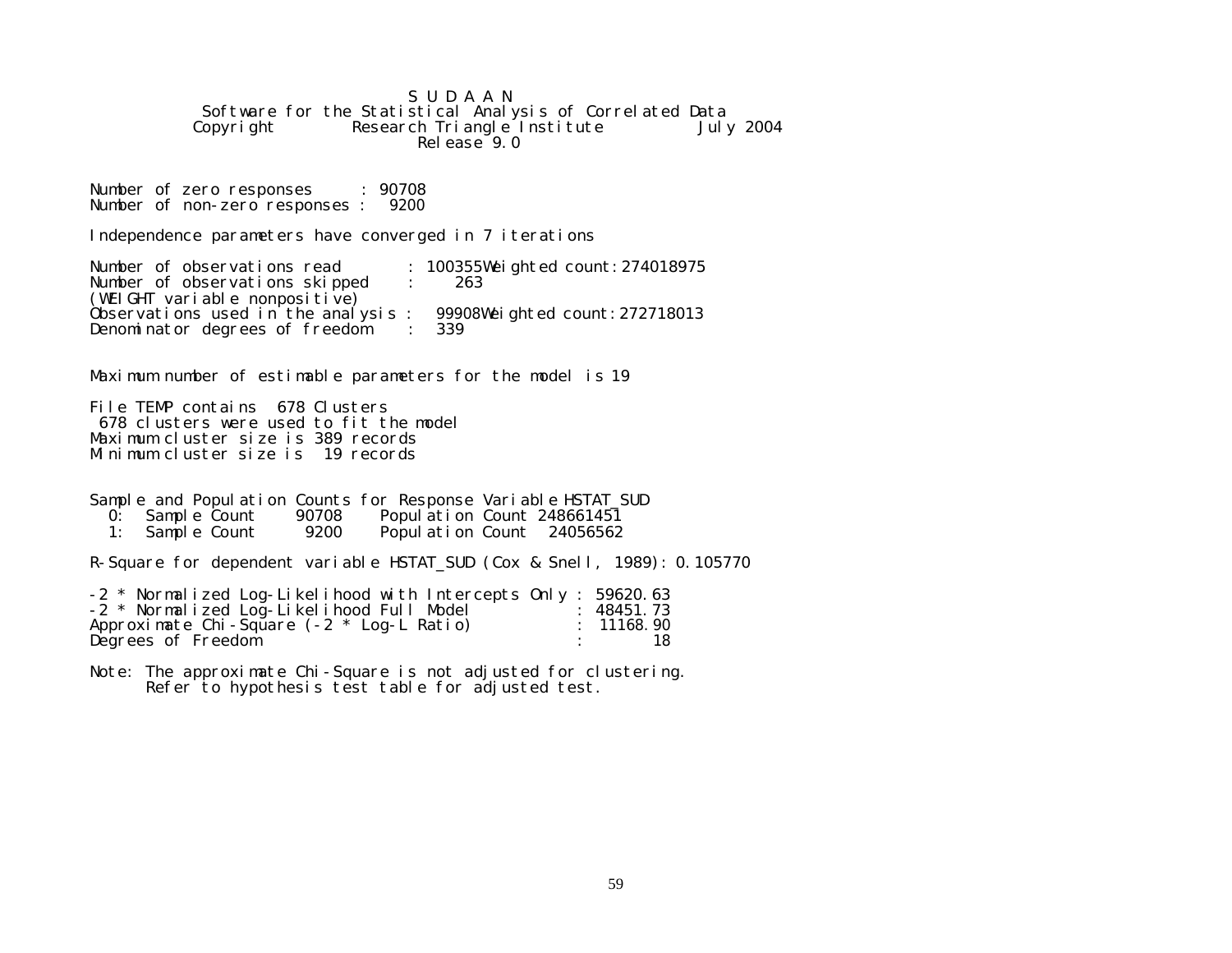```
                              S U D A A N
            Software for the Statistical Analysis of Correlated Data
           Copyright        Research Triangle Institute          July 2004
                               Release 9.0


Number of zero responses     : 90708
Number of non-zero responses :  9200

Independence parameters have converged in 7 iterations

Number of observations read       : 100355Weighted count:274018975
Number of observations skipped    :    263
(WEIGHT variable nonpositive)
Observations used in the analysis :  99908Weighted count:272718013
Denominator degrees of freedom    :  339


Maximum number of estimable parameters for the model is 19

File TEMP contains  678 Clusters
 678 clusters were used to fit the model
Maximum cluster size is 389 records
Minimum cluster size is  19 records


Sample and Population Counts for Response Variable HSTAT_SUD
  0:  Sample Count     90708    Population Count 248661451
  1:  Sample Count      9200    Population Count  24056562

R-Square for dependent variable HSTAT_SUD (Cox & Snell, 1989): 0.105770

-2 * Normalized Log-Likelihood with Intercepts Only : 59620.63
-2 * Normalized Log-Likelihood Full Model           : 48451.73
Approximate Chi-Square (-2 * Log-L Ratio)           : 11168.90
Degrees of Freedom                                  :       18

Note: The approximate Chi-Square is not adjusted for clustering.
      Refer to hypothesis test table for adjusted test.
```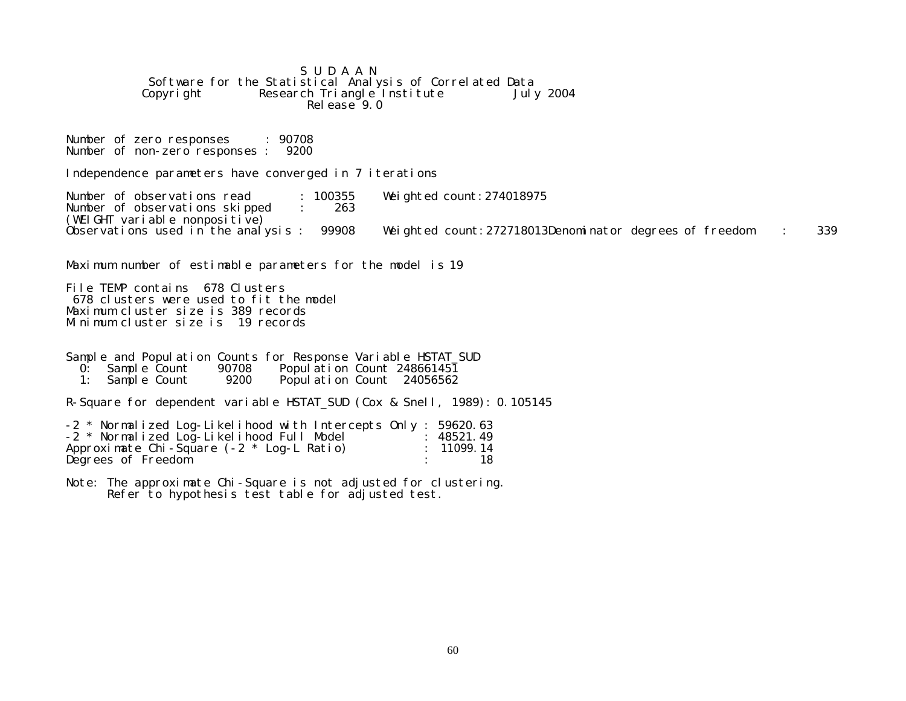```
                              S U D A A N
            Software for the Statistical Analysis of Correlated Data
           Copyright         Research Triangle Institute           July 2004
                                Release 9.0


Number of zero responses      : 90708
Number of non-zero responses :  9200

Independence parameters have converged in 7 iterations

Number of observations read        : 100355     Weighted count:274018975
Number of observations skipped     :     263
(WEIGHT variable nonpositive)
Observations used in the analysis :   99908     Weighted count:272718013Denominator degrees of freedom    :     339


Maximum number of estimable parameters for the model is 19

File TEMP contains  678 Clusters
 678 clusters were used to fit the model
Maximum cluster size is 389 records
Minimum cluster size is  19 records


Sample and Population Counts for Response Variable HSTAT_SUD
  0:  Sample Count     90708    Population Count 248661451
  1:  Sample Count      9200    Population Count  24056562

R-Square for dependent variable HSTAT_SUD (Cox & Snell, 1989): 0.105145

-2 * Normalized Log-Likelihood with Intercepts Only : 59620.63
-2 * Normalized Log-Likelihood Full Model           : 48521.49
Approximate Chi-Square (-2 * Log-L Ratio)           : 11099.14
Degrees of Freedom                                  :       18

Note: The approximate Chi-Square is not adjusted for clustering.
      Refer to hypothesis test table for adjusted test.
```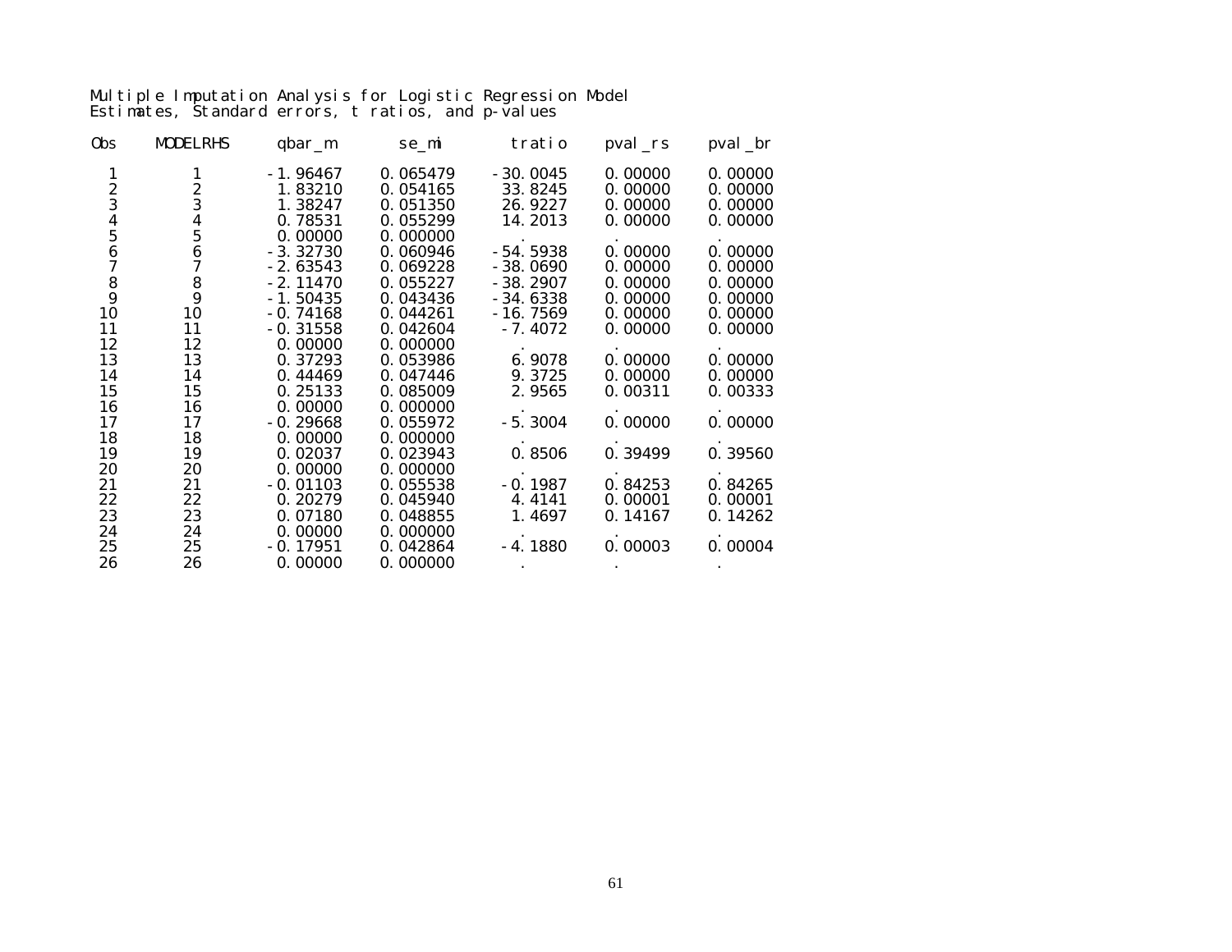Multiple Imputation Analysis for Logistic Regression Model
Estimates, Standard errors, t ratios, and p-values

| Obs | MODELRHS | qbar_m | se_mi | tratio | pval_rs | pval_br |
|---|---|---|---|---|---|---|
| 1 | 1 | -1.96467 | 0.065479 | -30.0045 | 0.00000 | 0.00000 |
| 2 | 2 | 1.83210 | 0.054165 | 33.8245 | 0.00000 | 0.00000 |
| 3 | 3 | 1.38247 | 0.051350 | 26.9227 | 0.00000 | 0.00000 |
| 4 | 4 | 0.78531 | 0.055299 | 14.2013 | 0.00000 | 0.00000 |
| 5 | 5 | 0.00000 | 0.000000 | . | . | . |
| 6 | 6 | -3.32730 | 0.060946 | -54.5938 | 0.00000 | 0.00000 |
| 7 | 7 | -2.63543 | 0.069228 | -38.0690 | 0.00000 | 0.00000 |
| 8 | 8 | -2.11470 | 0.055227 | -38.2907 | 0.00000 | 0.00000 |
| 9 | 9 | -1.50435 | 0.043436 | -34.6338 | 0.00000 | 0.00000 |
| 10 | 10 | -0.74168 | 0.044261 | -16.7569 | 0.00000 | 0.00000 |
| 11 | 11 | -0.31558 | 0.042604 | -7.4072 | 0.00000 | 0.00000 |
| 12 | 12 | 0.00000 | 0.000000 | . | . | . |
| 13 | 13 | 0.37293 | 0.053986 | 6.9078 | 0.00000 | 0.00000 |
| 14 | 14 | 0.44469 | 0.047446 | 9.3725 | 0.00000 | 0.00000 |
| 15 | 15 | 0.25133 | 0.085009 | 2.9565 | 0.00311 | 0.00333 |
| 16 | 16 | 0.00000 | 0.000000 | . | . | . |
| 17 | 17 | -0.29668 | 0.055972 | -5.3004 | 0.00000 | 0.00000 |
| 18 | 18 | 0.00000 | 0.000000 | . | . | . |
| 19 | 19 | 0.02037 | 0.023943 | 0.8506 | 0.39499 | 0.39560 |
| 20 | 20 | 0.00000 | 0.000000 | . | . | . |
| 21 | 21 | -0.01103 | 0.055538 | -0.1987 | 0.84253 | 0.84265 |
| 22 | 22 | 0.20279 | 0.045940 | 4.4141 | 0.00001 | 0.00001 |
| 23 | 23 | 0.07180 | 0.048855 | 1.4697 | 0.14167 | 0.14262 |
| 24 | 24 | 0.00000 | 0.000000 | . | . | . |
| 25 | 25 | -0.17951 | 0.042864 | -4.1880 | 0.00003 | 0.00004 |
| 26 | 26 | 0.00000 | 0.000000 | . | . | . |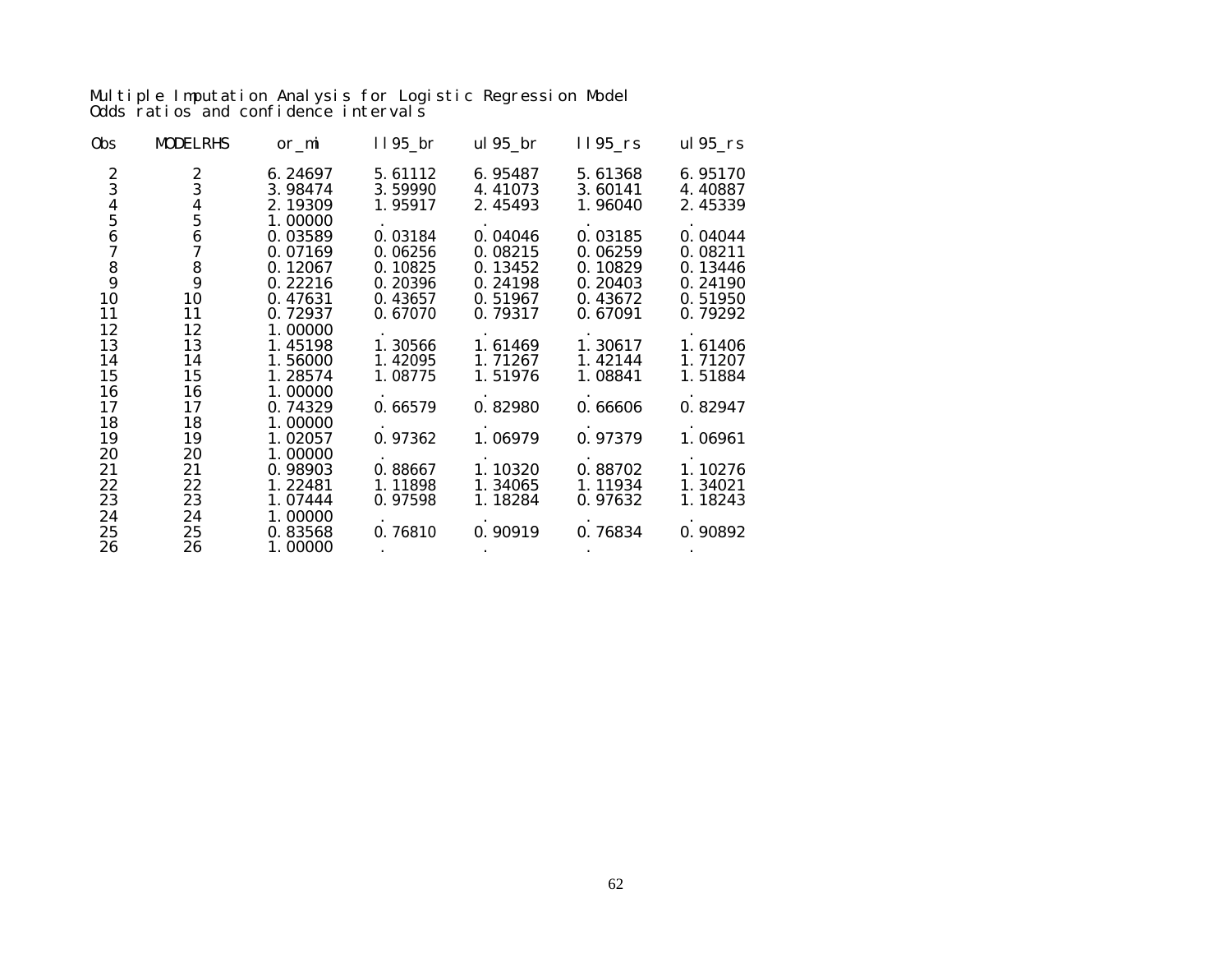Multiple Imputation Analysis for Logistic Regression Model
Odds ratios and confidence intervals

| Obs | MODELRHS | or_mi | ll95_br | ul95_br | ll95_rs | ul95_rs |
|---|---|---|---|---|---|---|
| 2 | 2 | 6.24697 | 5.61112 | 6.95487 | 5.61368 | 6.95170 |
| 3 | 3 | 3.98474 | 3.59990 | 4.41073 | 3.60141 | 4.40887 |
| 4 | 4 | 2.19309 | 1.95917 | 2.45493 | 1.96040 | 2.45339 |
| 5 | 5 | 1.00000 | . | . | . | . |
| 6 | 6 | 0.03589 | 0.03184 | 0.04046 | 0.03185 | 0.04044 |
| 7 | 7 | 0.07169 | 0.06256 | 0.08215 | 0.06259 | 0.08211 |
| 8 | 8 | 0.12067 | 0.10825 | 0.13452 | 0.10829 | 0.13446 |
| 9 | 9 | 0.22216 | 0.20396 | 0.24198 | 0.20403 | 0.24190 |
| 10 | 10 | 0.47631 | 0.43657 | 0.51967 | 0.43672 | 0.51950 |
| 11 | 11 | 0.72937 | 0.67070 | 0.79317 | 0.67091 | 0.79292 |
| 12 | 12 | 1.00000 | . | . | . | . |
| 13 | 13 | 1.45198 | 1.30566 | 1.61469 | 1.30617 | 1.61406 |
| 14 | 14 | 1.56000 | 1.42095 | 1.71267 | 1.42144 | 1.71207 |
| 15 | 15 | 1.28574 | 1.08775 | 1.51976 | 1.08841 | 1.51884 |
| 16 | 16 | 1.00000 | . | . | . | . |
| 17 | 17 | 0.74329 | 0.66579 | 0.82980 | 0.66606 | 0.82947 |
| 18 | 18 | 1.00000 | . | . | . | . |
| 19 | 19 | 1.02057 | 0.97362 | 1.06979 | 0.97379 | 1.06961 |
| 20 | 20 | 1.00000 | . | . | . | . |
| 21 | 21 | 0.98903 | 0.88667 | 1.10320 | 0.88702 | 1.10276 |
| 22 | 22 | 1.22481 | 1.11898 | 1.34065 | 1.11934 | 1.34021 |
| 23 | 23 | 1.07444 | 0.97598 | 1.18284 | 0.97632 | 1.18243 |
| 24 | 24 | 1.00000 | . | . | . | . |
| 25 | 25 | 0.83568 | 0.76810 | 0.90919 | 0.76834 | 0.90892 |
| 26 | 26 | 1.00000 | . | . | . | . |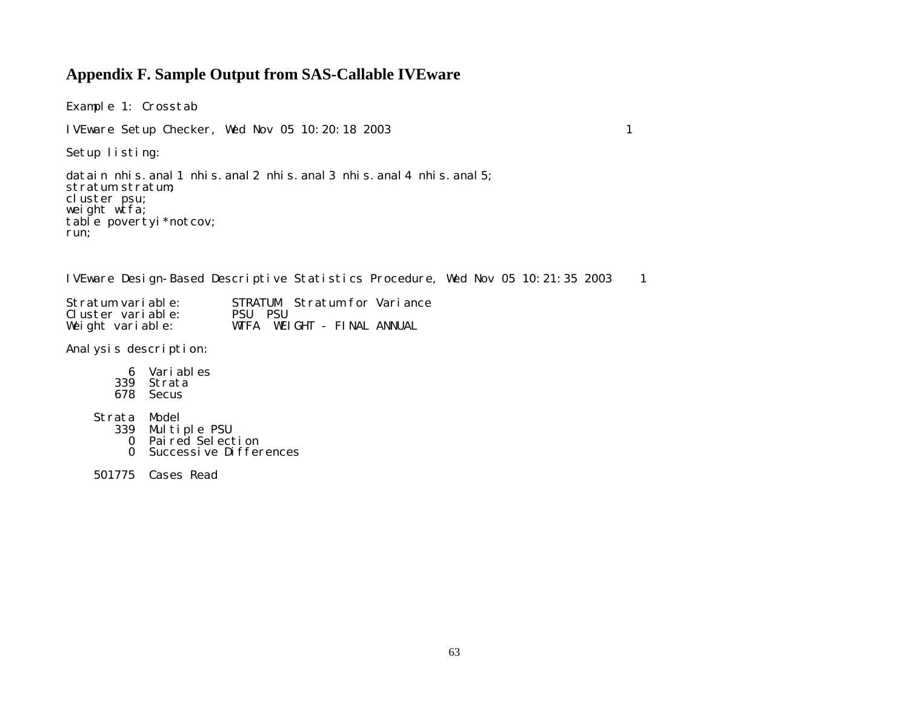## Appendix F. Sample Output from SAS-Callable IVEware

Example 1: Crosstab

```
IVEware Setup Checker, Wed Nov 05 10:20:18 2003                                    1

Setup listing:

datain nhis.anal1 nhis.anal2 nhis.anal3 nhis.anal4 nhis.anal5;
stratum stratum;
cluster psu;
weight wtfa;
table povertyi*notcov;
run;



IVEware Design-Based Descriptive Statistics Procedure, Wed Nov 05 10:21:35 2003    1

Stratum variable:       STRATUM  Stratum for Variance
Cluster variable:       PSU  PSU
Weight variable:        WTFA  WEIGHT - FINAL ANNUAL

Analysis description:

        6  Variables
      339  Strata
      678  Secus

   Strata  Model
      339  Multiple PSU
        0  Paired Selection
        0  Successive Differences

   501775  Cases Read
```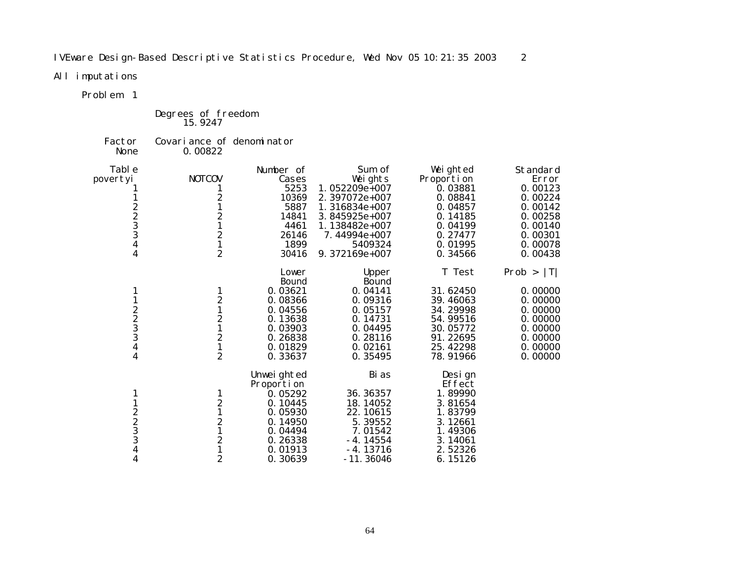IVEware Design-Based Descriptive Statistics Procedure, Wed Nov 05 10:21:35 2003 2

All imputations

Problem 1

Degrees of freedom
15.9247

| Factor | Covariance of denominator |
|---|---|
| None | 0.00822 |

| Table povertyi | NOTCOV | Number of Cases | Sum of Weights | Weighted Proportion | Standard Error |
|---|---|---|---|---|---|
| 1 | 1 | 5253 | 1.052209e+007 | 0.03881 | 0.00123 |
| 1 | 2 | 10369 | 2.397072e+007 | 0.08841 | 0.00224 |
| 2 | 1 | 5887 | 1.316834e+007 | 0.04857 | 0.00142 |
| 2 | 2 | 14841 | 3.845925e+007 | 0.14185 | 0.00258 |
| 3 | 1 | 4461 | 1.138482e+007 | 0.04199 | 0.00140 |
| 3 | 2 | 26146 | 7.44994e+007 | 0.27477 | 0.00301 |
| 4 | 1 | 1899 | 5409324 | 0.01995 | 0.00078 |
| 4 | 2 | 30416 | 9.372169e+007 | 0.34566 | 0.00438 |

| povertyi | NOTCOV | Lower Bound | Upper Bound | T Test | Prob > \|T\| |
|---|---|---|---|---|---|
| 1 | 1 | 0.03621 | 0.04141 | 31.62450 | 0.00000 |
| 1 | 2 | 0.08366 | 0.09316 | 39.46063 | 0.00000 |
| 2 | 1 | 0.04556 | 0.05157 | 34.29998 | 0.00000 |
| 2 | 2 | 0.13638 | 0.14731 | 54.99516 | 0.00000 |
| 3 | 1 | 0.03903 | 0.04495 | 30.05772 | 0.00000 |
| 3 | 2 | 0.26838 | 0.28116 | 91.22695 | 0.00000 |
| 4 | 1 | 0.01829 | 0.02161 | 25.42298 | 0.00000 |
| 4 | 2 | 0.33637 | 0.35495 | 78.91966 | 0.00000 |

| povertyi | NOTCOV | Unweighted Proportion | Bias | Design Effect |
|---|---|---|---|---|
| 1 | 1 | 0.05292 | 36.36357 | 1.89990 |
| 1 | 2 | 0.10445 | 18.14052 | 3.81654 |
| 2 | 1 | 0.05930 | 22.10615 | 1.83799 |
| 2 | 2 | 0.14950 | 5.39552 | 3.12661 |
| 3 | 1 | 0.04494 | 7.01542 | 1.49306 |
| 3 | 2 | 0.26338 | -4.14554 | 3.14061 |
| 4 | 1 | 0.01913 | -4.13716 | 2.52326 |
| 4 | 2 | 0.30639 | -11.36046 | 6.15126 |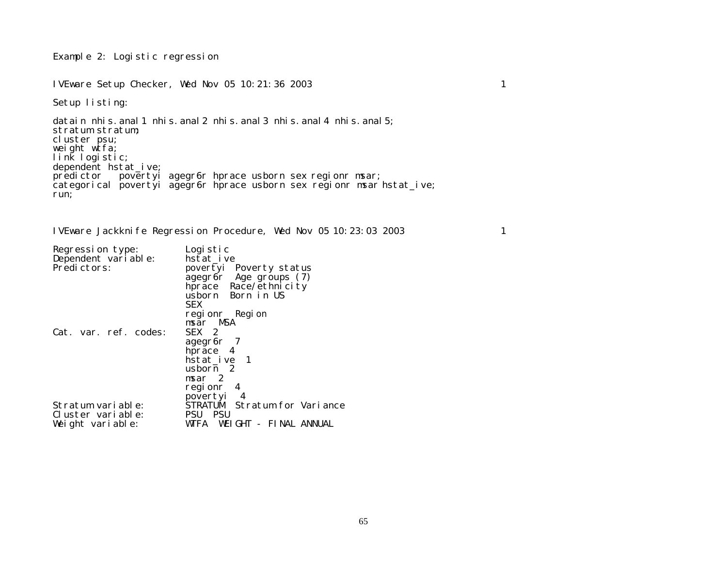Example 2: Logistic regression

```
IVEware Setup Checker, Wed Nov 05 10:21:36 2003                                   1

Setup listing:

datain nhis.anal1 nhis.anal2 nhis.anal3 nhis.anal4 nhis.anal5;
stratum stratum;
cluster psu;
weight wtfa;
link logistic;
dependent hstat_ive;
predictor   povertyi agegr6r hprace usborn sex regionr msar;
categorical povertyi agegr6r hprace usborn sex regionr msar hstat_ive;
run;



IVEware Jackknife Regression Procedure, Wed Nov 05 10:23:03 2003                  1

Regression type:        Logistic
Dependent variable:     hstat_ive
Predictors:             povertyi  Poverty status
                        agegr6r  Age groups (7)
                        hprace  Race/ethnicity
                        usborn  Born in US
                        SEX
                        regionr  Region
                        msar  MSA
Cat. var. ref. codes:   SEX  2
                        agegr6r  7
                        hprace  4
                        hstat_ive  1
                        usborn  2
                        msar  2
                        regionr  4
                        povertyi  4
Stratum variable:       STRATUM  Stratum for Variance
Cluster variable:       PSU  PSU
Weight variable:        WTFA  WEIGHT - FINAL ANNUAL
```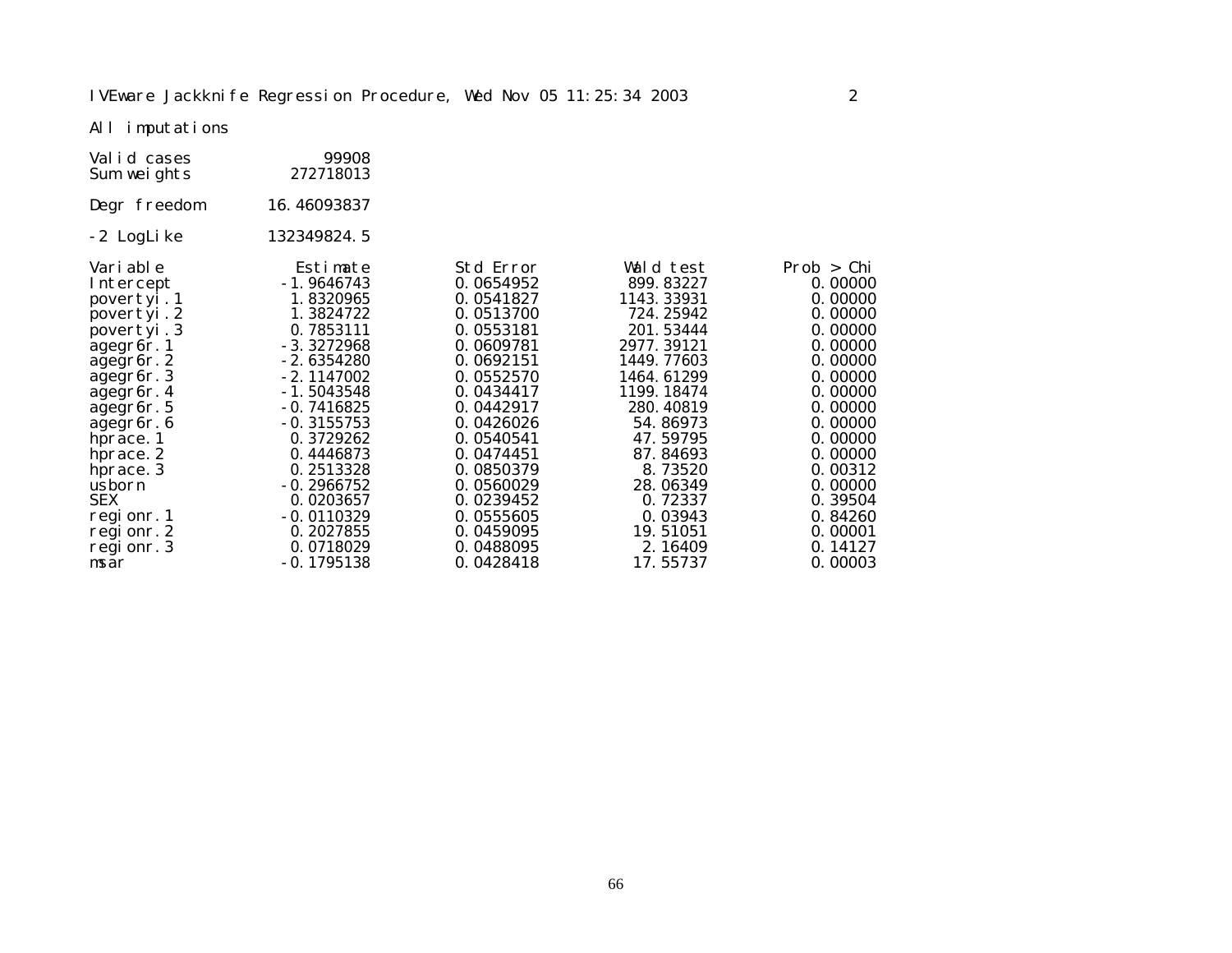IVEware Jackknife Regression Procedure, Wed Nov 05 11:25:34 2003

All imputations

| | |
|---|---|
| Valid cases | 99908 |
| Sum weights | 272718013 |
| Degr freedom | 16.46093837 |
| -2 LogLike | 132349824.5 |

| Variable | Estimate | Std Error | Wald test | Prob > Chi |
|---|---|---|---|---|
| Intercept | -1.9646743 | 0.0654952 | 899.83227 | 0.00000 |
| povertyi.1 | 1.8320965 | 0.0541827 | 1143.33931 | 0.00000 |
| povertyi.2 | 1.3824722 | 0.0513700 | 724.25942 | 0.00000 |
| povertyi.3 | 0.7853111 | 0.0553181 | 201.53444 | 0.00000 |
| agegr6r.1 | -3.3272968 | 0.0609781 | 2977.39121 | 0.00000 |
| agegr6r.2 | -2.6354280 | 0.0692151 | 1449.77603 | 0.00000 |
| agegr6r.3 | -2.1147002 | 0.0552570 | 1464.61299 | 0.00000 |
| agegr6r.4 | -1.5043548 | 0.0434417 | 1199.18474 | 0.00000 |
| agegr6r.5 | -0.7416825 | 0.0442917 | 280.40819 | 0.00000 |
| agegr6r.6 | -0.3155753 | 0.0426026 | 54.86973 | 0.00000 |
| hprace.1 | 0.3729262 | 0.0540541 | 47.59795 | 0.00000 |
| hprace.2 | 0.4446873 | 0.0474451 | 87.84693 | 0.00000 |
| hprace.3 | 0.2513328 | 0.0850379 | 8.73520 | 0.00312 |
| usborn | -0.2966752 | 0.0560029 | 28.06349 | 0.00000 |
| SEX | 0.0203657 | 0.0239452 | 0.72337 | 0.39504 |
| regionr.1 | -0.0110329 | 0.0555605 | 0.03943 | 0.84260 |
| regionr.2 | 0.2027855 | 0.0459095 | 19.51051 | 0.00001 |
| regionr.3 | 0.0718029 | 0.0488095 | 2.16409 | 0.14127 |
| msar | -0.1795138 | 0.0428418 | 17.55737 | 0.00003 |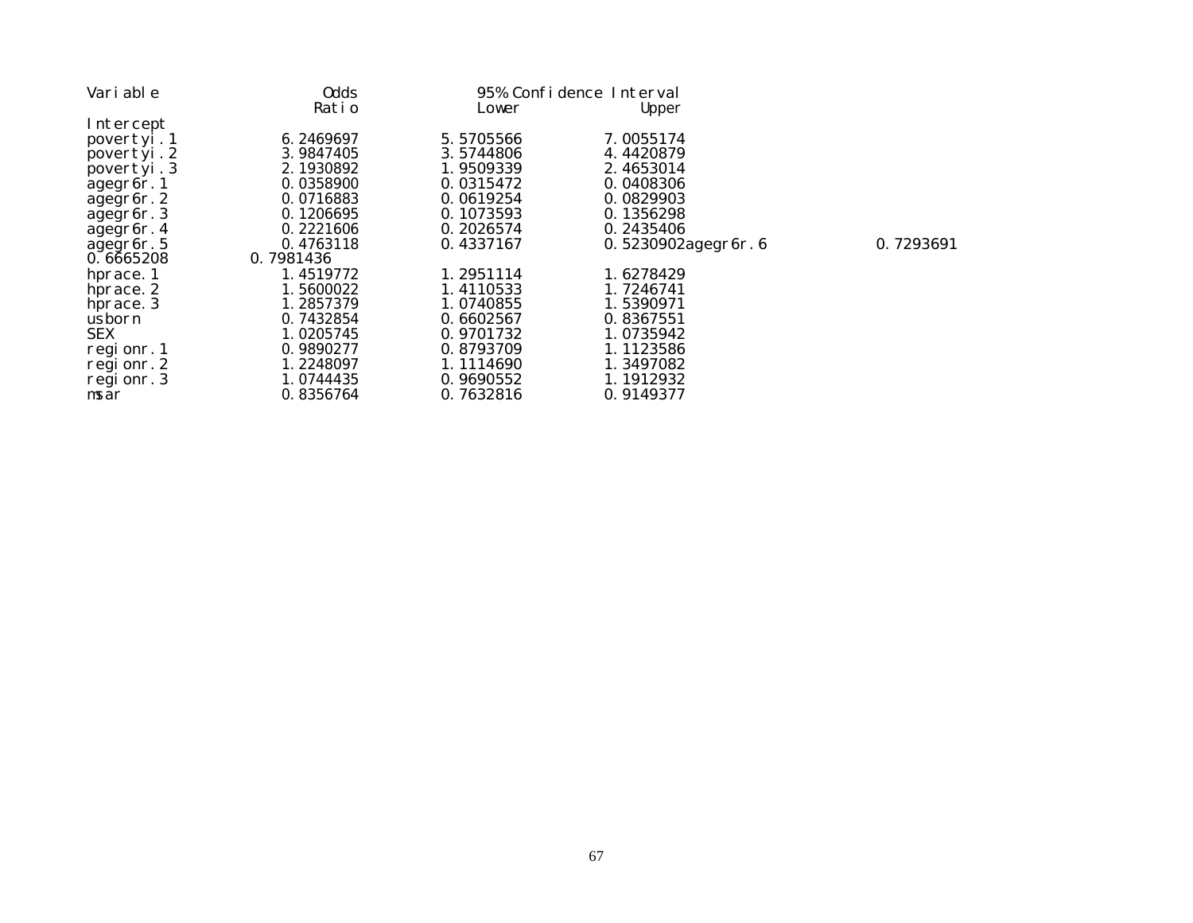| Variable | Odds Ratio | 95% Confidence Interval | |
|---|---|---|---|
| | | Lower | Upper |
| Intercept | | | |
| povertyi.1 | 6.2469697 | 5.5705566 | 7.0055174 |
| povertyi.2 | 3.9847405 | 3.5744806 | 4.4420879 |
| povertyi.3 | 2.1930892 | 1.9509339 | 2.4653014 |
| agegr6r.1 | 0.0358900 | 0.0315472 | 0.0408306 |
| agegr6r.2 | 0.0716883 | 0.0619254 | 0.0829903 |
| agegr6r.3 | 0.1206695 | 0.1073593 | 0.1356298 |
| agegr6r.4 | 0.2221606 | 0.2026574 | 0.2435406 |
| agegr6r.5 | 0.4763118 | 0.4337167 | 0.5230902 |
| agegr6r.6 | 0.7293691 | 0.6665208 | 0.7981436 |
| hprace.1 | 1.4519772 | 1.2951114 | 1.6278429 |
| hprace.2 | 1.5600022 | 1.4110533 | 1.7246741 |
| hprace.3 | 1.2857379 | 1.0740855 | 1.5390971 |
| usborn | 0.7432854 | 0.6602567 | 0.8367551 |
| SEX | 1.0205745 | 0.9701732 | 1.0735942 |
| regionr.1 | 0.9890277 | 0.8793709 | 1.1123586 |
| regionr.2 | 1.2248097 | 1.1114690 | 1.3497082 |
| regionr.3 | 1.0744435 | 0.9690552 | 1.1912932 |
| msar | 0.8356764 | 0.7632816 | 0.9149377 |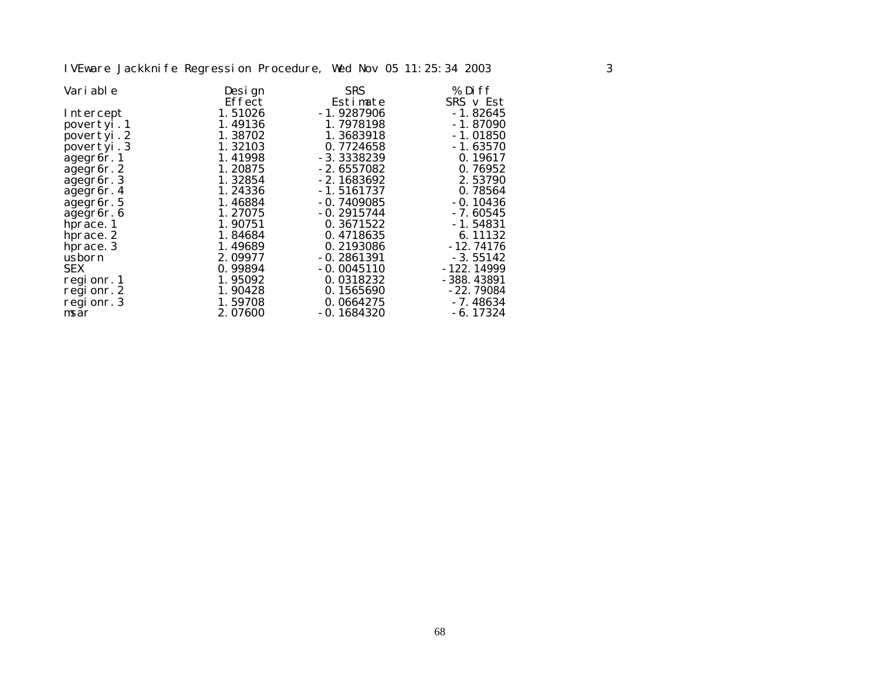IVEware Jackknife Regression Procedure, Wed Nov 05 11:25:34 2003

| Variable | Design Effect | SRS Estimate | % Diff SRS v Est |
|---|---|---|---|
| Intercept | 1.51026 | -1.9287906 | -1.82645 |
| povertyi.1 | 1.49136 | 1.7978198 | -1.87090 |
| povertyi.2 | 1.38702 | 1.3683918 | -1.01850 |
| povertyi.3 | 1.32103 | 0.7724658 | -1.63570 |
| agegr6r.1 | 1.41998 | -3.3338239 | 0.19617 |
| agegr6r.2 | 1.20875 | -2.6557082 | 0.76952 |
| agegr6r.3 | 1.32854 | -2.1683692 | 2.53790 |
| agegr6r.4 | 1.24336 | -1.5161737 | 0.78564 |
| agegr6r.5 | 1.46884 | -0.7409085 | -0.10436 |
| agegr6r.6 | 1.27075 | -0.2915744 | -7.60545 |
| hprace.1 | 1.90751 | 0.3671522 | -1.54831 |
| hprace.2 | 1.84684 | 0.4718635 | 6.11132 |
| hprace.3 | 1.49689 | 0.2193086 | -12.74176 |
| usborn | 2.09977 | -0.2861391 | -3.55142 |
| SEX | 0.99894 | -0.0045110 | -122.14999 |
| regionr.1 | 1.95092 | 0.0318232 | -388.43891 |
| regionr.2 | 1.90428 | 0.1565690 | -22.79084 |
| regionr.3 | 1.59708 | 0.0664275 | -7.48634 |
| msar | 2.07600 | -0.1684320 | -6.17324 |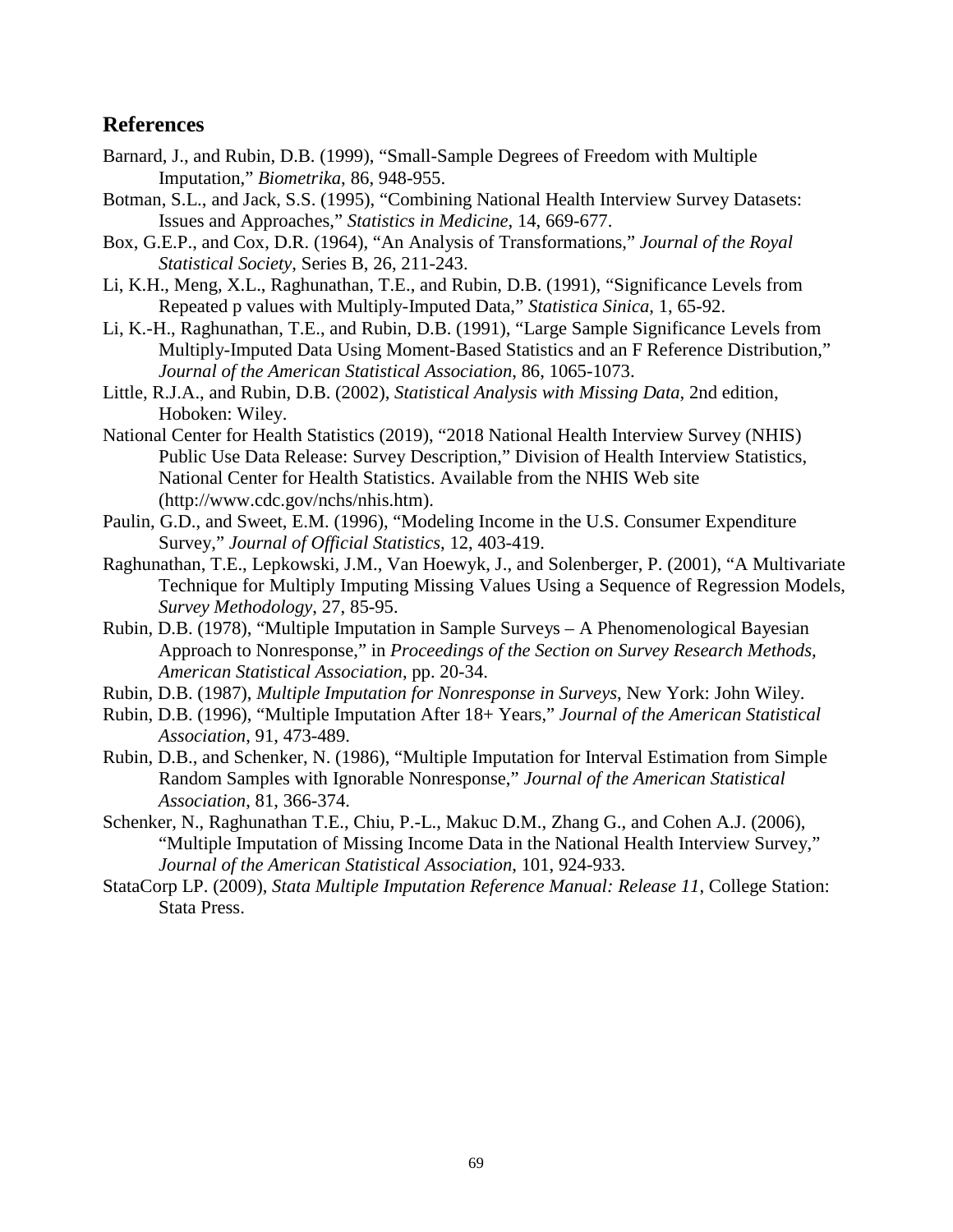## References

Barnard, J., and Rubin, D.B. (1999), "Small-Sample Degrees of Freedom with Multiple Imputation," *Biometrika*, 86, 948-955.

Botman, S.L., and Jack, S.S. (1995), "Combining National Health Interview Survey Datasets: Issues and Approaches," *Statistics in Medicine*, 14, 669-677.

Box, G.E.P., and Cox, D.R. (1964), "An Analysis of Transformations," *Journal of the Royal Statistical Society*, Series B, 26, 211-243.

Li, K.H., Meng, X.L., Raghunathan, T.E., and Rubin, D.B. (1991), "Significance Levels from Repeated p values with Multiply-Imputed Data," *Statistica Sinica*, 1, 65-92.

Li, K.-H., Raghunathan, T.E., and Rubin, D.B. (1991), "Large Sample Significance Levels from Multiply-Imputed Data Using Moment-Based Statistics and an F Reference Distribution," *Journal of the American Statistical Association*, 86, 1065-1073.

Little, R.J.A., and Rubin, D.B. (2002), *Statistical Analysis with Missing Data*, 2nd edition, Hoboken: Wiley.

National Center for Health Statistics (2019), "2018 National Health Interview Survey (NHIS) Public Use Data Release: Survey Description," Division of Health Interview Statistics, National Center for Health Statistics. Available from the NHIS Web site (http://www.cdc.gov/nchs/nhis.htm).

Paulin, G.D., and Sweet, E.M. (1996), "Modeling Income in the U.S. Consumer Expenditure Survey," *Journal of Official Statistics*, 12, 403-419.

Raghunathan, T.E., Lepkowski, J.M., Van Hoewyk, J., and Solenberger, P. (2001), "A Multivariate Technique for Multiply Imputing Missing Values Using a Sequence of Regression Models, *Survey Methodology*, 27, 85-95.

Rubin, D.B. (1978), "Multiple Imputation in Sample Surveys – A Phenomenological Bayesian Approach to Nonresponse," in *Proceedings of the Section on Survey Research Methods, American Statistical Association*, pp. 20-34.

Rubin, D.B. (1987), *Multiple Imputation for Nonresponse in Surveys*, New York: John Wiley.

Rubin, D.B. (1996), "Multiple Imputation After 18+ Years," *Journal of the American Statistical Association*, 91, 473-489.

Rubin, D.B., and Schenker, N. (1986), "Multiple Imputation for Interval Estimation from Simple Random Samples with Ignorable Nonresponse," *Journal of the American Statistical Association*, 81, 366-374.

Schenker, N., Raghunathan T.E., Chiu, P.-L., Makuc D.M., Zhang G., and Cohen A.J. (2006), "Multiple Imputation of Missing Income Data in the National Health Interview Survey," *Journal of the American Statistical Association*, 101, 924-933.

StataCorp LP. (2009), *Stata Multiple Imputation Reference Manual: Release 11*, College Station: Stata Press.